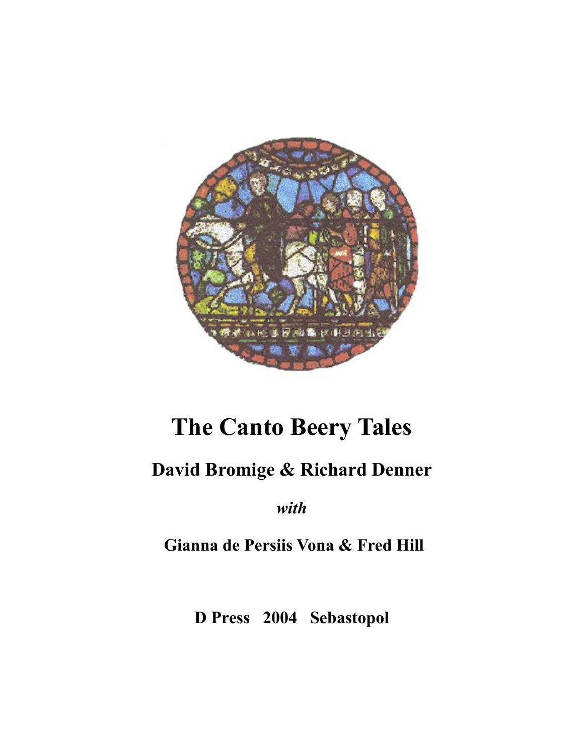# The Canto Beery Tales

## David Bromige & Richard Denner

*with*

**Gianna de Persiis Vona & Fred Hill**

**D Press 2004 Sebastopol**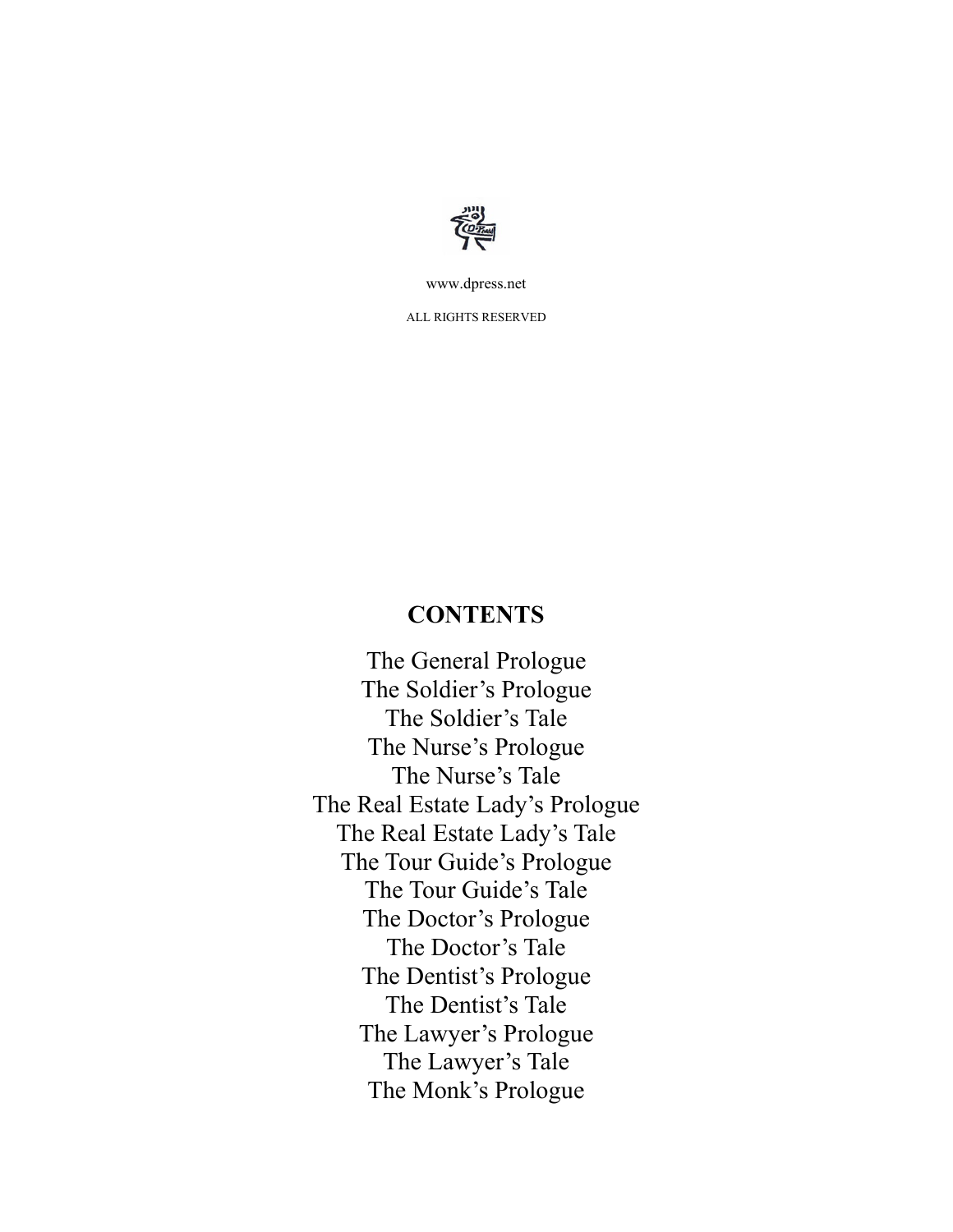www.dpress.net

ALL RIGHTS RESERVED

## CONTENTS

The General Prologue
The Soldier's Prologue
The Soldier's Tale
The Nurse's Prologue
The Nurse's Tale
The Real Estate Lady's Prologue
The Real Estate Lady's Tale
The Tour Guide's Prologue
The Tour Guide's Tale
The Doctor's Prologue
The Doctor's Tale
The Dentist's Prologue
The Dentist's Tale
The Lawyer's Prologue
The Lawyer's Tale
The Monk's Prologue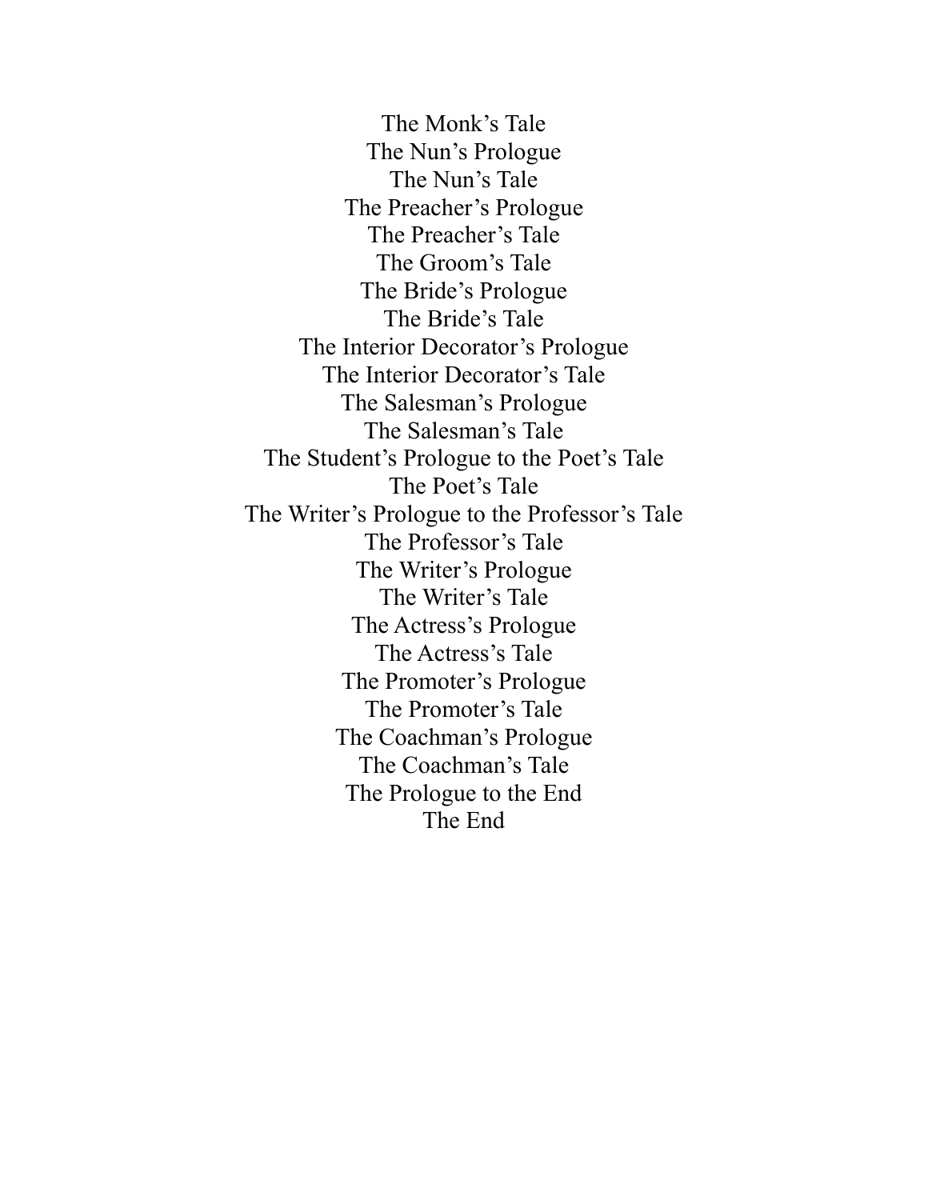The Monk’s Tale
The Nun’s Prologue
The Nun’s Tale
The Preacher’s Prologue
The Preacher’s Tale
The Groom’s Tale
The Bride’s Prologue
The Bride’s Tale
The Interior Decorator’s Prologue
The Interior Decorator’s Tale
The Salesman’s Prologue
The Salesman’s Tale
The Student’s Prologue to the Poet’s Tale
The Poet’s Tale
The Writer’s Prologue to the Professor’s Tale
The Professor’s Tale
The Writer’s Prologue
The Writer’s Tale
The Actress’s Prologue
The Actress’s Tale
The Promoter’s Prologue
The Promoter’s Tale
The Coachman’s Prologue
The Coachman’s Tale
The Prologue to the End
The End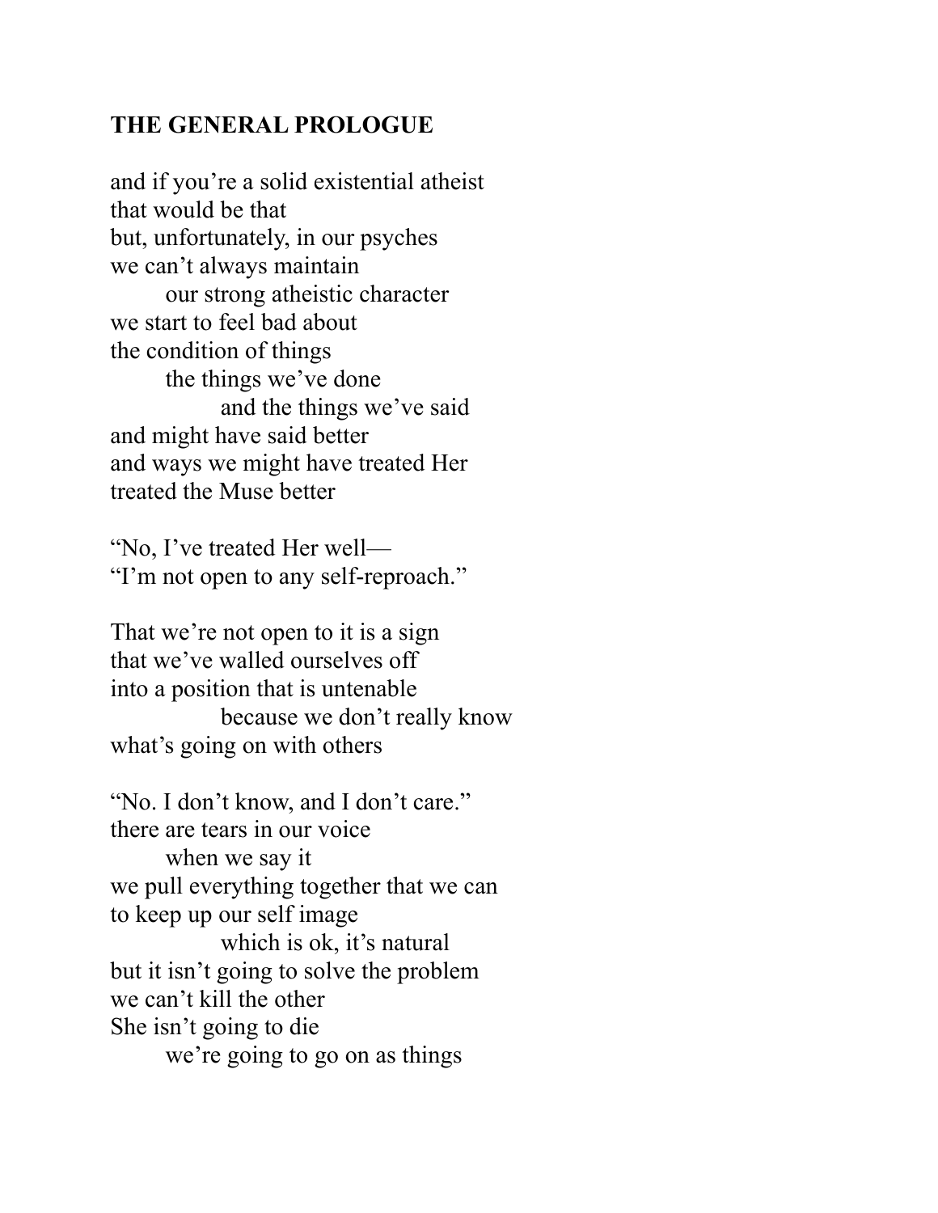**THE GENERAL PROLOGUE**

and if you're a solid existential atheist
that would be that
but, unfortunately, in our psyches
we can't always maintain
        our strong atheistic character
we start to feel bad about
the condition of things
        the things we've done
                and the things we've said
and might have said better
and ways we might have treated Her
treated the Muse better

"No, I've treated Her well—
"I'm not open to any self-reproach."

That we're not open to it is a sign
that we've walled ourselves off
into a position that is untenable
                because we don't really know
what's going on with others

"No. I don't know, and I don't care."
there are tears in our voice
        when we say it
we pull everything together that we can
to keep up our self image
                which is ok, it's natural
but it isn't going to solve the problem
we can't kill the other
She isn't going to die
        we're going to go on as things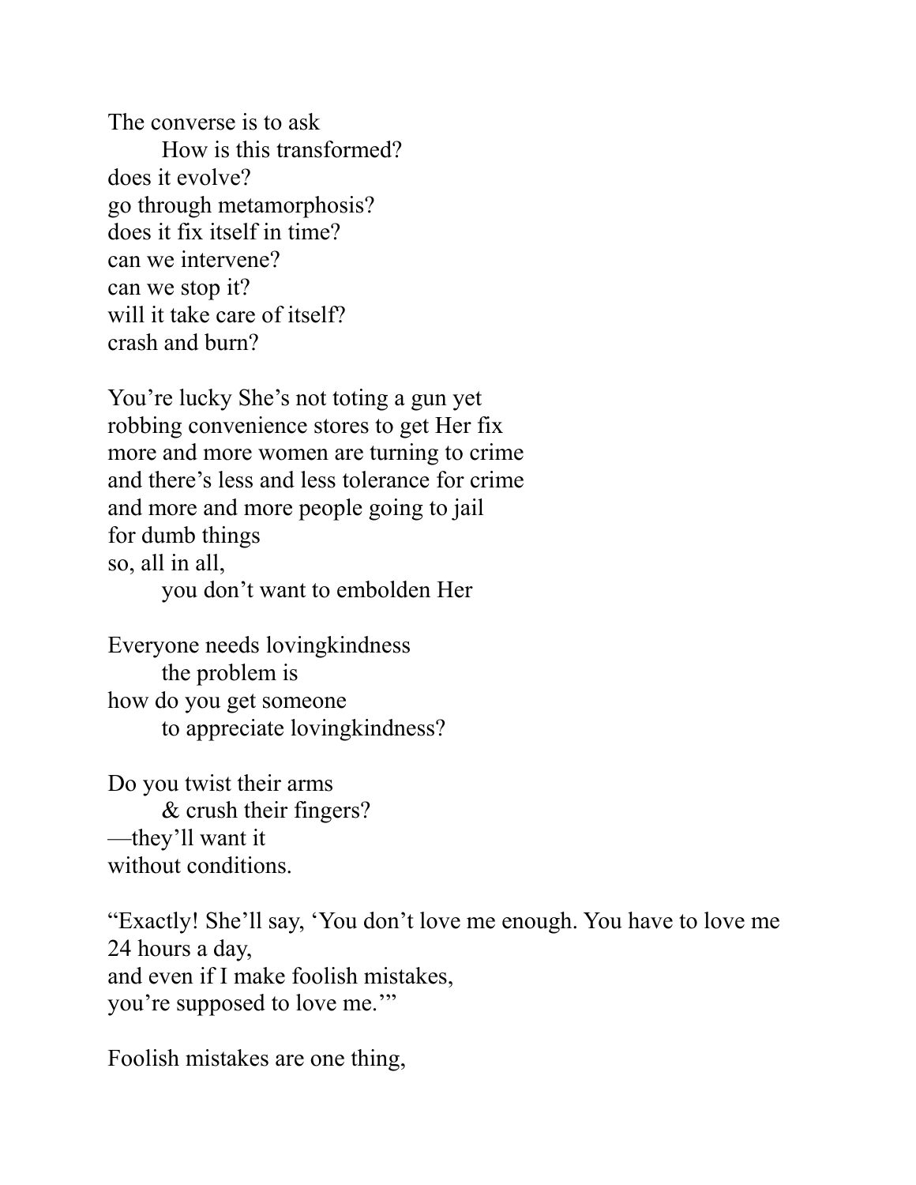The converse is to ask
        How is this transformed?
does it evolve?
go through metamorphosis?
does it fix itself in time?
can we intervene?
can we stop it?
will it take care of itself?
crash and burn?

You're lucky She's not toting a gun yet
robbing convenience stores to get Her fix
more and more women are turning to crime
and there's less and less tolerance for crime
and more and more people going to jail
for dumb things
so, all in all,
        you don't want to embolden Her

Everyone needs lovingkindness
        the problem is
how do you get someone
        to appreciate lovingkindness?

Do you twist their arms
        & crush their fingers?
—they'll want it
without conditions.

"Exactly! She'll say, 'You don't love me enough. You have to love me
24 hours a day,
and even if I make foolish mistakes,
you're supposed to love me.'"

Foolish mistakes are one thing,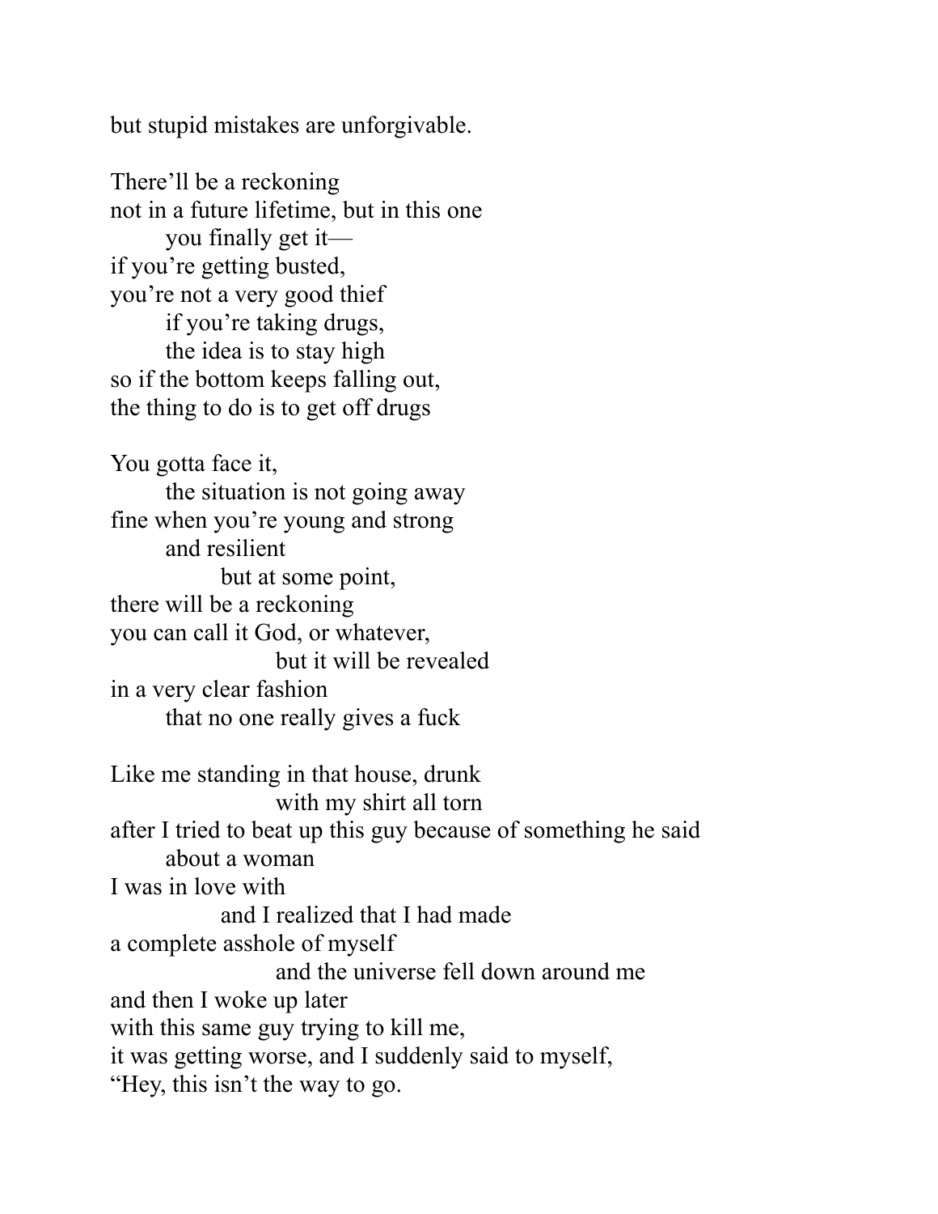but stupid mistakes are unforgivable.

There'll be a reckoning
not in a future lifetime, but in this one
        you finally get it—
if you're getting busted,
you're not a very good thief
        if you're taking drugs,
        the idea is to stay high
so if the bottom keeps falling out,
the thing to do is to get off drugs

You gotta face it,
        the situation is not going away
fine when you're young and strong
        and resilient
                but at some point,
there will be a reckoning
you can call it God, or whatever,
                        but it will be revealed
in a very clear fashion
        that no one really gives a fuck

Like me standing in that house, drunk
                        with my shirt all torn
after I tried to beat up this guy because of something he said
        about a woman
I was in love with
                and I realized that I had made
a complete asshole of myself
                        and the universe fell down around me
and then I woke up later
with this same guy trying to kill me,
it was getting worse, and I suddenly said to myself,
"Hey, this isn't the way to go.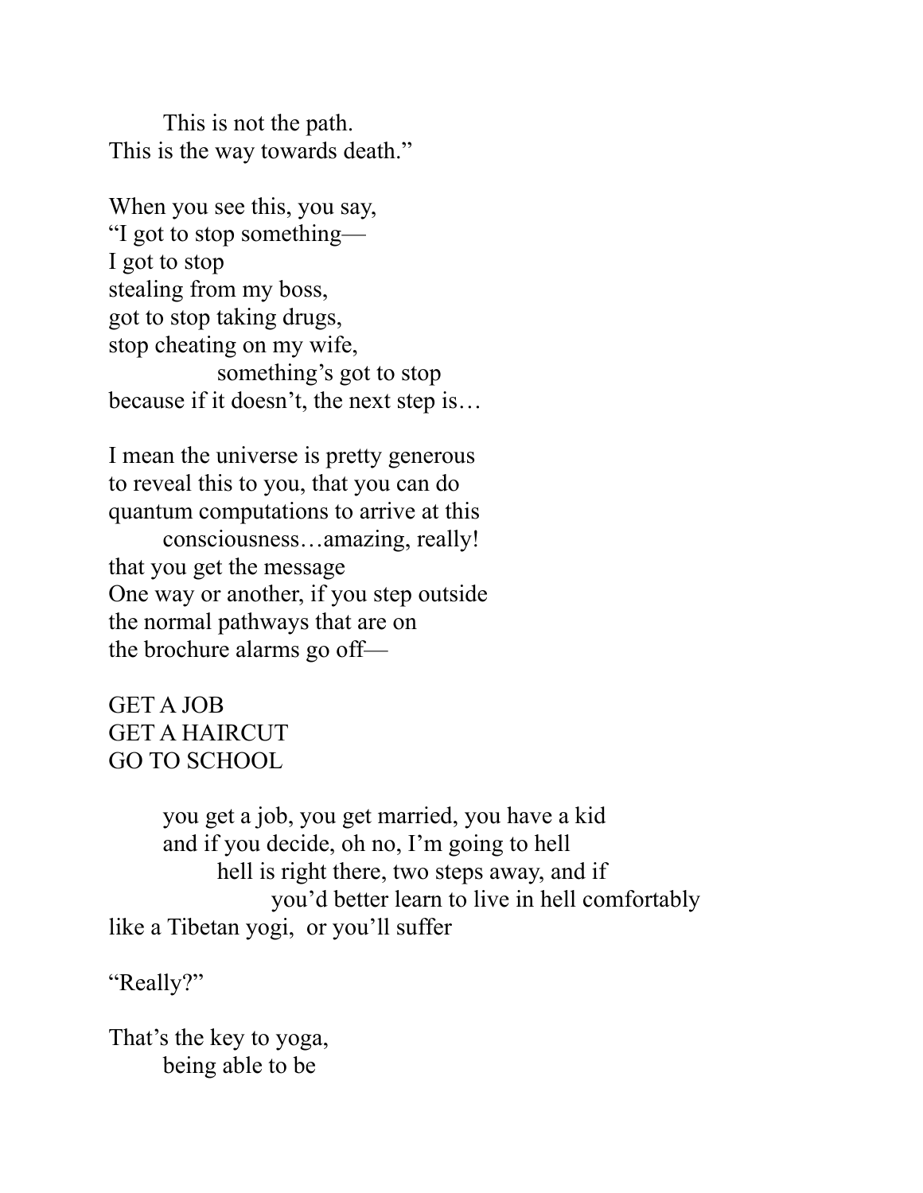This is not the path.
This is the way towards death."

When you see this, you say,
"I got to stop something—
I got to stop
stealing from my boss,
got to stop taking drugs,
stop cheating on my wife,
something's got to stop
because if it doesn't, the next step is…

I mean the universe is pretty generous
to reveal this to you, that you can do
quantum computations to arrive at this
consciousness…amazing, really!
that you get the message
One way or another, if you step outside
the normal pathways that are on
the brochure alarms go off—

GET A JOB
GET A HAIRCUT
GO TO SCHOOL

you get a job, you get married, you have a kid
and if you decide, oh no, I'm going to hell
hell is right there, two steps away, and if
you'd better learn to live in hell comfortably
like a Tibetan yogi, or you'll suffer

"Really?"

That's the key to yoga,
being able to be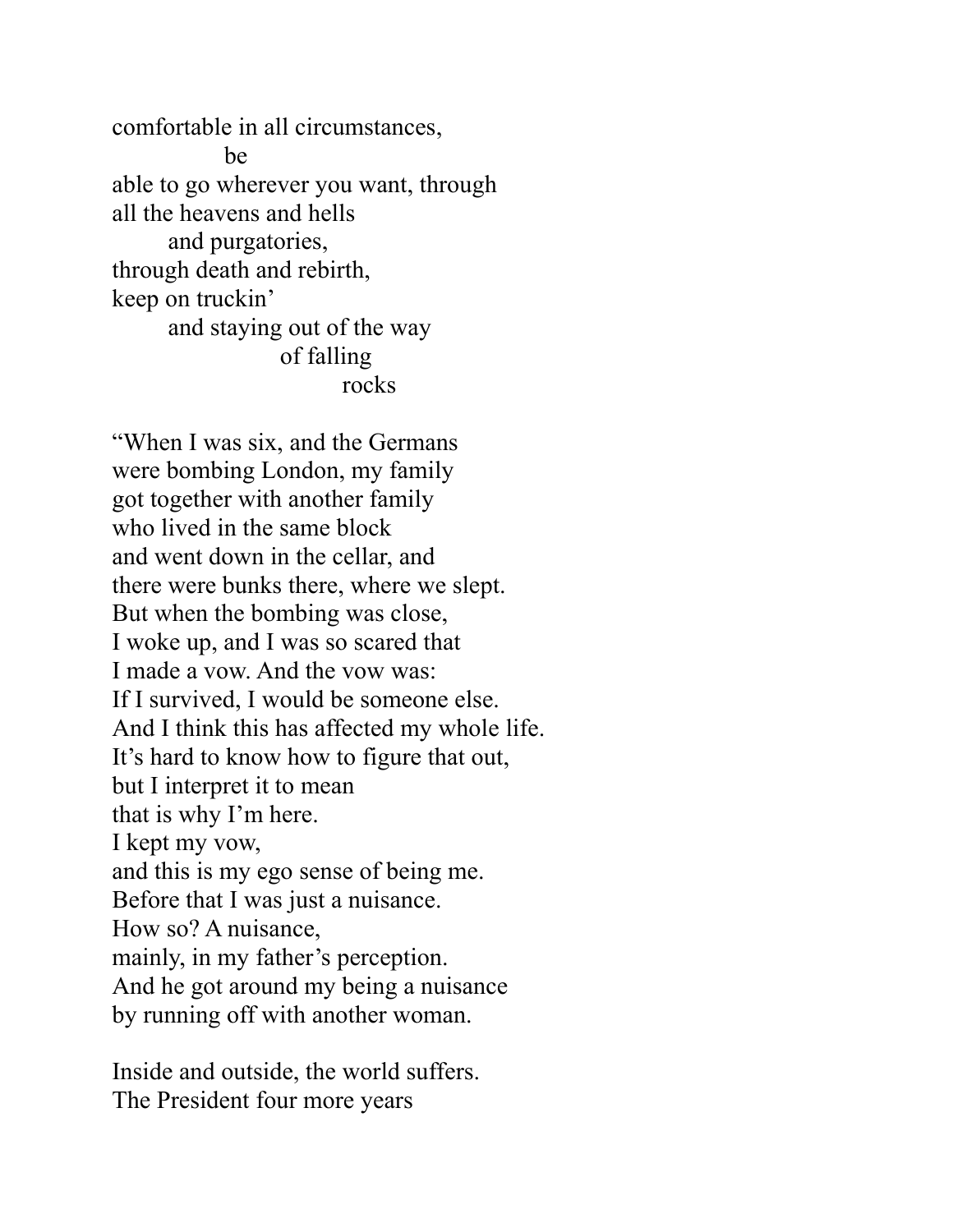comfortable in all circumstances,
&nbsp;&nbsp;&nbsp;&nbsp;&nbsp;&nbsp;&nbsp;&nbsp;&nbsp;&nbsp;&nbsp;&nbsp;&nbsp;&nbsp;&nbsp;&nbsp;be
able to go wherever you want, through
all the heavens and hells
&nbsp;&nbsp;&nbsp;&nbsp;&nbsp;&nbsp;&nbsp;&nbsp;and purgatories,
through death and rebirth,
keep on truckin'
&nbsp;&nbsp;&nbsp;&nbsp;&nbsp;&nbsp;&nbsp;&nbsp;and staying out of the way
&nbsp;&nbsp;&nbsp;&nbsp;&nbsp;&nbsp;&nbsp;&nbsp;&nbsp;&nbsp;&nbsp;&nbsp;&nbsp;&nbsp;&nbsp;&nbsp;&nbsp;&nbsp;&nbsp;&nbsp;&nbsp;&nbsp;&nbsp;&nbsp;of falling
&nbsp;&nbsp;&nbsp;&nbsp;&nbsp;&nbsp;&nbsp;&nbsp;&nbsp;&nbsp;&nbsp;&nbsp;&nbsp;&nbsp;&nbsp;&nbsp;&nbsp;&nbsp;&nbsp;&nbsp;&nbsp;&nbsp;&nbsp;&nbsp;&nbsp;&nbsp;&nbsp;&nbsp;&nbsp;&nbsp;&nbsp;&nbsp;rocks

"When I was six, and the Germans
were bombing London, my family
got together with another family
who lived in the same block
and went down in the cellar, and
there were bunks there, where we slept.
But when the bombing was close,
I woke up, and I was so scared that
I made a vow. And the vow was:
If I survived, I would be someone else.
And I think this has affected my whole life.
It's hard to know how to figure that out,
but I interpret it to mean
that is why I'm here.
I kept my vow,
and this is my ego sense of being me.
Before that I was just a nuisance.
How so? A nuisance,
mainly, in my father's perception.
And he got around my being a nuisance
by running off with another woman.

Inside and outside, the world suffers.
The President four more years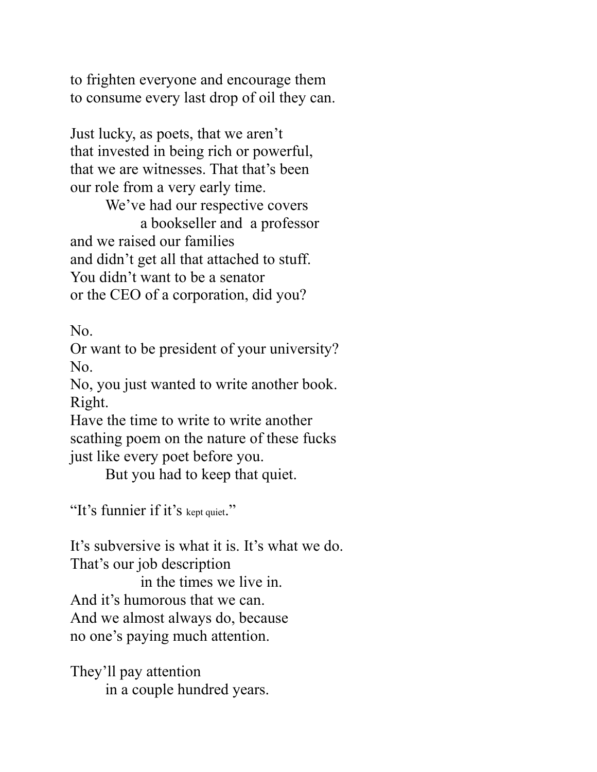to frighten everyone and encourage them
to consume every last drop of oil they can.

Just lucky, as poets, that we aren't
that invested in being rich or powerful,
that we are witnesses. That that's been
our role from a very early time.
&nbsp;&nbsp;&nbsp;&nbsp;&nbsp;&nbsp;&nbsp;&nbsp;We've had our respective covers
&nbsp;&nbsp;&nbsp;&nbsp;&nbsp;&nbsp;&nbsp;&nbsp;&nbsp;&nbsp;&nbsp;&nbsp;&nbsp;&nbsp;&nbsp;&nbsp;a bookseller and a professor
and we raised our families
and didn't get all that attached to stuff.
You didn't want to be a senator
or the CEO of a corporation, did you?

No.
Or want to be president of your university?
No.
No, you just wanted to write another book.
Right.
Have the time to write to write another
scathing poem on the nature of these fucks
just like every poet before you.
&nbsp;&nbsp;&nbsp;&nbsp;&nbsp;&nbsp;&nbsp;&nbsp;But you had to keep that quiet.

"It's funnier if it's <small>kept quiet</small>."

It's subversive is what it is. It's what we do.
That's our job description
&nbsp;&nbsp;&nbsp;&nbsp;&nbsp;&nbsp;&nbsp;&nbsp;&nbsp;&nbsp;&nbsp;&nbsp;&nbsp;&nbsp;&nbsp;&nbsp;in the times we live in.
And it's humorous that we can.
And we almost always do, because
no one's paying much attention.

They'll pay attention
&nbsp;&nbsp;&nbsp;&nbsp;&nbsp;&nbsp;&nbsp;&nbsp;in a couple hundred years.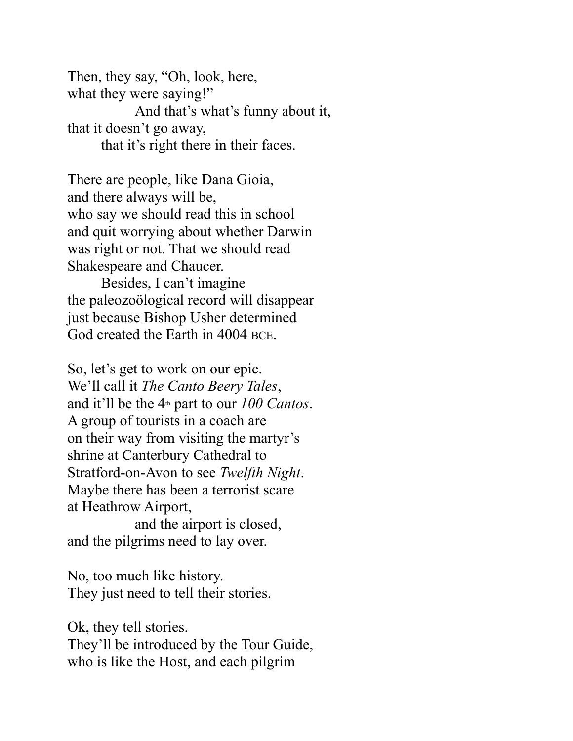Then, they say, "Oh, look, here,
what they were saying!"
                And that's what's funny about it,
that it doesn't go away,
        that it's right there in their faces.

There are people, like Dana Gioia,
and there always will be,
who say we should read this in school
and quit worrying about whether Darwin
was right or not. That we should read
Shakespeare and Chaucer.
        Besides, I can't imagine
the paleozoölogical record will disappear
just because Bishop Usher determined
God created the Earth in 4004 BCE.

So, let's get to work on our epic.
We'll call it *The Canto Beery Tales*,
and it'll be the 4th part to our *100 Cantos*.
A group of tourists in a coach are
on their way from visiting the martyr's
shrine at Canterbury Cathedral to
Stratford-on-Avon to see *Twelfth Night*.
Maybe there has been a terrorist scare
at Heathrow Airport,
                and the airport is closed,
and the pilgrims need to lay over.

No, too much like history.
They just need to tell their stories.

Ok, they tell stories.
They'll be introduced by the Tour Guide,
who is like the Host, and each pilgrim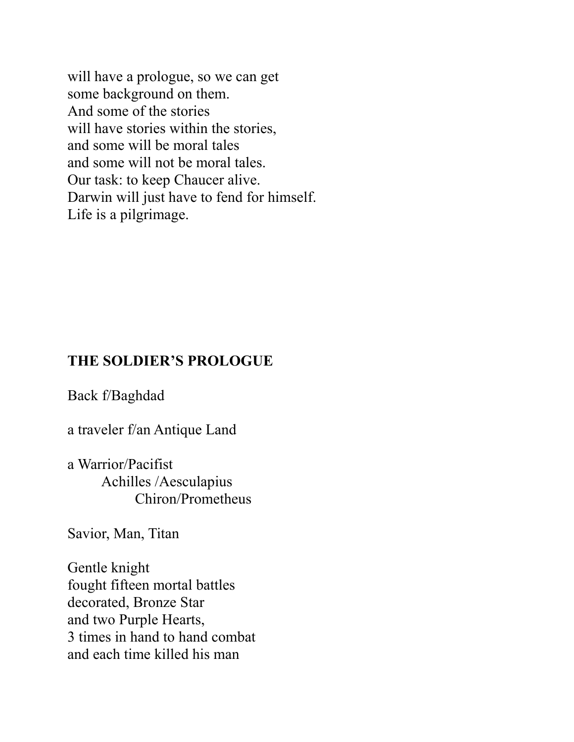will have a prologue, so we can get
some background on them.
And some of the stories
will have stories within the stories,
and some will be moral tales
and some will not be moral tales.
Our task: to keep Chaucer alive.
Darwin will just have to fend for himself.
Life is a pilgrimage.

## THE SOLDIER'S PROLOGUE

Back f/Baghdad

a traveler f/an Antique Land

a Warrior/Pacifist
        Achilles /Aesculapius
                Chiron/Prometheus

Savior, Man, Titan

Gentle knight
fought fifteen mortal battles
decorated, Bronze Star
and two Purple Hearts,
3 times in hand to hand combat
and each time killed his man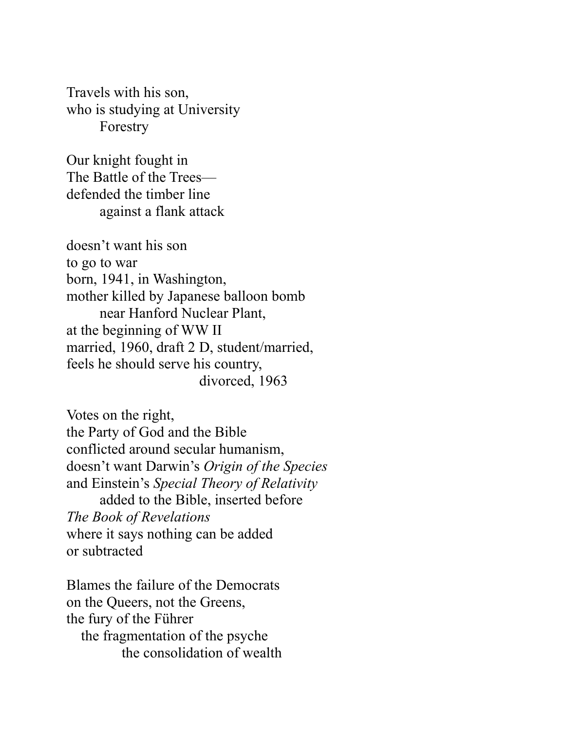Travels with his son,  
who is studying at University  
&nbsp;&nbsp;&nbsp;&nbsp;&nbsp;&nbsp;&nbsp;&nbsp;Forestry

Our knight fought in  
The Battle of the Trees—  
defended the timber line  
&nbsp;&nbsp;&nbsp;&nbsp;&nbsp;&nbsp;&nbsp;&nbsp;against a flank attack

doesn't want his son  
to go to war  
born, 1941, in Washington,  
mother killed by Japanese balloon bomb  
&nbsp;&nbsp;&nbsp;&nbsp;&nbsp;&nbsp;&nbsp;&nbsp;near Hanford Nuclear Plant,  
at the beginning of WW II  
married, 1960, draft 2 D, student/married,  
feels he should serve his country,  
&nbsp;&nbsp;&nbsp;&nbsp;&nbsp;&nbsp;&nbsp;&nbsp;&nbsp;&nbsp;&nbsp;&nbsp;&nbsp;&nbsp;&nbsp;&nbsp;&nbsp;&nbsp;&nbsp;&nbsp;&nbsp;&nbsp;&nbsp;&nbsp;&nbsp;&nbsp;&nbsp;&nbsp;&nbsp;&nbsp;&nbsp;&nbsp;&nbsp;&nbsp;&nbsp;&nbsp;divorced, 1963

Votes on the right,  
the Party of God and the Bible  
conflicted around secular humanism,  
doesn't want Darwin's *Origin of the Species*  
and Einstein's *Special Theory of Relativity*  
&nbsp;&nbsp;&nbsp;&nbsp;&nbsp;&nbsp;&nbsp;&nbsp;added to the Bible, inserted before  
*The Book of Revelations*  
where it says nothing can be added  
or subtracted

Blames the failure of the Democrats  
on the Queers, not the Greens,  
the fury of the Führer  
&nbsp;&nbsp;&nbsp;&nbsp;the fragmentation of the psyche  
&nbsp;&nbsp;&nbsp;&nbsp;&nbsp;&nbsp;&nbsp;&nbsp;&nbsp;&nbsp;&nbsp;&nbsp;the consolidation of wealth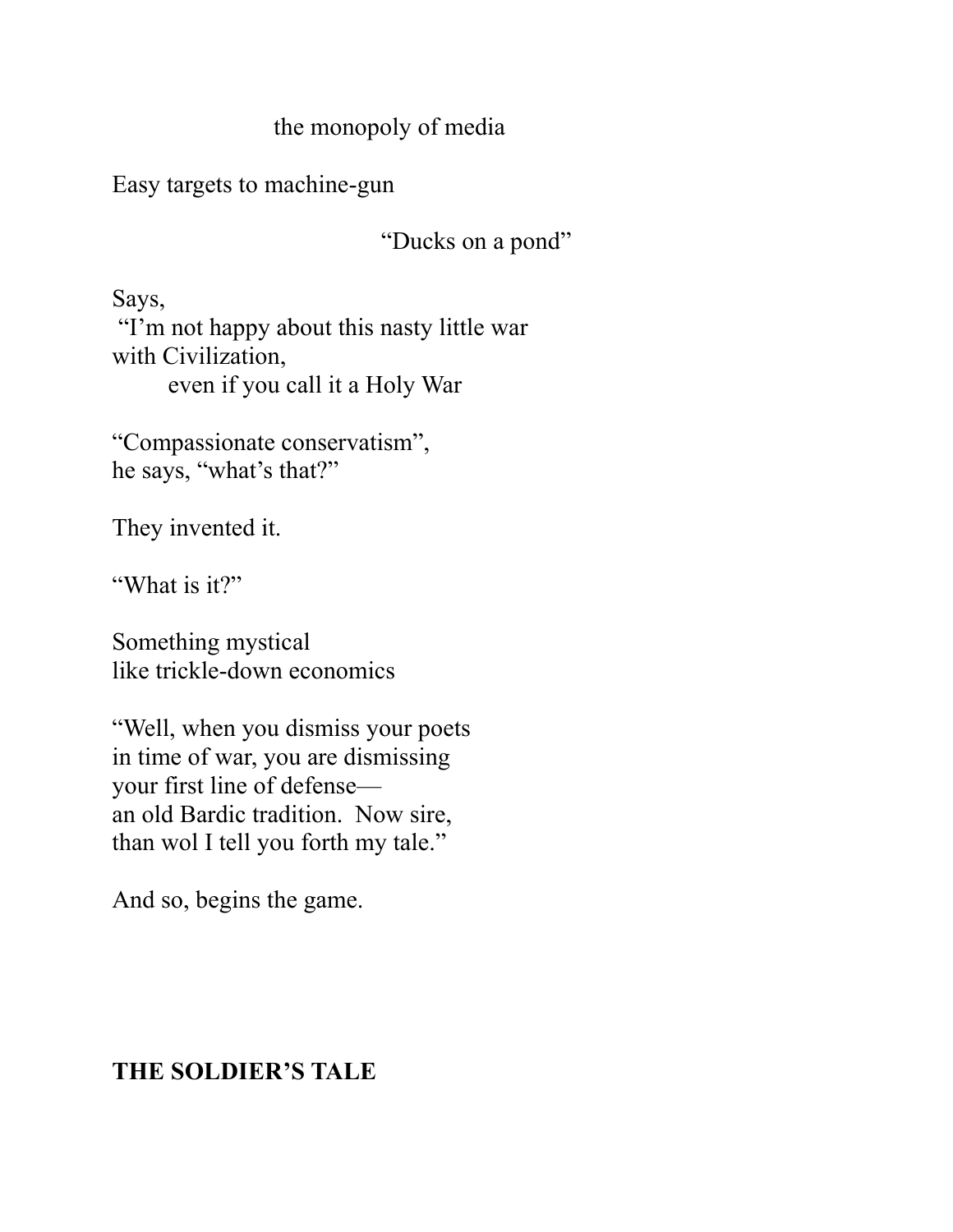the monopoly of media

Easy targets to machine-gun

"Ducks on a pond"

Says,
"I'm not happy about this nasty little war
with Civilization,
even if you call it a Holy War

"Compassionate conservatism",
he says, "what's that?"

They invented it.

"What is it?"

Something mystical
like trickle-down economics

"Well, when you dismiss your poets
in time of war, you are dismissing
your first line of defense—
an old Bardic tradition. Now sire,
than wol I tell you forth my tale."

And so, begins the game.

## THE SOLDIER'S TALE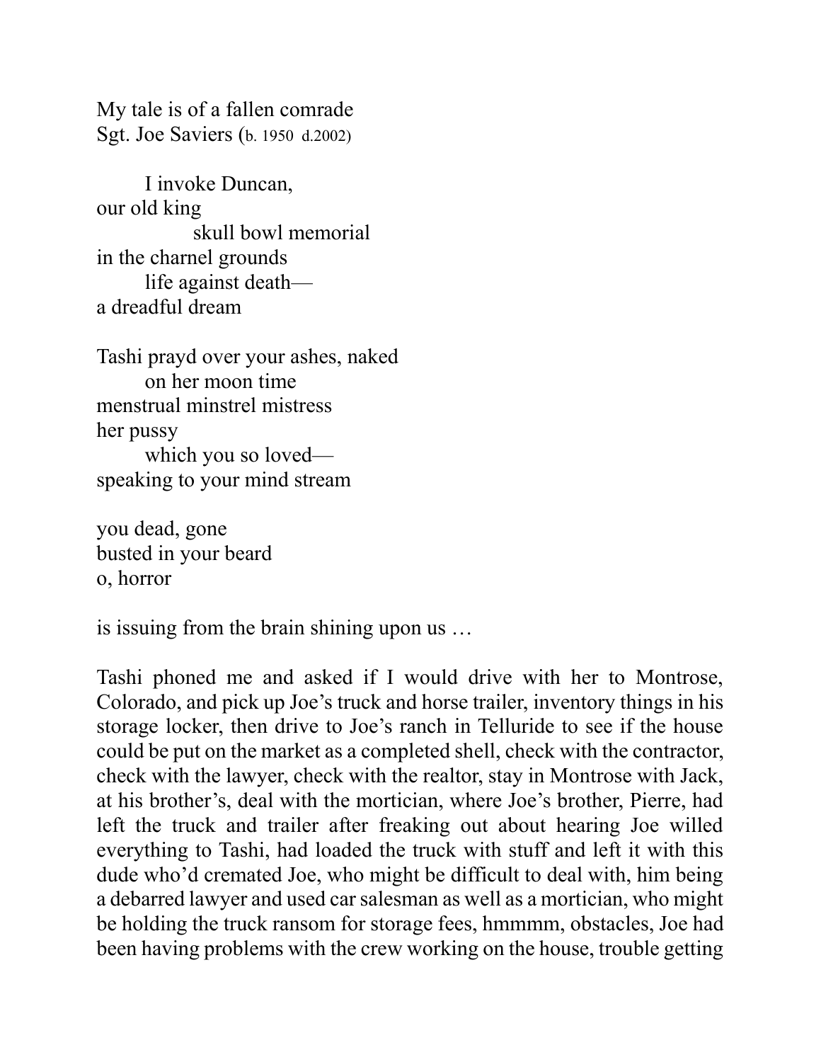My tale is of a fallen comrade
Sgt. Joe Saviers (b. 1950 d.2002)

  I invoke Duncan,
our old king
    skull bowl memorial
in the charnel grounds
  life against death—
a dreadful dream

Tashi prayd over your ashes, naked
  on her moon time
menstrual minstrel mistress
her pussy
  which you so loved—
speaking to your mind stream

you dead, gone
busted in your beard
o, horror

is issuing from the brain shining upon us …

Tashi phoned me and asked if I would drive with her to Montrose, Colorado, and pick up Joe's truck and horse trailer, inventory things in his storage locker, then drive to Joe's ranch in Telluride to see if the house could be put on the market as a completed shell, check with the contractor, check with the lawyer, check with the realtor, stay in Montrose with Jack, at his brother's, deal with the mortician, where Joe's brother, Pierre, had left the truck and trailer after freaking out about hearing Joe willed everything to Tashi, had loaded the truck with stuff and left it with this dude who'd cremated Joe, who might be difficult to deal with, him being a debarred lawyer and used car salesman as well as a mortician, who might be holding the truck ransom for storage fees, hmmmm, obstacles, Joe had been having problems with the crew working on the house, trouble getting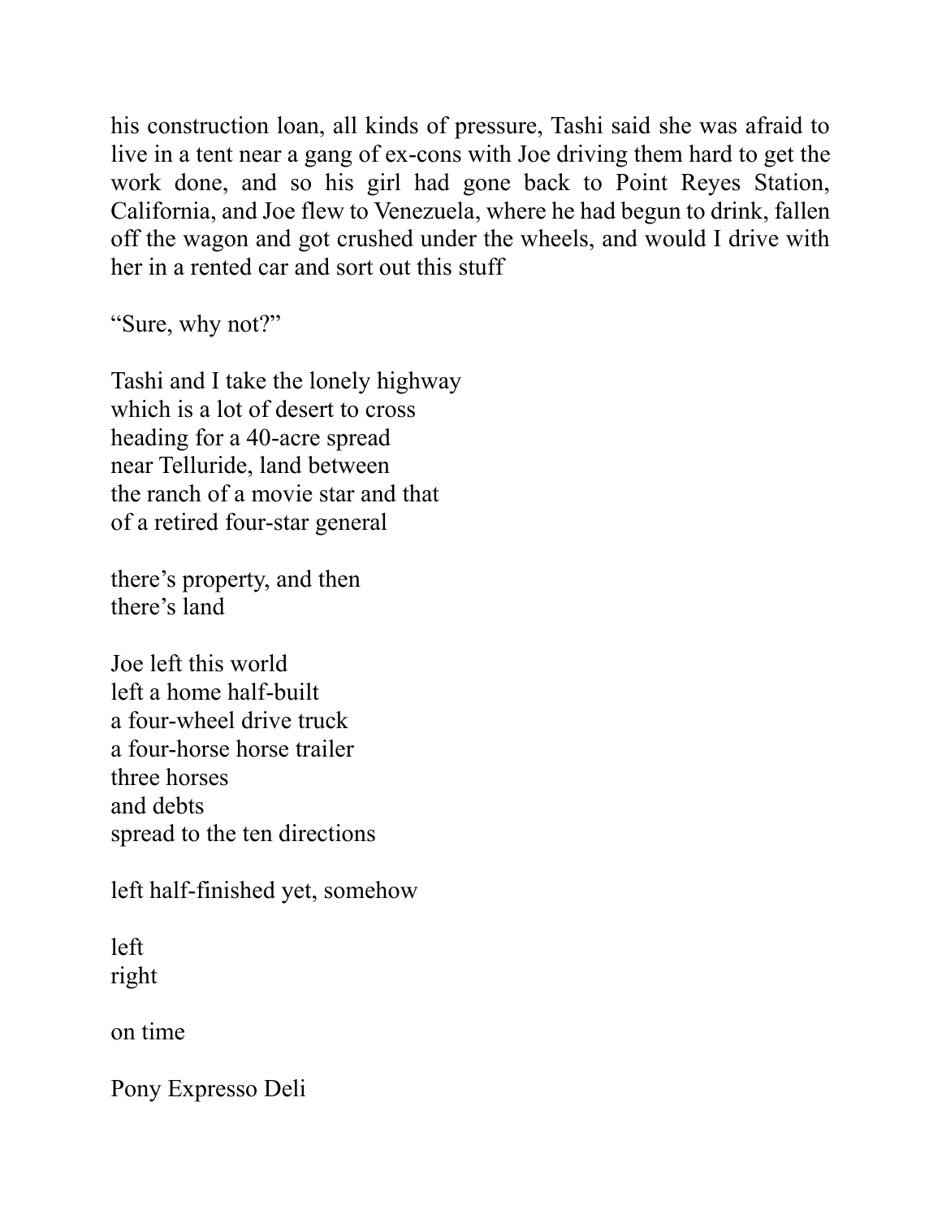his construction loan, all kinds of pressure, Tashi said she was afraid to live in a tent near a gang of ex-cons with Joe driving them hard to get the work done, and so his girl had gone back to Point Reyes Station, California, and Joe flew to Venezuela, where he had begun to drink, fallen off the wagon and got crushed under the wheels, and would I drive with her in a rented car and sort out this stuff

"Sure, why not?"

Tashi and I take the lonely highway  
which is a lot of desert to cross  
heading for a 40-acre spread  
near Telluride, land between  
the ranch of a movie star and that  
of a retired four-star general

there's property, and then  
there's land

Joe left this world  
left a home half-built  
a four-wheel drive truck  
a four-horse horse trailer  
three horses  
and debts  
spread to the ten directions

left half-finished yet, somehow

left  
right

on time

Pony Expresso Deli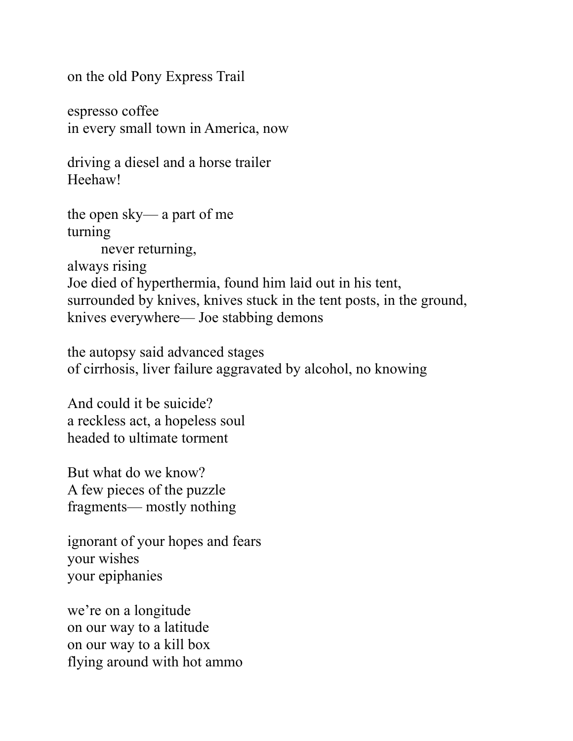on the old Pony Express Trail

espresso coffee  
in every small town in America, now

driving a diesel and a horse trailer  
Heehaw!

the open sky— a part of me  
turning  
&nbsp;&nbsp;&nbsp;&nbsp;&nbsp;&nbsp;&nbsp;&nbsp;never returning,  
always rising  
Joe died of hyperthermia, found him laid out in his tent,  
surrounded by knives, knives stuck in the tent posts, in the ground,  
knives everywhere— Joe stabbing demons

the autopsy said advanced stages  
of cirrhosis, liver failure aggravated by alcohol, no knowing

And could it be suicide?  
a reckless act, a hopeless soul  
headed to ultimate torment

But what do we know?  
A few pieces of the puzzle  
fragments— mostly nothing

ignorant of your hopes and fears  
your wishes  
your epiphanies

we're on a longitude  
on our way to a latitude  
on our way to a kill box  
flying around with hot ammo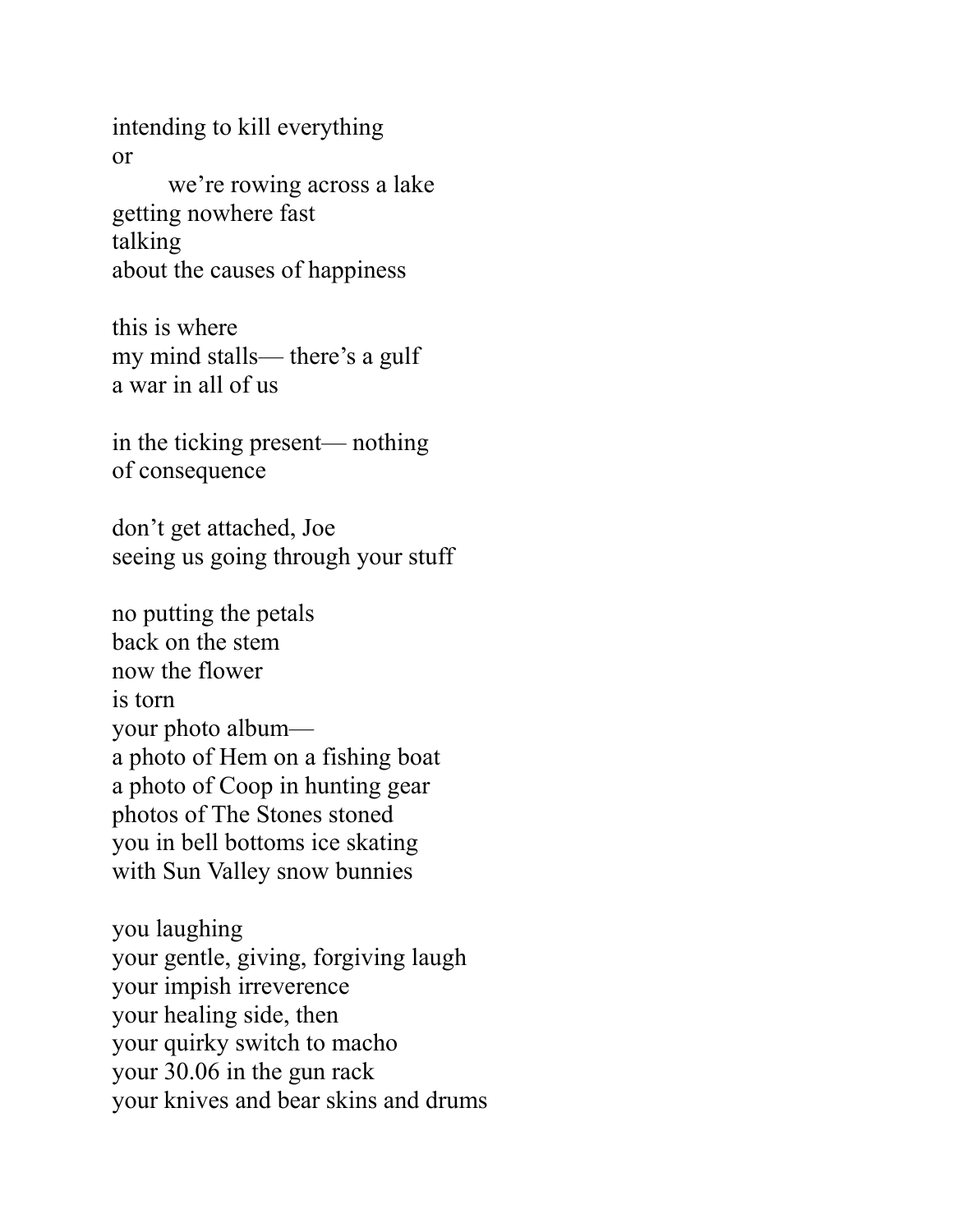intending to kill everything  
or  
        we're rowing across a lake  
getting nowhere fast  
talking  
about the causes of happiness

this is where  
my mind stalls— there's a gulf  
a war in all of us

in the ticking present— nothing  
of consequence

don't get attached, Joe  
seeing us going through your stuff

no putting the petals  
back on the stem  
now the flower  
is torn  
your photo album—  
a photo of Hem on a fishing boat  
a photo of Coop in hunting gear  
photos of The Stones stoned  
you in bell bottoms ice skating  
with Sun Valley snow bunnies

you laughing  
your gentle, giving, forgiving laugh  
your impish irreverence  
your healing side, then  
your quirky switch to macho  
your 30.06 in the gun rack  
your knives and bear skins and drums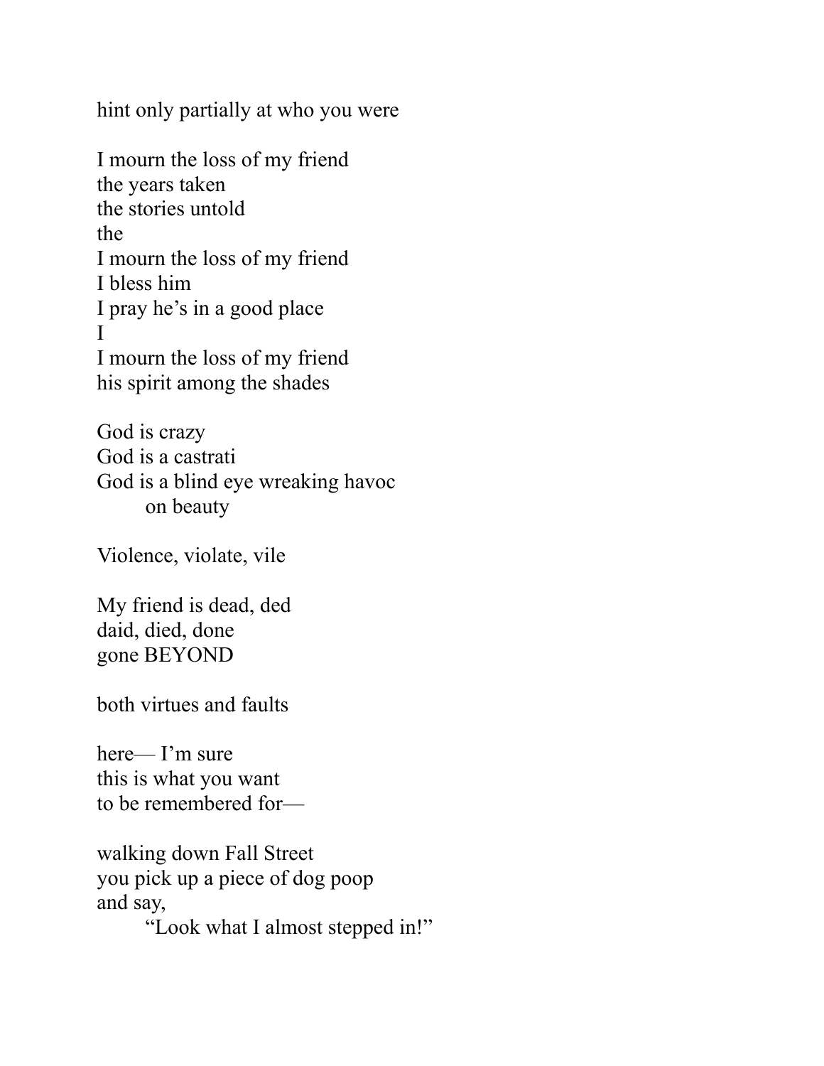hint only partially at who you were

I mourn the loss of my friend  
the years taken  
the stories untold  
the  
I mourn the loss of my friend  
I bless him  
I pray he's in a good place  
I  
I mourn the loss of my friend  
his spirit among the shades

God is crazy  
God is a castrati  
God is a blind eye wreaking havoc  
        on beauty

Violence, violate, vile

My friend is dead, ded  
daid, died, done  
gone BEYOND

both virtues and faults

here— I'm sure  
this is what you want  
to be remembered for—

walking down Fall Street  
you pick up a piece of dog poop  
and say,  
        "Look what I almost stepped in!"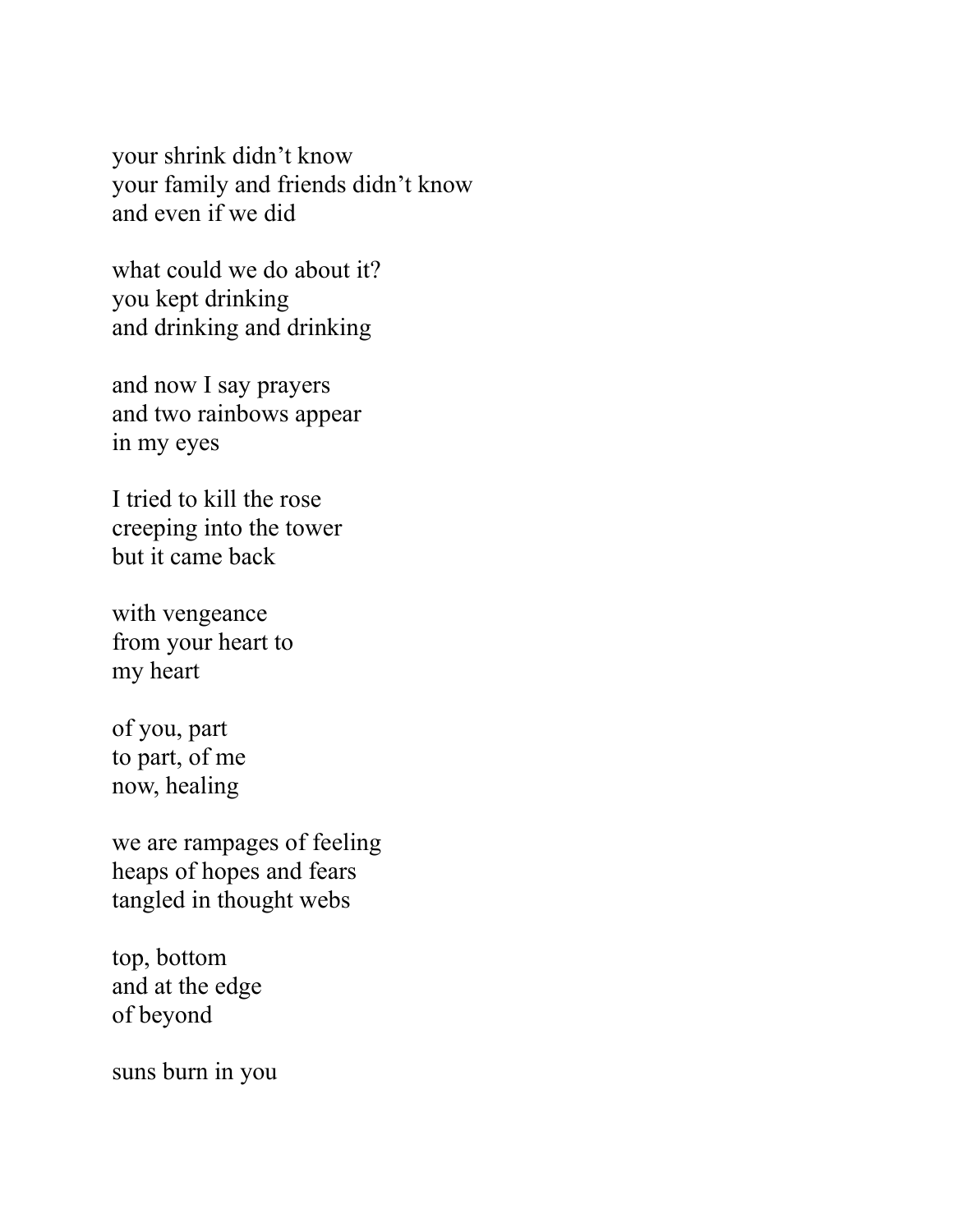your shrink didn't know
your family and friends didn't know
and even if we did

what could we do about it?
you kept drinking
and drinking and drinking

and now I say prayers
and two rainbows appear
in my eyes

I tried to kill the rose
creeping into the tower
but it came back

with vengeance
from your heart to
my heart

of you, part
to part, of me
now, healing

we are rampages of feeling
heaps of hopes and fears
tangled in thought webs

top, bottom
and at the edge
of beyond

suns burn in you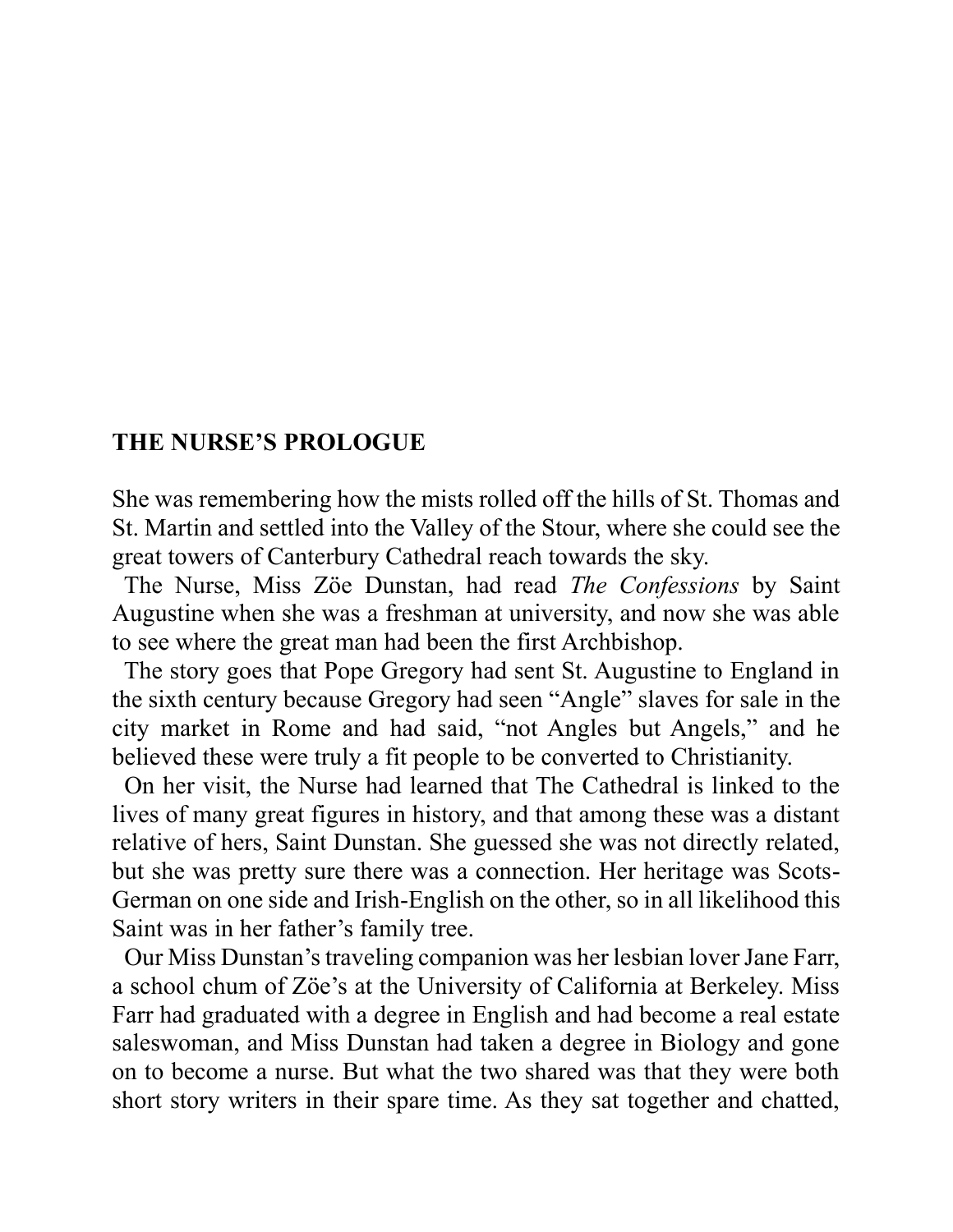## THE NURSE'S PROLOGUE

She was remembering how the mists rolled off the hills of St. Thomas and St. Martin and settled into the Valley of the Stour, where she could see the great towers of Canterbury Cathedral reach towards the sky.

The Nurse, Miss Zöe Dunstan, had read *The Confessions* by Saint Augustine when she was a freshman at university, and now she was able to see where the great man had been the first Archbishop.

The story goes that Pope Gregory had sent St. Augustine to England in the sixth century because Gregory had seen "Angle" slaves for sale in the city market in Rome and had said, "not Angles but Angels," and he believed these were truly a fit people to be converted to Christianity.

On her visit, the Nurse had learned that The Cathedral is linked to the lives of many great figures in history, and that among these was a distant relative of hers, Saint Dunstan. She guessed she was not directly related, but she was pretty sure there was a connection. Her heritage was Scots-German on one side and Irish-English on the other, so in all likelihood this Saint was in her father's family tree.

Our Miss Dunstan's traveling companion was her lesbian lover Jane Farr, a school chum of Zöe's at the University of California at Berkeley. Miss Farr had graduated with a degree in English and had become a real estate saleswoman, and Miss Dunstan had taken a degree in Biology and gone on to become a nurse. But what the two shared was that they were both short story writers in their spare time. As they sat together and chatted,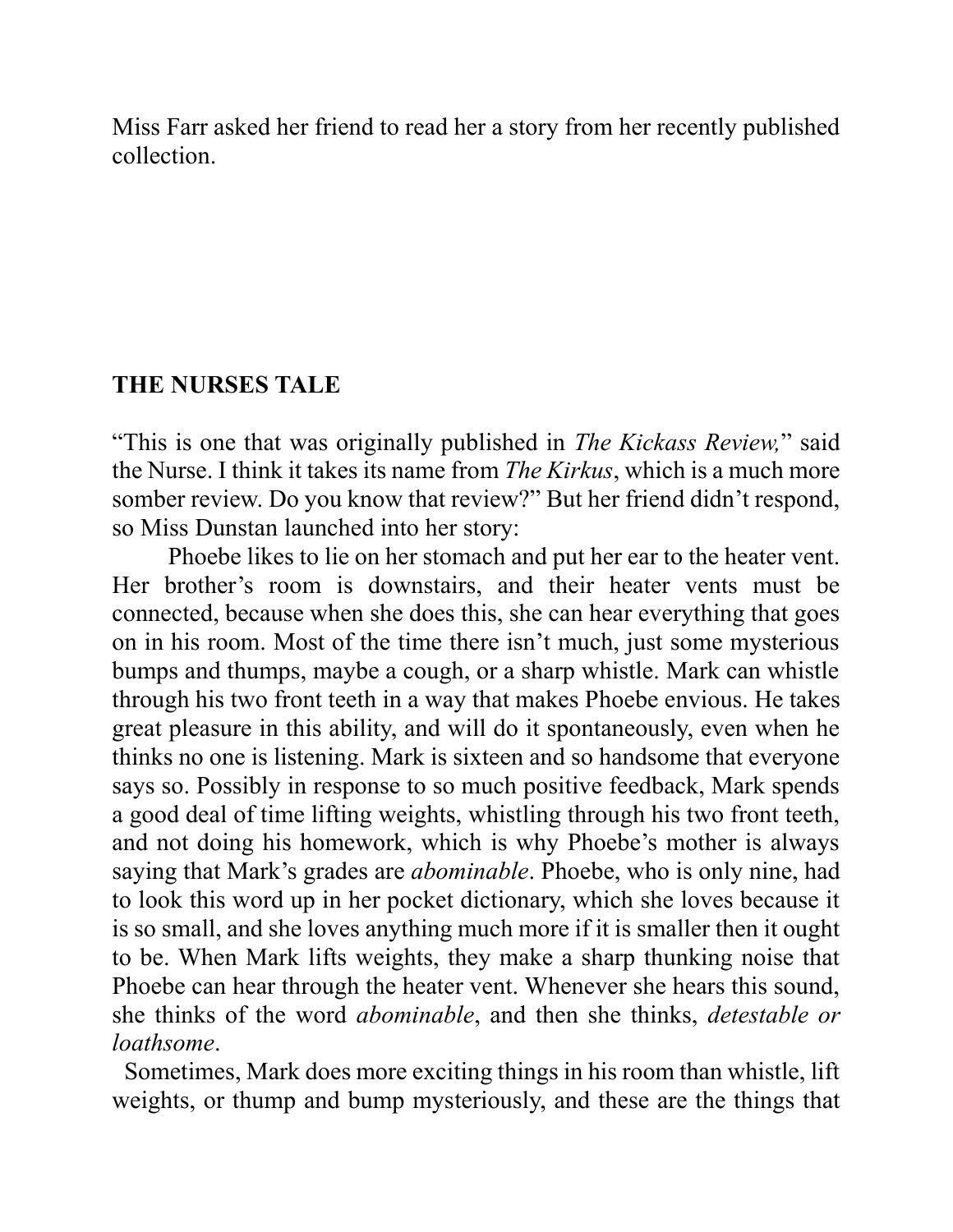Miss Farr asked her friend to read her a story from her recently published collection.

## THE NURSES TALE

"This is one that was originally published in *The Kickass Review,*" said the Nurse. I think it takes its name from *The Kirkus*, which is a much more somber review. Do you know that review?" But her friend didn't respond, so Miss Dunstan launched into her story:

Phoebe likes to lie on her stomach and put her ear to the heater vent. Her brother's room is downstairs, and their heater vents must be connected, because when she does this, she can hear everything that goes on in his room. Most of the time there isn't much, just some mysterious bumps and thumps, maybe a cough, or a sharp whistle. Mark can whistle through his two front teeth in a way that makes Phoebe envious. He takes great pleasure in this ability, and will do it spontaneously, even when he thinks no one is listening. Mark is sixteen and so handsome that everyone says so. Possibly in response to so much positive feedback, Mark spends a good deal of time lifting weights, whistling through his two front teeth, and not doing his homework, which is why Phoebe's mother is always saying that Mark's grades are *abominable*. Phoebe, who is only nine, had to look this word up in her pocket dictionary, which she loves because it is so small, and she loves anything much more if it is smaller then it ought to be. When Mark lifts weights, they make a sharp thunking noise that Phoebe can hear through the heater vent. Whenever she hears this sound, she thinks of the word *abominable*, and then she thinks, *detestable or loathsome*.

Sometimes, Mark does more exciting things in his room than whistle, lift weights, or thump and bump mysteriously, and these are the things that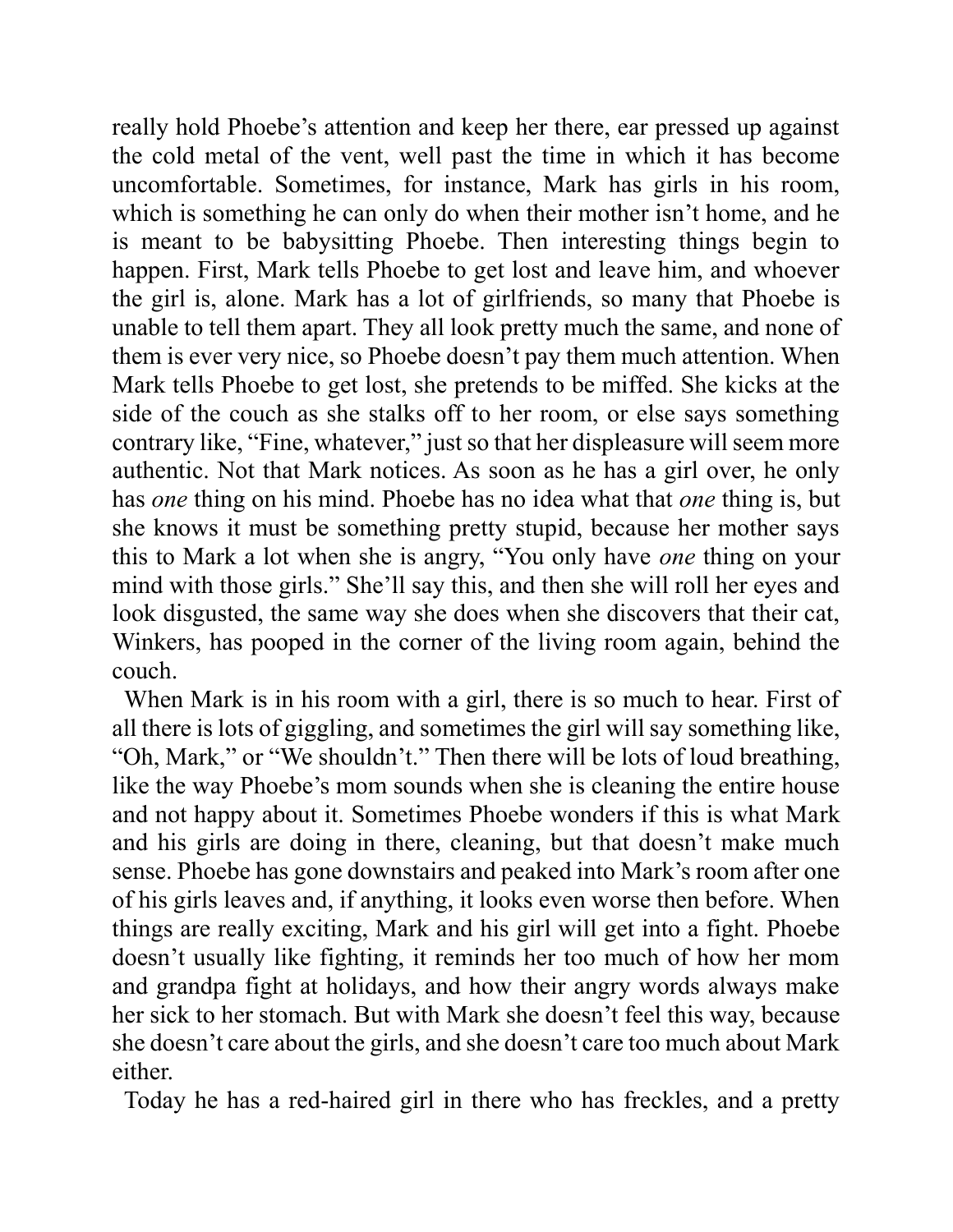really hold Phoebe's attention and keep her there, ear pressed up against the cold metal of the vent, well past the time in which it has become uncomfortable. Sometimes, for instance, Mark has girls in his room, which is something he can only do when their mother isn't home, and he is meant to be babysitting Phoebe. Then interesting things begin to happen. First, Mark tells Phoebe to get lost and leave him, and whoever the girl is, alone. Mark has a lot of girlfriends, so many that Phoebe is unable to tell them apart. They all look pretty much the same, and none of them is ever very nice, so Phoebe doesn't pay them much attention. When Mark tells Phoebe to get lost, she pretends to be miffed. She kicks at the side of the couch as she stalks off to her room, or else says something contrary like, "Fine, whatever," just so that her displeasure will seem more authentic. Not that Mark notices. As soon as he has a girl over, he only has *one* thing on his mind. Phoebe has no idea what that *one* thing is, but she knows it must be something pretty stupid, because her mother says this to Mark a lot when she is angry, "You only have *one* thing on your mind with those girls." She'll say this, and then she will roll her eyes and look disgusted, the same way she does when she discovers that their cat, Winkers, has pooped in the corner of the living room again, behind the couch.

When Mark is in his room with a girl, there is so much to hear. First of all there is lots of giggling, and sometimes the girl will say something like, "Oh, Mark," or "We shouldn't." Then there will be lots of loud breathing, like the way Phoebe's mom sounds when she is cleaning the entire house and not happy about it. Sometimes Phoebe wonders if this is what Mark and his girls are doing in there, cleaning, but that doesn't make much sense. Phoebe has gone downstairs and peaked into Mark's room after one of his girls leaves and, if anything, it looks even worse then before. When things are really exciting, Mark and his girl will get into a fight. Phoebe doesn't usually like fighting, it reminds her too much of how her mom and grandpa fight at holidays, and how their angry words always make her sick to her stomach. But with Mark she doesn't feel this way, because she doesn't care about the girls, and she doesn't care too much about Mark either.

Today he has a red-haired girl in there who has freckles, and a pretty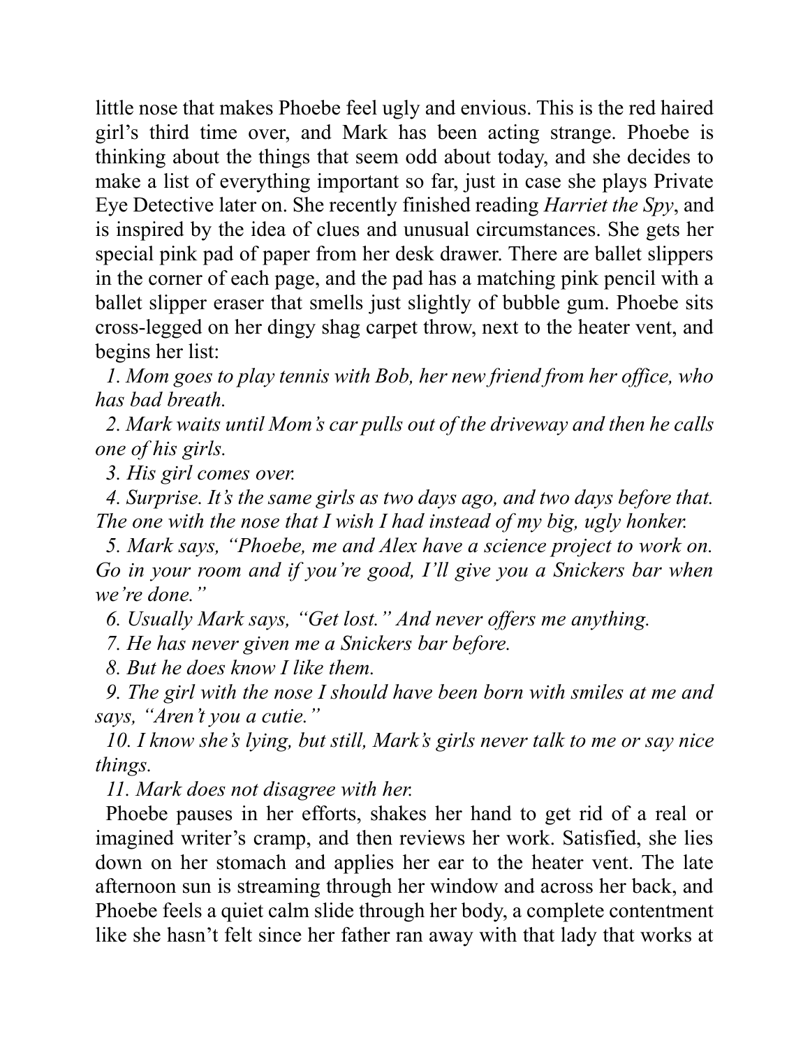little nose that makes Phoebe feel ugly and envious. This is the red haired girl's third time over, and Mark has been acting strange. Phoebe is thinking about the things that seem odd about today, and she decides to make a list of everything important so far, just in case she plays Private Eye Detective later on. She recently finished reading *Harriet the Spy*, and is inspired by the idea of clues and unusual circumstances. She gets her special pink pad of paper from her desk drawer. There are ballet slippers in the corner of each page, and the pad has a matching pink pencil with a ballet slipper eraser that smells just slightly of bubble gum. Phoebe sits cross-legged on her dingy shag carpet throw, next to the heater vent, and begins her list:

*1. Mom goes to play tennis with Bob, her new friend from her office, who has bad breath.*

*2. Mark waits until Mom's car pulls out of the driveway and then he calls one of his girls.*

*3. His girl comes over.*

*4. Surprise. It's the same girls as two days ago, and two days before that. The one with the nose that I wish I had instead of my big, ugly honker.*

*5. Mark says, "Phoebe, me and Alex have a science project to work on. Go in your room and if you're good, I'll give you a Snickers bar when we're done."*

*6. Usually Mark says, "Get lost." And never offers me anything.*

*7. He has never given me a Snickers bar before.*

*8. But he does know I like them.*

*9. The girl with the nose I should have been born with smiles at me and says, "Aren't you a cutie."*

*10. I know she's lying, but still, Mark's girls never talk to me or say nice things.*

*11. Mark does not disagree with her.*

Phoebe pauses in her efforts, shakes her hand to get rid of a real or imagined writer's cramp, and then reviews her work. Satisfied, she lies down on her stomach and applies her ear to the heater vent. The late afternoon sun is streaming through her window and across her back, and Phoebe feels a quiet calm slide through her body, a complete contentment like she hasn't felt since her father ran away with that lady that works at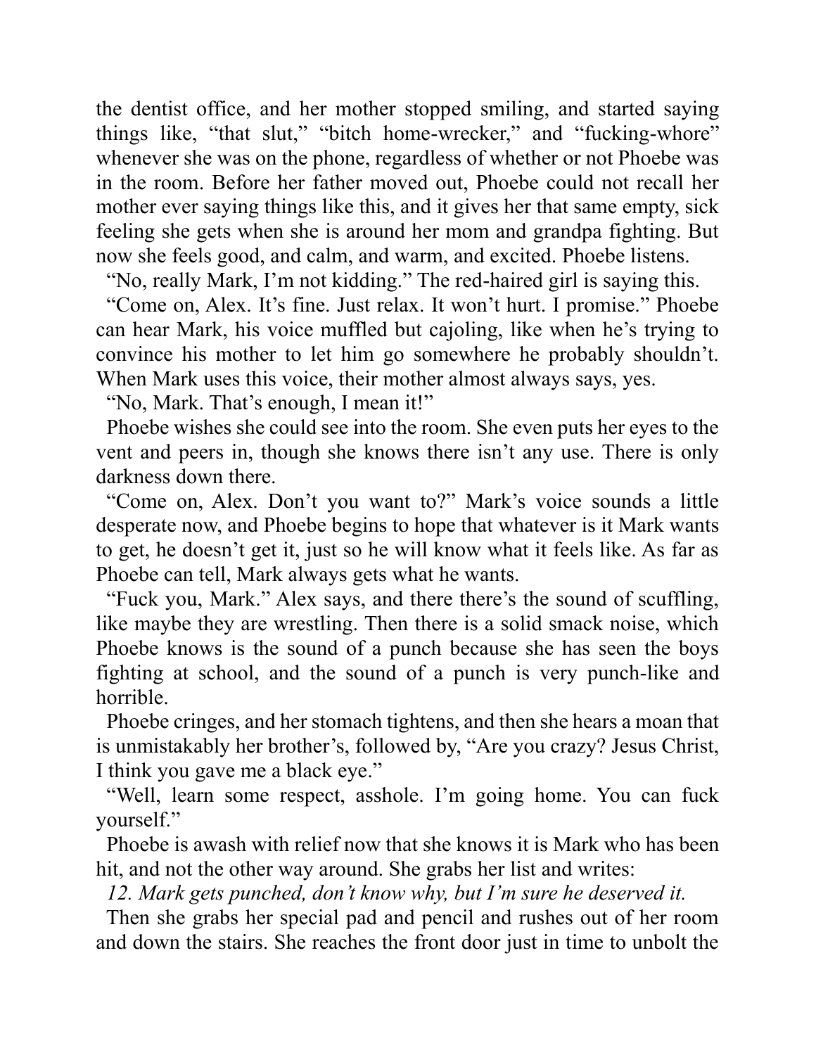the dentist office, and her mother stopped smiling, and started saying things like, "that slut," "bitch home-wrecker," and "fucking-whore" whenever she was on the phone, regardless of whether or not Phoebe was in the room. Before her father moved out, Phoebe could not recall her mother ever saying things like this, and it gives her that same empty, sick feeling she gets when she is around her mom and grandpa fighting. But now she feels good, and calm, and warm, and excited. Phoebe listens.

"No, really Mark, I'm not kidding." The red-haired girl is saying this.

"Come on, Alex. It's fine. Just relax. It won't hurt. I promise." Phoebe can hear Mark, his voice muffled but cajoling, like when he's trying to convince his mother to let him go somewhere he probably shouldn't. When Mark uses this voice, their mother almost always says, yes.

"No, Mark. That's enough, I mean it!"

Phoebe wishes she could see into the room. She even puts her eyes to the vent and peers in, though she knows there isn't any use. There is only darkness down there.

"Come on, Alex. Don't you want to?" Mark's voice sounds a little desperate now, and Phoebe begins to hope that whatever is it Mark wants to get, he doesn't get it, just so he will know what it feels like. As far as Phoebe can tell, Mark always gets what he wants.

"Fuck you, Mark." Alex says, and there there's the sound of scuffling, like maybe they are wrestling. Then there is a solid smack noise, which Phoebe knows is the sound of a punch because she has seen the boys fighting at school, and the sound of a punch is very punch-like and horrible.

Phoebe cringes, and her stomach tightens, and then she hears a moan that is unmistakably her brother's, followed by, "Are you crazy? Jesus Christ, I think you gave me a black eye."

"Well, learn some respect, asshole. I'm going home. You can fuck yourself."

Phoebe is awash with relief now that she knows it is Mark who has been hit, and not the other way around. She grabs her list and writes:

*12. Mark gets punched, don't know why, but I'm sure he deserved it.*

Then she grabs her special pad and pencil and rushes out of her room and down the stairs. She reaches the front door just in time to unbolt the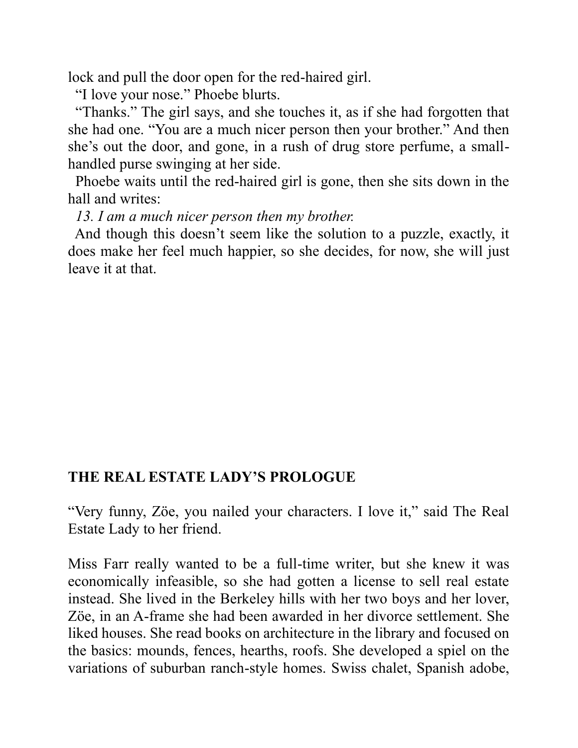lock and pull the door open for the red-haired girl.

"I love your nose." Phoebe blurts.

"Thanks." The girl says, and she touches it, as if she had forgotten that she had one. "You are a much nicer person then your brother." And then she's out the door, and gone, in a rush of drug store perfume, a small-handled purse swinging at her side.

Phoebe waits until the red-haired girl is gone, then she sits down in the hall and writes:

*13. I am a much nicer person then my brother.*

And though this doesn't seem like the solution to a puzzle, exactly, it does make her feel much happier, so she decides, for now, she will just leave it at that.

## THE REAL ESTATE LADY'S PROLOGUE

"Very funny, Zöe, you nailed your characters. I love it," said The Real Estate Lady to her friend.

Miss Farr really wanted to be a full-time writer, but she knew it was economically infeasible, so she had gotten a license to sell real estate instead. She lived in the Berkeley hills with her two boys and her lover, Zöe, in an A-frame she had been awarded in her divorce settlement. She liked houses. She read books on architecture in the library and focused on the basics: mounds, fences, hearths, roofs. She developed a spiel on the variations of suburban ranch-style homes. Swiss chalet, Spanish adobe,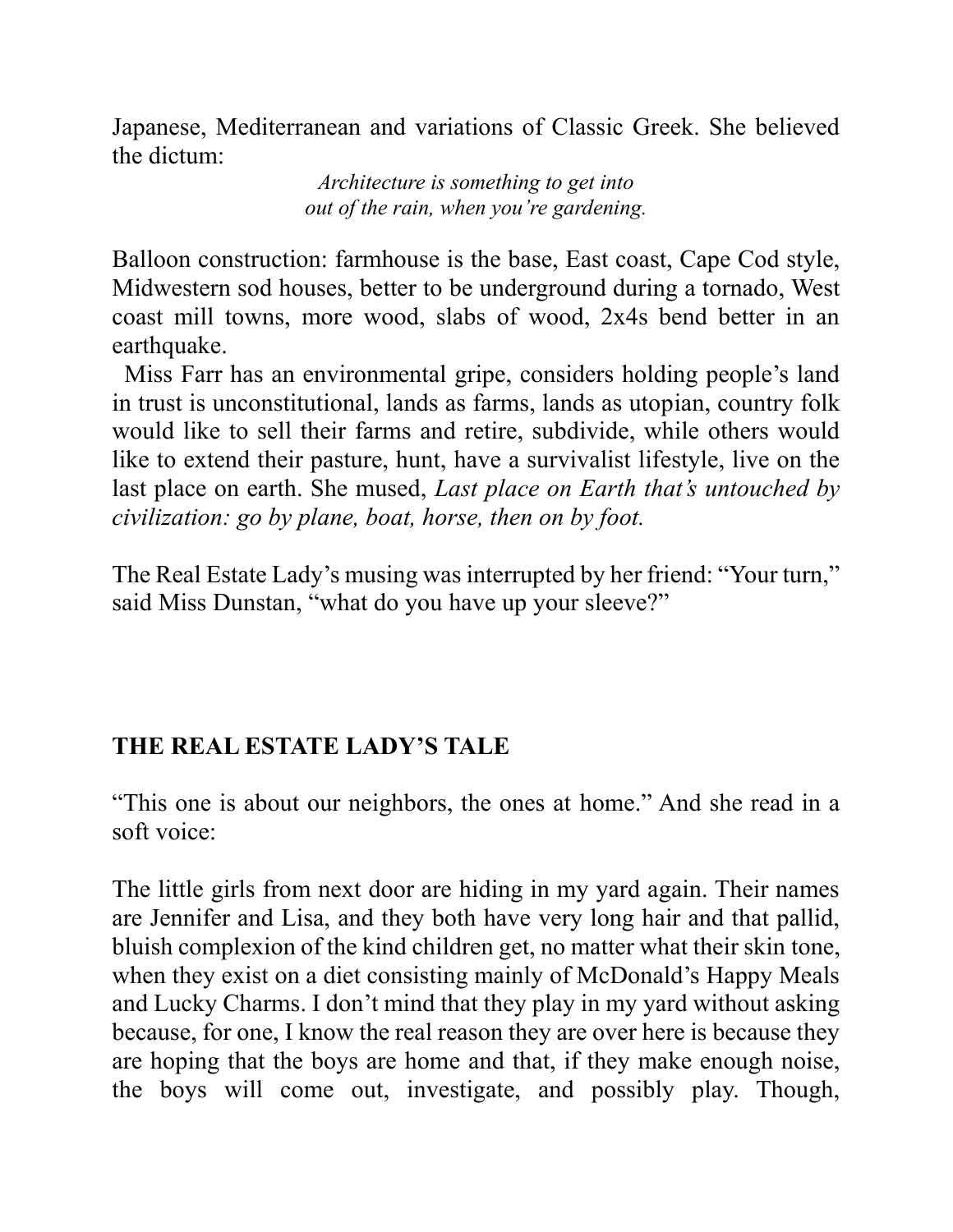Japanese, Mediterranean and variations of Classic Greek. She believed the dictum:

*Architecture is something to get into*
*out of the rain, when you're gardening.*

Balloon construction: farmhouse is the base, East coast, Cape Cod style, Midwestern sod houses, better to be underground during a tornado, West coast mill towns, more wood, slabs of wood, 2x4s bend better in an earthquake.

Miss Farr has an environmental gripe, considers holding people's land in trust is unconstitutional, lands as farms, lands as utopian, country folk would like to sell their farms and retire, subdivide, while others would like to extend their pasture, hunt, have a survivalist lifestyle, live on the last place on earth. She mused, *Last place on Earth that's untouched by civilization: go by plane, boat, horse, then on by foot.*

The Real Estate Lady's musing was interrupted by her friend: "Your turn," said Miss Dunstan, "what do you have up your sleeve?"

## THE REAL ESTATE LADY'S TALE

"This one is about our neighbors, the ones at home." And she read in a soft voice:

The little girls from next door are hiding in my yard again. Their names are Jennifer and Lisa, and they both have very long hair and that pallid, bluish complexion of the kind children get, no matter what their skin tone, when they exist on a diet consisting mainly of McDonald's Happy Meals and Lucky Charms. I don't mind that they play in my yard without asking because, for one, I know the real reason they are over here is because they are hoping that the boys are home and that, if they make enough noise, the boys will come out, investigate, and possibly play. Though,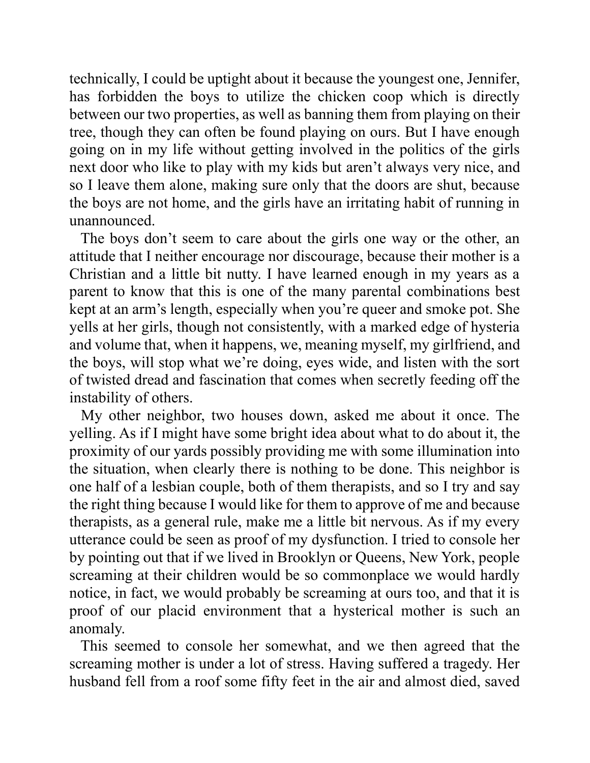technically, I could be uptight about it because the youngest one, Jennifer, has forbidden the boys to utilize the chicken coop which is directly between our two properties, as well as banning them from playing on their tree, though they can often be found playing on ours. But I have enough going on in my life without getting involved in the politics of the girls next door who like to play with my kids but aren't always very nice, and so I leave them alone, making sure only that the doors are shut, because the boys are not home, and the girls have an irritating habit of running in unannounced.

The boys don't seem to care about the girls one way or the other, an attitude that I neither encourage nor discourage, because their mother is a Christian and a little bit nutty. I have learned enough in my years as a parent to know that this is one of the many parental combinations best kept at an arm's length, especially when you're queer and smoke pot. She yells at her girls, though not consistently, with a marked edge of hysteria and volume that, when it happens, we, meaning myself, my girlfriend, and the boys, will stop what we're doing, eyes wide, and listen with the sort of twisted dread and fascination that comes when secretly feeding off the instability of others.

My other neighbor, two houses down, asked me about it once. The yelling. As if I might have some bright idea about what to do about it, the proximity of our yards possibly providing me with some illumination into the situation, when clearly there is nothing to be done. This neighbor is one half of a lesbian couple, both of them therapists, and so I try and say the right thing because I would like for them to approve of me and because therapists, as a general rule, make me a little bit nervous. As if my every utterance could be seen as proof of my dysfunction. I tried to console her by pointing out that if we lived in Brooklyn or Queens, New York, people screaming at their children would be so commonplace we would hardly notice, in fact, we would probably be screaming at ours too, and that it is proof of our placid environment that a hysterical mother is such an anomaly.

This seemed to console her somewhat, and we then agreed that the screaming mother is under a lot of stress. Having suffered a tragedy. Her husband fell from a roof some fifty feet in the air and almost died, saved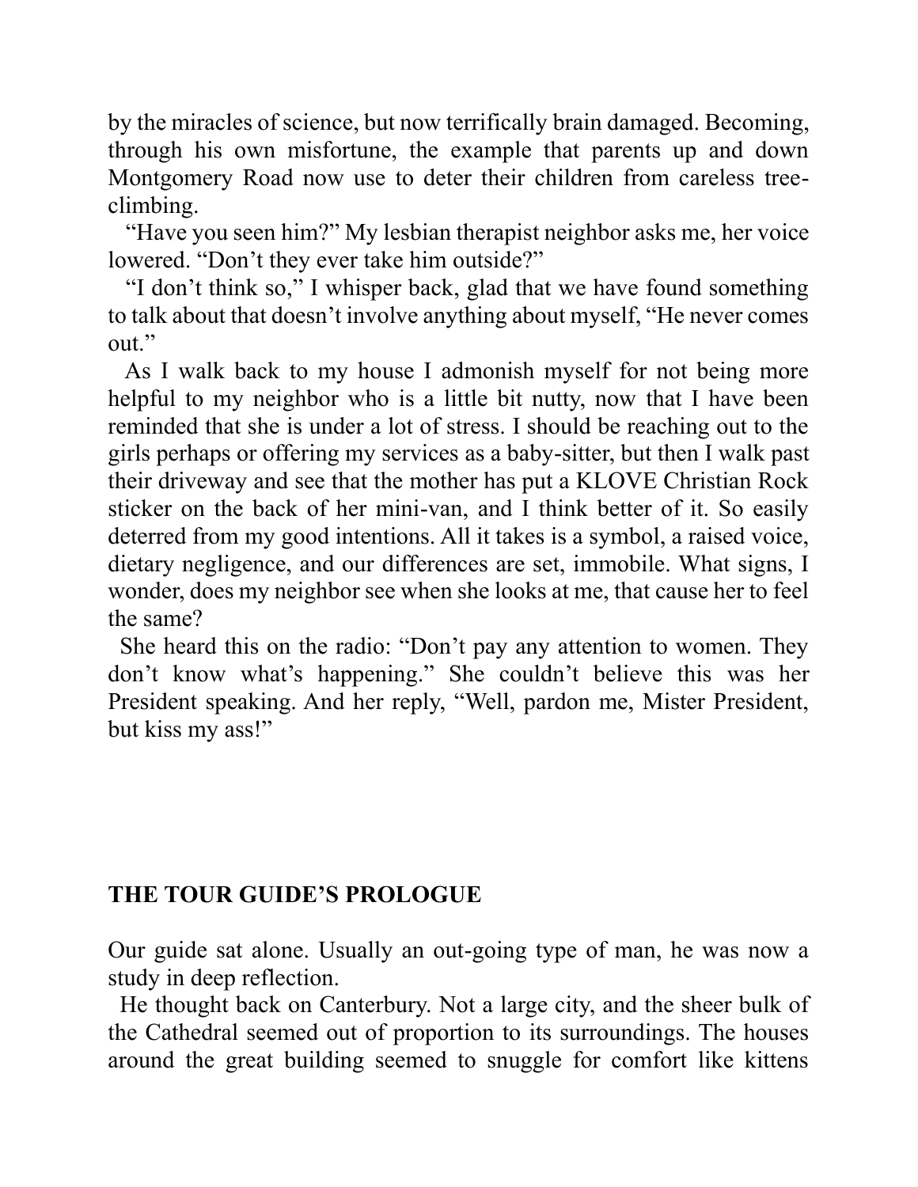by the miracles of science, but now terrifically brain damaged. Becoming, through his own misfortune, the example that parents up and down Montgomery Road now use to deter their children from careless tree-climbing.

"Have you seen him?" My lesbian therapist neighbor asks me, her voice lowered. "Don't they ever take him outside?"

"I don't think so," I whisper back, glad that we have found something to talk about that doesn't involve anything about myself, "He never comes out."

As I walk back to my house I admonish myself for not being more helpful to my neighbor who is a little bit nutty, now that I have been reminded that she is under a lot of stress. I should be reaching out to the girls perhaps or offering my services as a baby-sitter, but then I walk past their driveway and see that the mother has put a KLOVE Christian Rock sticker on the back of her mini-van, and I think better of it. So easily deterred from my good intentions. All it takes is a symbol, a raised voice, dietary negligence, and our differences are set, immobile. What signs, I wonder, does my neighbor see when she looks at me, that cause her to feel the same?

She heard this on the radio: "Don't pay any attention to women. They don't know what's happening." She couldn't believe this was her President speaking. And her reply, "Well, pardon me, Mister President, but kiss my ass!"

## THE TOUR GUIDE'S PROLOGUE

Our guide sat alone. Usually an out-going type of man, he was now a study in deep reflection.

He thought back on Canterbury. Not a large city, and the sheer bulk of the Cathedral seemed out of proportion to its surroundings. The houses around the great building seemed to snuggle for comfort like kittens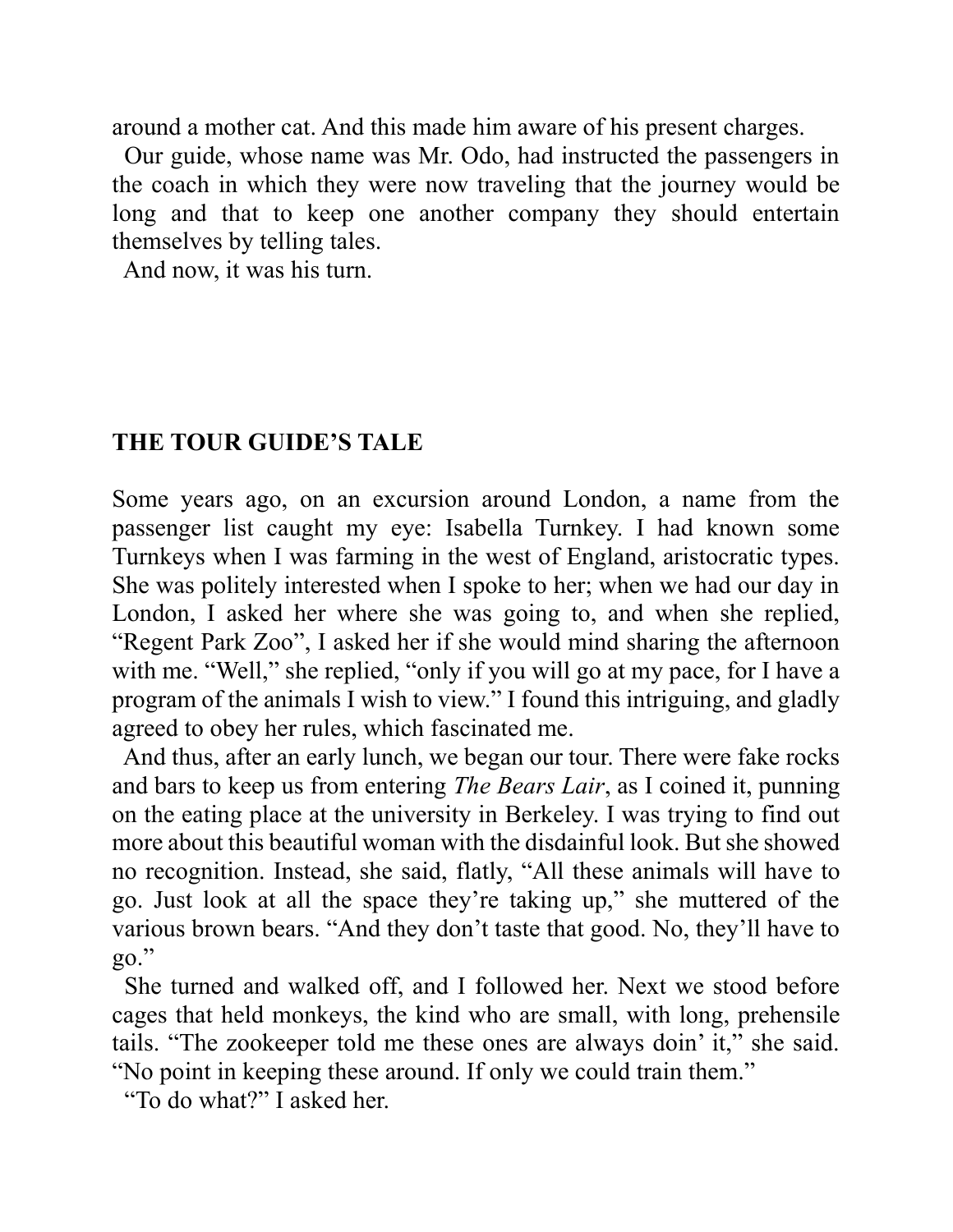around a mother cat. And this made him aware of his present charges.

Our guide, whose name was Mr. Odo, had instructed the passengers in the coach in which they were now traveling that the journey would be long and that to keep one another company they should entertain themselves by telling tales.

And now, it was his turn.

## THE TOUR GUIDE'S TALE

Some years ago, on an excursion around London, a name from the passenger list caught my eye: Isabella Turnkey. I had known some Turnkeys when I was farming in the west of England, aristocratic types. She was politely interested when I spoke to her; when we had our day in London, I asked her where she was going to, and when she replied, "Regent Park Zoo", I asked her if she would mind sharing the afternoon with me. "Well," she replied, "only if you will go at my pace, for I have a program of the animals I wish to view." I found this intriguing, and gladly agreed to obey her rules, which fascinated me.

And thus, after an early lunch, we began our tour. There were fake rocks and bars to keep us from entering *The Bears Lair*, as I coined it, punning on the eating place at the university in Berkeley. I was trying to find out more about this beautiful woman with the disdainful look. But she showed no recognition. Instead, she said, flatly, "All these animals will have to go. Just look at all the space they're taking up," she muttered of the various brown bears. "And they don't taste that good. No, they'll have to go."

She turned and walked off, and I followed her. Next we stood before cages that held monkeys, the kind who are small, with long, prehensile tails. "The zookeeper told me these ones are always doin' it," she said. "No point in keeping these around. If only we could train them."

"To do what?" I asked her.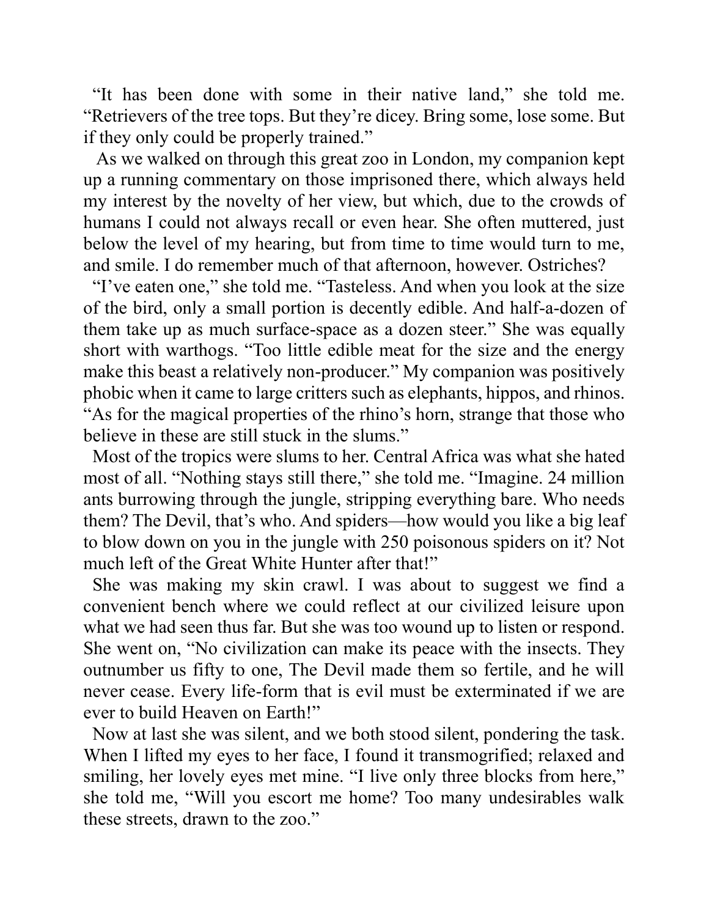"It has been done with some in their native land," she told me. "Retrievers of the tree tops. But they're dicey. Bring some, lose some. But if they only could be properly trained."

As we walked on through this great zoo in London, my companion kept up a running commentary on those imprisoned there, which always held my interest by the novelty of her view, but which, due to the crowds of humans I could not always recall or even hear. She often muttered, just below the level of my hearing, but from time to time would turn to me, and smile. I do remember much of that afternoon, however. Ostriches?

"I've eaten one," she told me. "Tasteless. And when you look at the size of the bird, only a small portion is decently edible. And half-a-dozen of them take up as much surface-space as a dozen steer." She was equally short with warthogs. "Too little edible meat for the size and the energy make this beast a relatively non-producer." My companion was positively phobic when it came to large critters such as elephants, hippos, and rhinos. "As for the magical properties of the rhino's horn, strange that those who believe in these are still stuck in the slums."

Most of the tropics were slums to her. Central Africa was what she hated most of all. "Nothing stays still there," she told me. "Imagine. 24 million ants burrowing through the jungle, stripping everything bare. Who needs them? The Devil, that's who. And spiders—how would you like a big leaf to blow down on you in the jungle with 250 poisonous spiders on it? Not much left of the Great White Hunter after that!"

She was making my skin crawl. I was about to suggest we find a convenient bench where we could reflect at our civilized leisure upon what we had seen thus far. But she was too wound up to listen or respond. She went on, "No civilization can make its peace with the insects. They outnumber us fifty to one, The Devil made them so fertile, and he will never cease. Every life-form that is evil must be exterminated if we are ever to build Heaven on Earth!"

Now at last she was silent, and we both stood silent, pondering the task. When I lifted my eyes to her face, I found it transmogrified; relaxed and smiling, her lovely eyes met mine. "I live only three blocks from here," she told me, "Will you escort me home? Too many undesirables walk these streets, drawn to the zoo."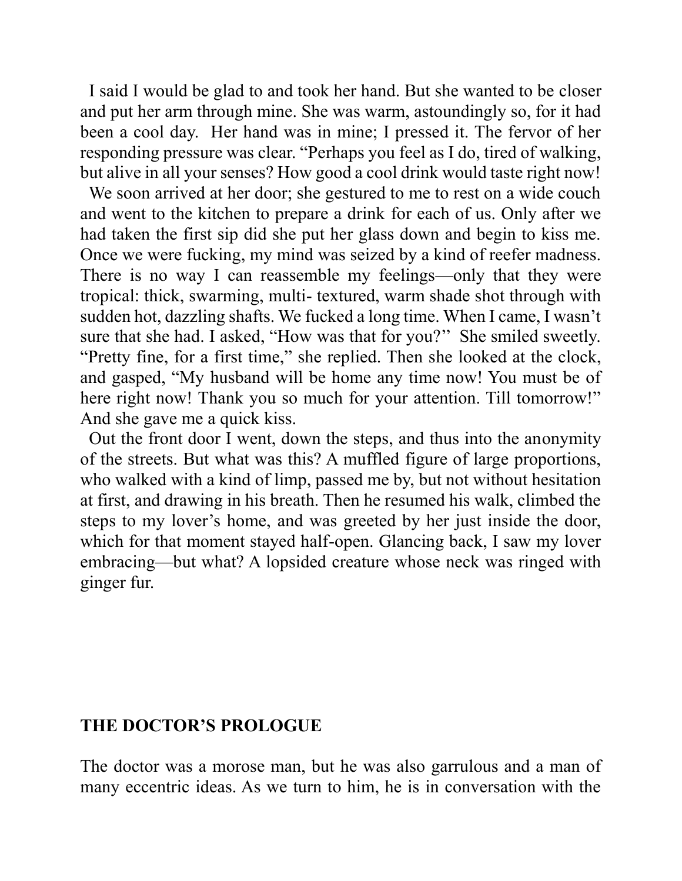I said I would be glad to and took her hand. But she wanted to be closer and put her arm through mine. She was warm, astoundingly so, for it had been a cool day. Her hand was in mine; I pressed it. The fervor of her responding pressure was clear. "Perhaps you feel as I do, tired of walking, but alive in all your senses? How good a cool drink would taste right now!

We soon arrived at her door; she gestured to me to rest on a wide couch and went to the kitchen to prepare a drink for each of us. Only after we had taken the first sip did she put her glass down and begin to kiss me. Once we were fucking, my mind was seized by a kind of reefer madness. There is no way I can reassemble my feelings—only that they were tropical: thick, swarming, multi- textured, warm shade shot through with sudden hot, dazzling shafts. We fucked a long time. When I came, I wasn't sure that she had. I asked, "How was that for you?'' She smiled sweetly. "Pretty fine, for a first time,'' she replied. Then she looked at the clock, and gasped, "My husband will be home any time now! You must be of here right now! Thank you so much for your attention. Till tomorrow!'' And she gave me a quick kiss.

Out the front door I went, down the steps, and thus into the anonymity of the streets. But what was this? A muffled figure of large proportions, who walked with a kind of limp, passed me by, but not without hesitation at first, and drawing in his breath. Then he resumed his walk, climbed the steps to my lover's home, and was greeted by her just inside the door, which for that moment stayed half-open. Glancing back, I saw my lover embracing—but what? A lopsided creature whose neck was ringed with ginger fur.

## THE DOCTOR'S PROLOGUE

The doctor was a morose man, but he was also garrulous and a man of many eccentric ideas. As we turn to him, he is in conversation with the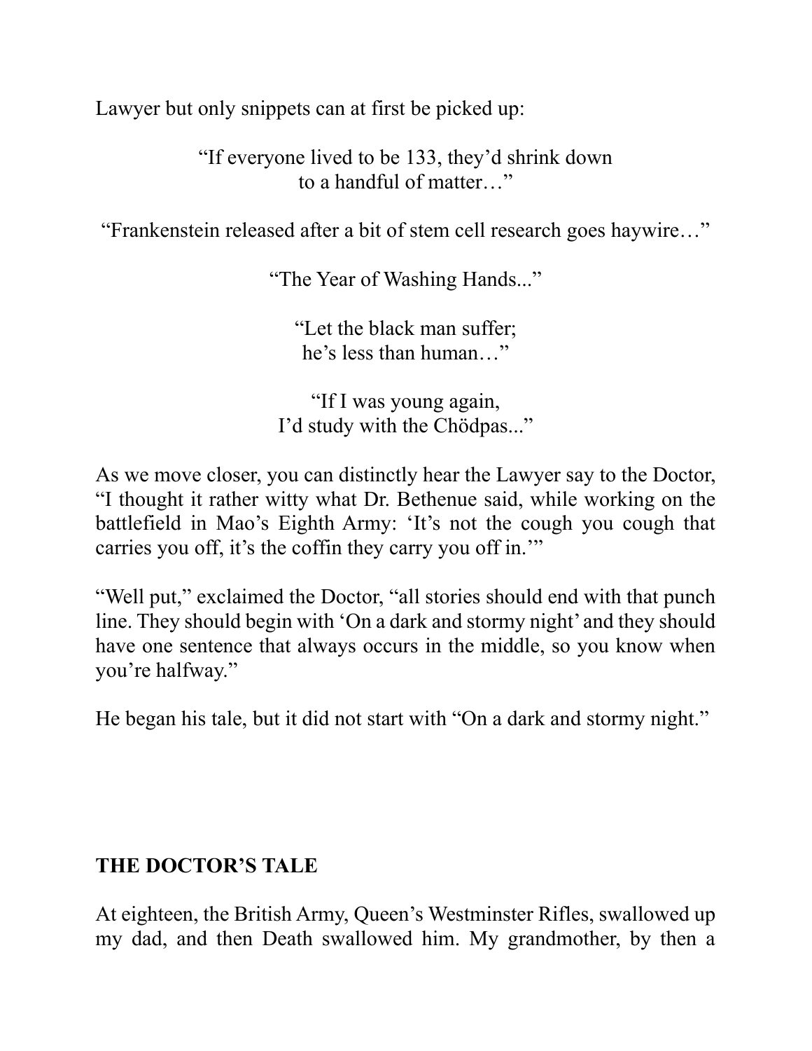Lawyer but only snippets can at first be picked up:

"If everyone lived to be 133, they'd shrink down
to a handful of matter…"

"Frankenstein released after a bit of stem cell research goes haywire…"

"The Year of Washing Hands..."

"Let the black man suffer;
he's less than human…"

"If I was young again,
I'd study with the Chödpas..."

As we move closer, you can distinctly hear the Lawyer say to the Doctor, "I thought it rather witty what Dr. Bethenue said, while working on the battlefield in Mao's Eighth Army: 'It's not the cough you cough that carries you off, it's the coffin they carry you off in.'"

"Well put," exclaimed the Doctor, "all stories should end with that punch line. They should begin with 'On a dark and stormy night' and they should have one sentence that always occurs in the middle, so you know when you're halfway."

He began his tale, but it did not start with "On a dark and stormy night."

## THE DOCTOR'S TALE

At eighteen, the British Army, Queen's Westminster Rifles, swallowed up my dad, and then Death swallowed him. My grandmother, by then a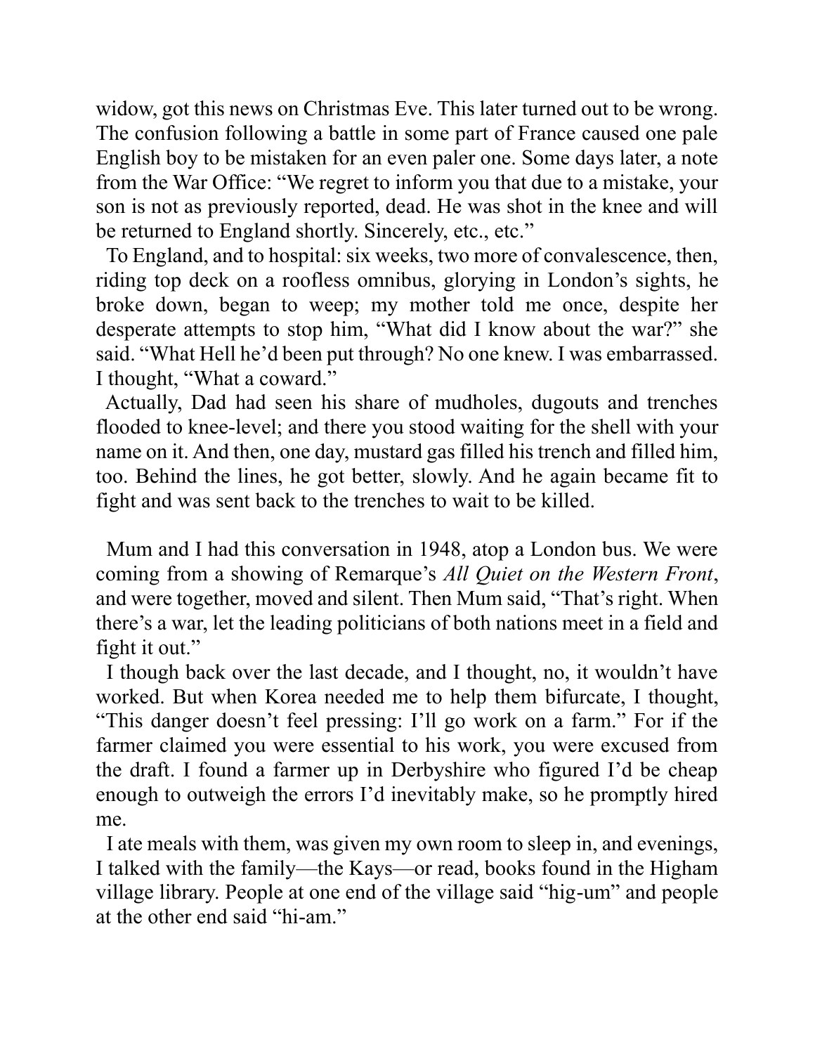widow, got this news on Christmas Eve. This later turned out to be wrong. The confusion following a battle in some part of France caused one pale English boy to be mistaken for an even paler one. Some days later, a note from the War Office: "We regret to inform you that due to a mistake, your son is not as previously reported, dead. He was shot in the knee and will be returned to England shortly. Sincerely, etc., etc."

To England, and to hospital: six weeks, two more of convalescence, then, riding top deck on a roofless omnibus, glorying in London's sights, he broke down, began to weep; my mother told me once, despite her desperate attempts to stop him, "What did I know about the war?" she said. "What Hell he'd been put through? No one knew. I was embarrassed. I thought, "What a coward."

Actually, Dad had seen his share of mudholes, dugouts and trenches flooded to knee-level; and there you stood waiting for the shell with your name on it. And then, one day, mustard gas filled his trench and filled him, too. Behind the lines, he got better, slowly. And he again became fit to fight and was sent back to the trenches to wait to be killed.

Mum and I had this conversation in 1948, atop a London bus. We were coming from a showing of Remarque's *All Quiet on the Western Front*, and were together, moved and silent. Then Mum said, "That's right. When there's a war, let the leading politicians of both nations meet in a field and fight it out."

I though back over the last decade, and I thought, no, it wouldn't have worked. But when Korea needed me to help them bifurcate, I thought, "This danger doesn't feel pressing: I'll go work on a farm." For if the farmer claimed you were essential to his work, you were excused from the draft. I found a farmer up in Derbyshire who figured I'd be cheap enough to outweigh the errors I'd inevitably make, so he promptly hired me.

I ate meals with them, was given my own room to sleep in, and evenings, I talked with the family—the Kays—or read, books found in the Higham village library. People at one end of the village said "hig-um" and people at the other end said "hi-am."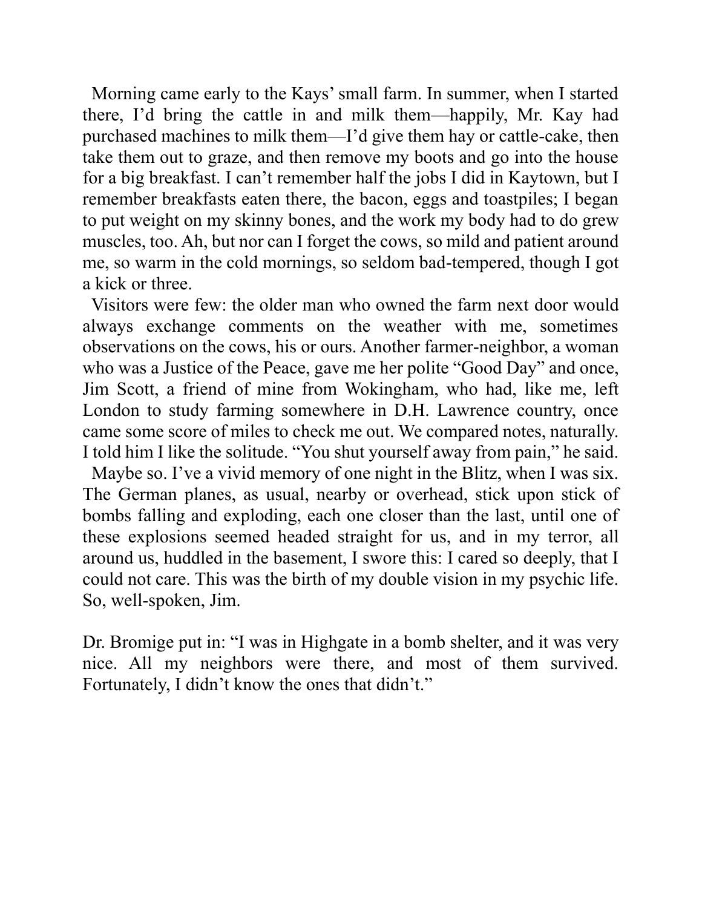Morning came early to the Kays' small farm. In summer, when I started there, I'd bring the cattle in and milk them—happily, Mr. Kay had purchased machines to milk them—I'd give them hay or cattle-cake, then take them out to graze, and then remove my boots and go into the house for a big breakfast. I can't remember half the jobs I did in Kaytown, but I remember breakfasts eaten there, the bacon, eggs and toastpiles; I began to put weight on my skinny bones, and the work my body had to do grew muscles, too. Ah, but nor can I forget the cows, so mild and patient around me, so warm in the cold mornings, so seldom bad-tempered, though I got a kick or three.

Visitors were few: the older man who owned the farm next door would always exchange comments on the weather with me, sometimes observations on the cows, his or ours. Another farmer-neighbor, a woman who was a Justice of the Peace, gave me her polite "Good Day" and once, Jim Scott, a friend of mine from Wokingham, who had, like me, left London to study farming somewhere in D.H. Lawrence country, once came some score of miles to check me out. We compared notes, naturally. I told him I like the solitude. "You shut yourself away from pain," he said.

Maybe so. I've a vivid memory of one night in the Blitz, when I was six. The German planes, as usual, nearby or overhead, stick upon stick of bombs falling and exploding, each one closer than the last, until one of these explosions seemed headed straight for us, and in my terror, all around us, huddled in the basement, I swore this: I cared so deeply, that I could not care. This was the birth of my double vision in my psychic life. So, well-spoken, Jim.

Dr. Bromige put in: "I was in Highgate in a bomb shelter, and it was very nice. All my neighbors were there, and most of them survived. Fortunately, I didn't know the ones that didn't."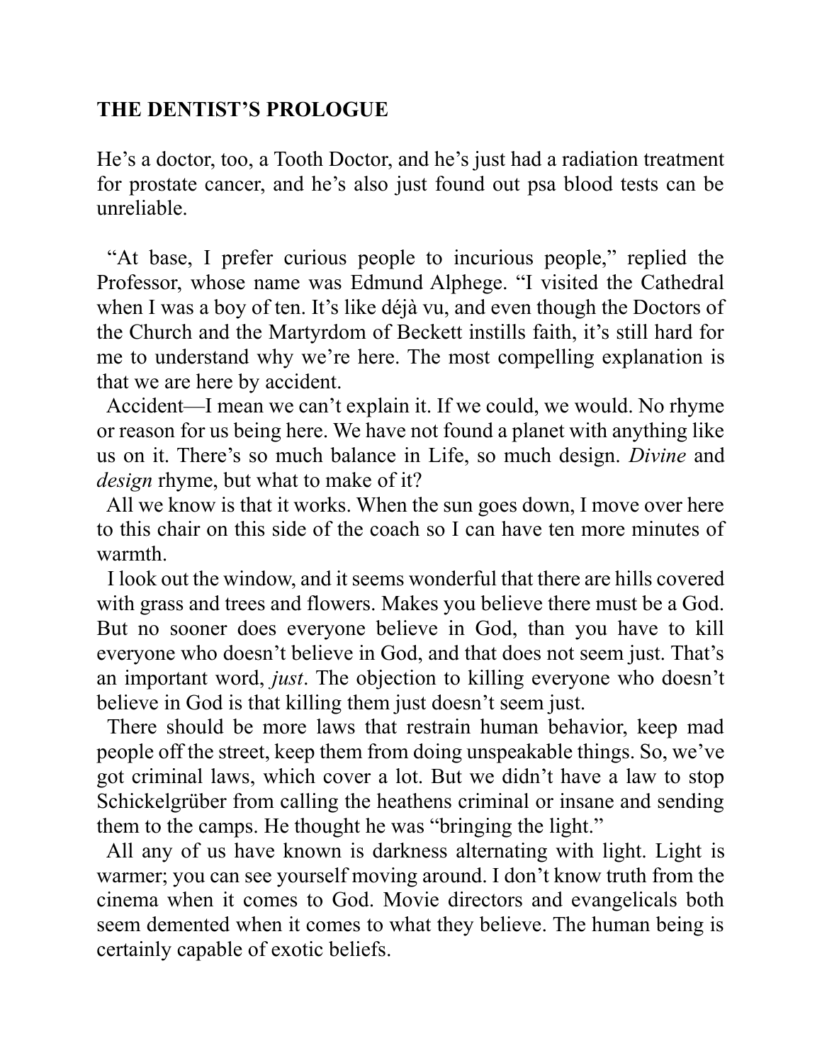**THE DENTIST'S PROLOGUE**

He's a doctor, too, a Tooth Doctor, and he's just had a radiation treatment for prostate cancer, and he's also just found out psa blood tests can be unreliable.

"At base, I prefer curious people to incurious people," replied the Professor, whose name was Edmund Alphege. "I visited the Cathedral when I was a boy of ten. It's like déjà vu, and even though the Doctors of the Church and the Martyrdom of Beckett instills faith, it's still hard for me to understand why we're here. The most compelling explanation is that we are here by accident.

Accident—I mean we can't explain it. If we could, we would. No rhyme or reason for us being here. We have not found a planet with anything like us on it. There's so much balance in Life, so much design. *Divine* and *design* rhyme, but what to make of it?

All we know is that it works. When the sun goes down, I move over here to this chair on this side of the coach so I can have ten more minutes of warmth.

I look out the window, and it seems wonderful that there are hills covered with grass and trees and flowers. Makes you believe there must be a God. But no sooner does everyone believe in God, than you have to kill everyone who doesn't believe in God, and that does not seem just. That's an important word, *just*. The objection to killing everyone who doesn't believe in God is that killing them just doesn't seem just.

There should be more laws that restrain human behavior, keep mad people off the street, keep them from doing unspeakable things. So, we've got criminal laws, which cover a lot. But we didn't have a law to stop Schickelgrüber from calling the heathens criminal or insane and sending them to the camps. He thought he was "bringing the light."

All any of us have known is darkness alternating with light. Light is warmer; you can see yourself moving around. I don't know truth from the cinema when it comes to God. Movie directors and evangelicals both seem demented when it comes to what they believe. The human being is certainly capable of exotic beliefs.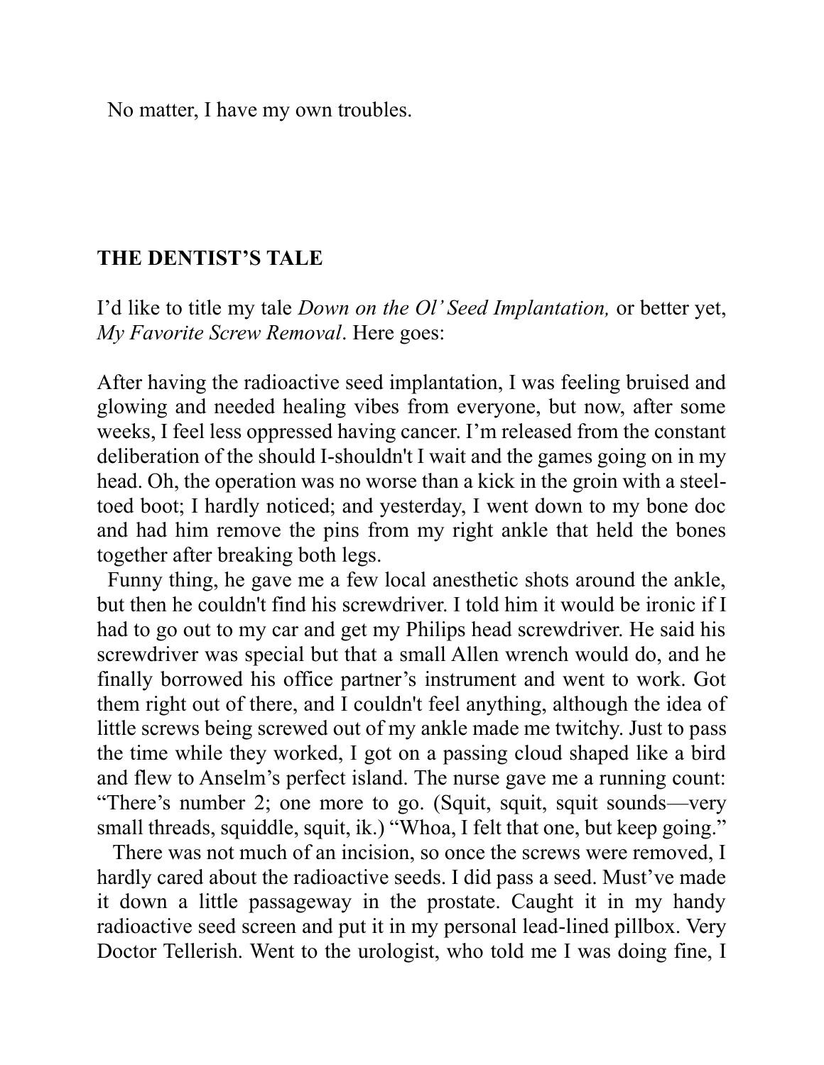No matter, I have my own troubles.

**THE DENTIST'S TALE**

I'd like to title my tale *Down on the Ol' Seed Implantation,* or better yet, *My Favorite Screw Removal*. Here goes:

After having the radioactive seed implantation, I was feeling bruised and glowing and needed healing vibes from everyone, but now, after some weeks, I feel less oppressed having cancer. I'm released from the constant deliberation of the should I-shouldn't I wait and the games going on in my head. Oh, the operation was no worse than a kick in the groin with a steel-toed boot; I hardly noticed; and yesterday, I went down to my bone doc and had him remove the pins from my right ankle that held the bones together after breaking both legs.

Funny thing, he gave me a few local anesthetic shots around the ankle, but then he couldn't find his screwdriver. I told him it would be ironic if I had to go out to my car and get my Philips head screwdriver. He said his screwdriver was special but that a small Allen wrench would do, and he finally borrowed his office partner's instrument and went to work. Got them right out of there, and I couldn't feel anything, although the idea of little screws being screwed out of my ankle made me twitchy. Just to pass the time while they worked, I got on a passing cloud shaped like a bird and flew to Anselm's perfect island. The nurse gave me a running count: "There's number 2; one more to go. (Squit, squit, squit sounds—very small threads, squiddle, squit, ik.) "Whoa, I felt that one, but keep going."

There was not much of an incision, so once the screws were removed, I hardly cared about the radioactive seeds. I did pass a seed. Must've made it down a little passageway in the prostate. Caught it in my handy radioactive seed screen and put it in my personal lead-lined pillbox. Very Doctor Tellerish. Went to the urologist, who told me I was doing fine, I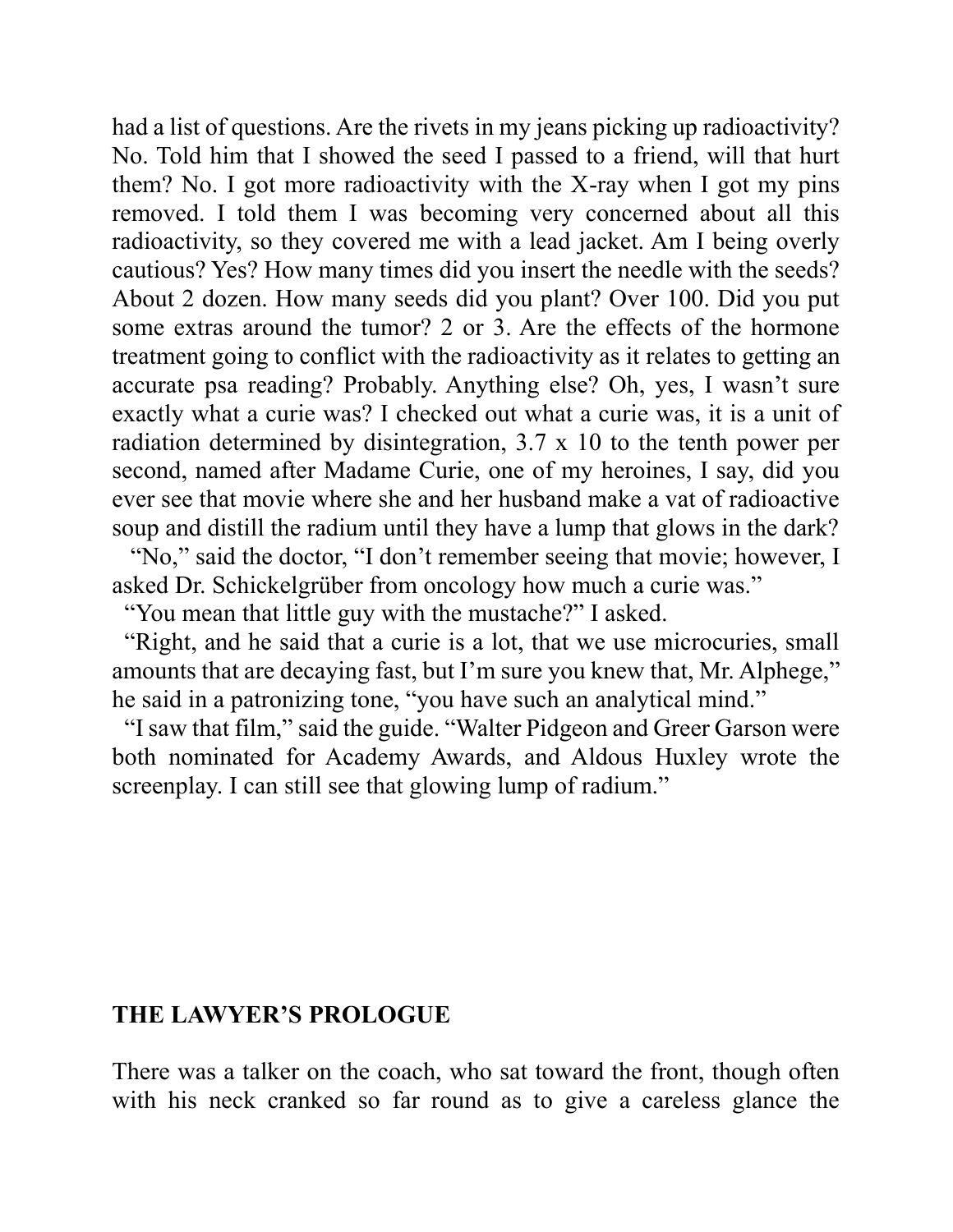had a list of questions. Are the rivets in my jeans picking up radioactivity? No. Told him that I showed the seed I passed to a friend, will that hurt them? No. I got more radioactivity with the X-ray when I got my pins removed. I told them I was becoming very concerned about all this radioactivity, so they covered me with a lead jacket. Am I being overly cautious? Yes? How many times did you insert the needle with the seeds? About 2 dozen. How many seeds did you plant? Over 100. Did you put some extras around the tumor? 2 or 3. Are the effects of the hormone treatment going to conflict with the radioactivity as it relates to getting an accurate psa reading? Probably. Anything else? Oh, yes, I wasn't sure exactly what a curie was? I checked out what a curie was, it is a unit of radiation determined by disintegration, 3.7 x 10 to the tenth power per second, named after Madame Curie, one of my heroines, I say, did you ever see that movie where she and her husband make a vat of radioactive soup and distill the radium until they have a lump that glows in the dark?

"No," said the doctor, "I don't remember seeing that movie; however, I asked Dr. Schickelgrüber from oncology how much a curie was."

"You mean that little guy with the mustache?" I asked.

"Right, and he said that a curie is a lot, that we use microcuries, small amounts that are decaying fast, but I'm sure you knew that, Mr. Alphege," he said in a patronizing tone, "you have such an analytical mind."

"I saw that film," said the guide. "Walter Pidgeon and Greer Garson were both nominated for Academy Awards, and Aldous Huxley wrote the screenplay. I can still see that glowing lump of radium."

## THE LAWYER'S PROLOGUE

There was a talker on the coach, who sat toward the front, though often with his neck cranked so far round as to give a careless glance the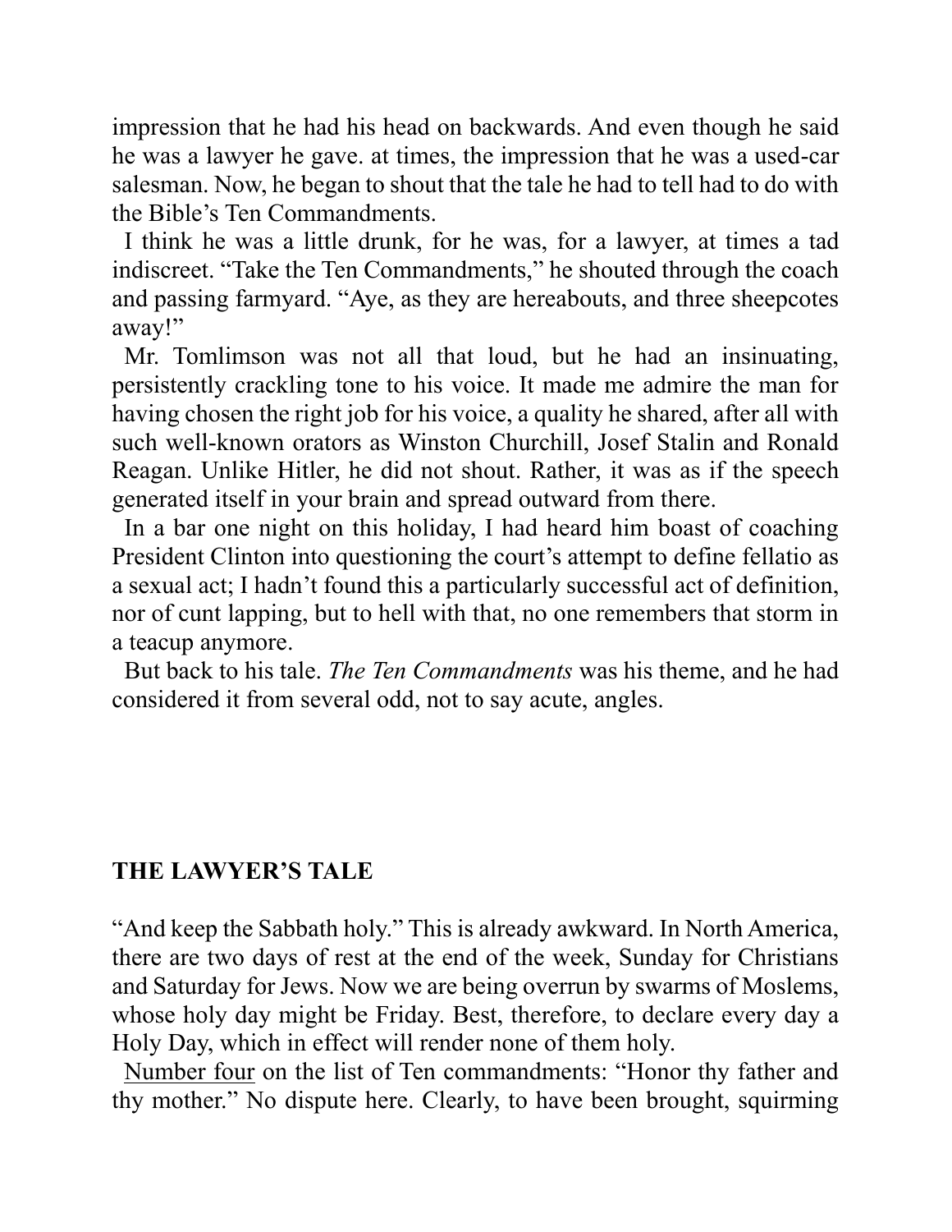impression that he had his head on backwards. And even though he said he was a lawyer he gave. at times, the impression that he was a used-car salesman. Now, he began to shout that the tale he had to tell had to do with the Bible's Ten Commandments.

I think he was a little drunk, for he was, for a lawyer, at times a tad indiscreet. "Take the Ten Commandments," he shouted through the coach and passing farmyard. "Aye, as they are hereabouts, and three sheepcotes away!"

Mr. Tomlimson was not all that loud, but he had an insinuating, persistently crackling tone to his voice. It made me admire the man for having chosen the right job for his voice, a quality he shared, after all with such well-known orators as Winston Churchill, Josef Stalin and Ronald Reagan. Unlike Hitler, he did not shout. Rather, it was as if the speech generated itself in your brain and spread outward from there.

In a bar one night on this holiday, I had heard him boast of coaching President Clinton into questioning the court's attempt to define fellatio as a sexual act; I hadn't found this a particularly successful act of definition, nor of cunt lapping, but to hell with that, no one remembers that storm in a teacup anymore.

But back to his tale. *The Ten Commandments* was his theme, and he had considered it from several odd, not to say acute, angles.

## THE LAWYER'S TALE

"And keep the Sabbath holy." This is already awkward. In North America, there are two days of rest at the end of the week, Sunday for Christians and Saturday for Jews. Now we are being overrun by swarms of Moslems, whose holy day might be Friday. Best, therefore, to declare every day a Holy Day, which in effect will render none of them holy.

<u>Number four</u> on the list of Ten commandments: "Honor thy father and thy mother." No dispute here. Clearly, to have been brought, squirming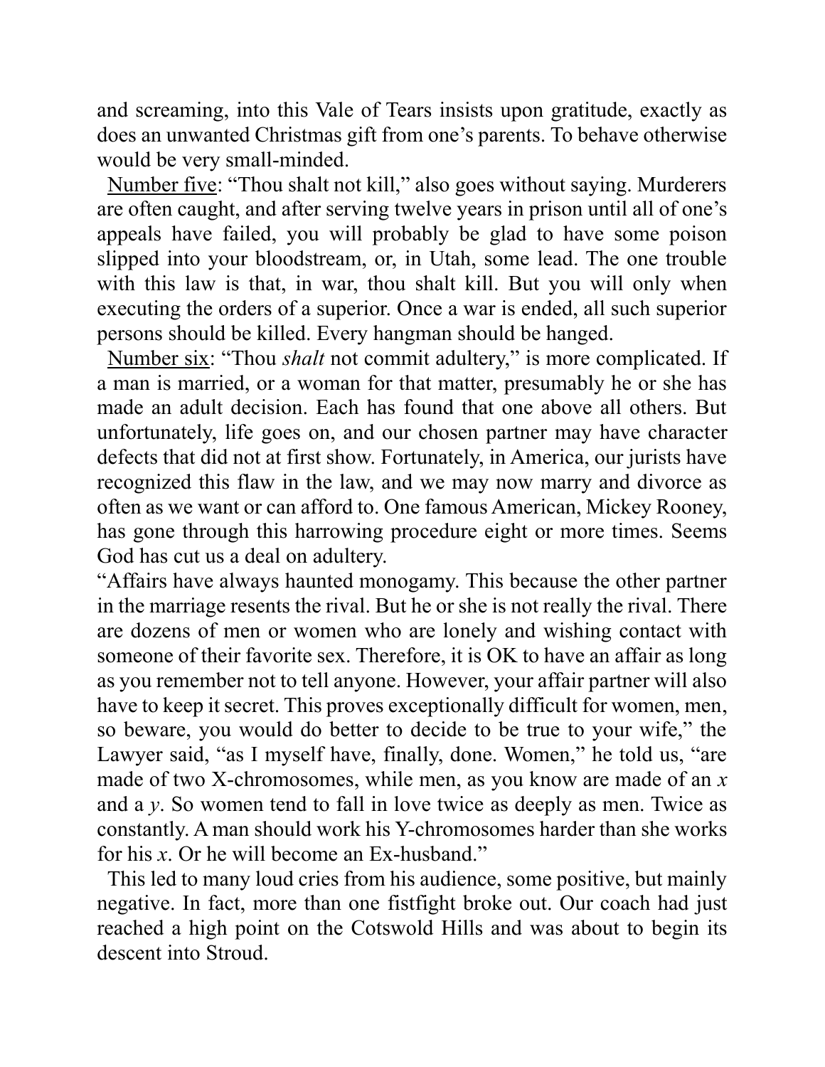and screaming, into this Vale of Tears insists upon gratitude, exactly as does an unwanted Christmas gift from one's parents. To behave otherwise would be very small-minded.

<u>Number five</u>: "Thou shalt not kill," also goes without saying. Murderers are often caught, and after serving twelve years in prison until all of one's appeals have failed, you will probably be glad to have some poison slipped into your bloodstream, or, in Utah, some lead. The one trouble with this law is that, in war, thou shalt kill. But you will only when executing the orders of a superior. Once a war is ended, all such superior persons should be killed. Every hangman should be hanged.

<u>Number six</u>: "Thou *shalt* not commit adultery," is more complicated. If a man is married, or a woman for that matter, presumably he or she has made an adult decision. Each has found that one above all others. But unfortunately, life goes on, and our chosen partner may have character defects that did not at first show. Fortunately, in America, our jurists have recognized this flaw in the law, and we may now marry and divorce as often as we want or can afford to. One famous American, Mickey Rooney, has gone through this harrowing procedure eight or more times. Seems God has cut us a deal on adultery.

"Affairs have always haunted monogamy. This because the other partner in the marriage resents the rival. But he or she is not really the rival. There are dozens of men or women who are lonely and wishing contact with someone of their favorite sex. Therefore, it is OK to have an affair as long as you remember not to tell anyone. However, your affair partner will also have to keep it secret. This proves exceptionally difficult for women, men, so beware, you would do better to decide to be true to your wife," the Lawyer said, "as I myself have, finally, done. Women," he told us, "are made of two X-chromosomes, while men, as you know are made of an *x* and a *y*. So women tend to fall in love twice as deeply as men. Twice as constantly. A man should work his Y-chromosomes harder than she works for his *x*. Or he will become an Ex-husband."

This led to many loud cries from his audience, some positive, but mainly negative. In fact, more than one fistfight broke out. Our coach had just reached a high point on the Cotswold Hills and was about to begin its descent into Stroud.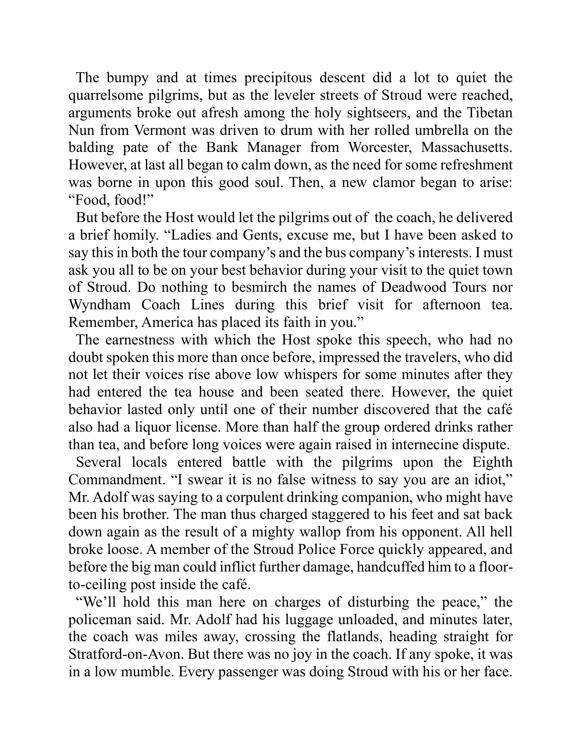The bumpy and at times precipitous descent did a lot to quiet the quarrelsome pilgrims, but as the leveler streets of Stroud were reached, arguments broke out afresh among the holy sightseers, and the Tibetan Nun from Vermont was driven to drum with her rolled umbrella on the balding pate of the Bank Manager from Worcester, Massachusetts. However, at last all began to calm down, as the need for some refreshment was borne in upon this good soul. Then, a new clamor began to arise: "Food, food!"

But before the Host would let the pilgrims out of the coach, he delivered a brief homily. "Ladies and Gents, excuse me, but I have been asked to say this in both the tour company's and the bus company's interests. I must ask you all to be on your best behavior during your visit to the quiet town of Stroud. Do nothing to besmirch the names of Deadwood Tours nor Wyndham Coach Lines during this brief visit for afternoon tea. Remember, America has placed its faith in you."

The earnestness with which the Host spoke this speech, who had no doubt spoken this more than once before, impressed the travelers, who did not let their voices rise above low whispers for some minutes after they had entered the tea house and been seated there. However, the quiet behavior lasted only until one of their number discovered that the café also had a liquor license. More than half the group ordered drinks rather than tea, and before long voices were again raised in internecine dispute.

Several locals entered battle with the pilgrims upon the Eighth Commandment. "I swear it is no false witness to say you are an idiot," Mr. Adolf was saying to a corpulent drinking companion, who might have been his brother. The man thus charged staggered to his feet and sat back down again as the result of a mighty wallop from his opponent. All hell broke loose. A member of the Stroud Police Force quickly appeared, and before the big man could inflict further damage, handcuffed him to a floor-to-ceiling post inside the café.

"We'll hold this man here on charges of disturbing the peace," the policeman said. Mr. Adolf had his luggage unloaded, and minutes later, the coach was miles away, crossing the flatlands, heading straight for Stratford-on-Avon. But there was no joy in the coach. If any spoke, it was in a low mumble. Every passenger was doing Stroud with his or her face.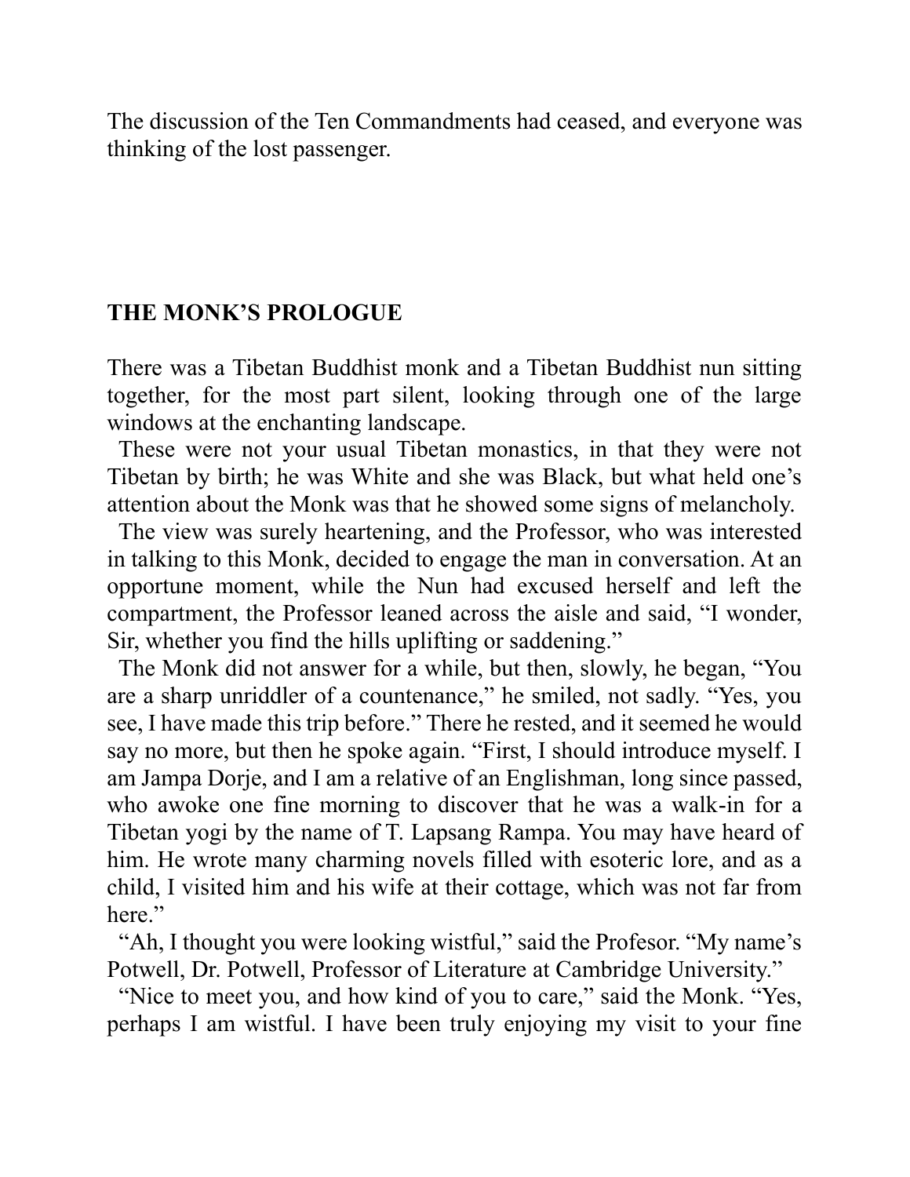The discussion of the Ten Commandments had ceased, and everyone was thinking of the lost passenger.

## THE MONK'S PROLOGUE

There was a Tibetan Buddhist monk and a Tibetan Buddhist nun sitting together, for the most part silent, looking through one of the large windows at the enchanting landscape.

These were not your usual Tibetan monastics, in that they were not Tibetan by birth; he was White and she was Black, but what held one's attention about the Monk was that he showed some signs of melancholy.

The view was surely heartening, and the Professor, who was interested in talking to this Monk, decided to engage the man in conversation. At an opportune moment, while the Nun had excused herself and left the compartment, the Professor leaned across the aisle and said, "I wonder, Sir, whether you find the hills uplifting or saddening."

The Monk did not answer for a while, but then, slowly, he began, "You are a sharp unriddler of a countenance," he smiled, not sadly. "Yes, you see, I have made this trip before." There he rested, and it seemed he would say no more, but then he spoke again. "First, I should introduce myself. I am Jampa Dorje, and I am a relative of an Englishman, long since passed, who awoke one fine morning to discover that he was a walk-in for a Tibetan yogi by the name of T. Lapsang Rampa. You may have heard of him. He wrote many charming novels filled with esoteric lore, and as a child, I visited him and his wife at their cottage, which was not far from here."

"Ah, I thought you were looking wistful," said the Profesor. "My name's Potwell, Dr. Potwell, Professor of Literature at Cambridge University."

"Nice to meet you, and how kind of you to care," said the Monk. "Yes, perhaps I am wistful. I have been truly enjoying my visit to your fine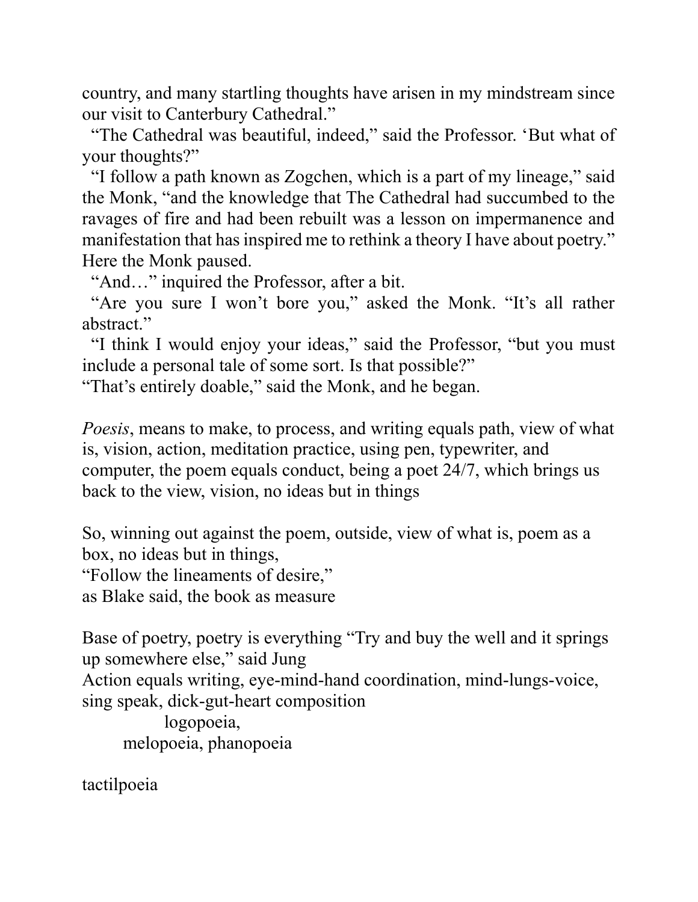country, and many startling thoughts have arisen in my mindstream since our visit to Canterbury Cathedral."

"The Cathedral was beautiful, indeed," said the Professor. 'But what of your thoughts?"

"I follow a path known as Zogchen, which is a part of my lineage," said the Monk, "and the knowledge that The Cathedral had succumbed to the ravages of fire and had been rebuilt was a lesson on impermanence and manifestation that has inspired me to rethink a theory I have about poetry." Here the Monk paused.

"And…" inquired the Professor, after a bit.

"Are you sure I won't bore you," asked the Monk. "It's all rather abstract."

"I think I would enjoy your ideas," said the Professor, "but you must include a personal tale of some sort. Is that possible?"

"That's entirely doable," said the Monk, and he began.

*Poesis*, means to make, to process, and writing equals path, view of what is, vision, action, meditation practice, using pen, typewriter, and computer, the poem equals conduct, being a poet 24/7, which brings us back to the view, vision, no ideas but in things

So, winning out against the poem, outside, view of what is, poem as a box, no ideas but in things,
"Follow the lineaments of desire,"
as Blake said, the book as measure

Base of poetry, poetry is everything "Try and buy the well and it springs up somewhere else," said Jung
Action equals writing, eye-mind-hand coordination, mind-lungs-voice, sing speak, dick-gut-heart composition
logopoeia,
melopoeia, phanopoeia

tactilpoeia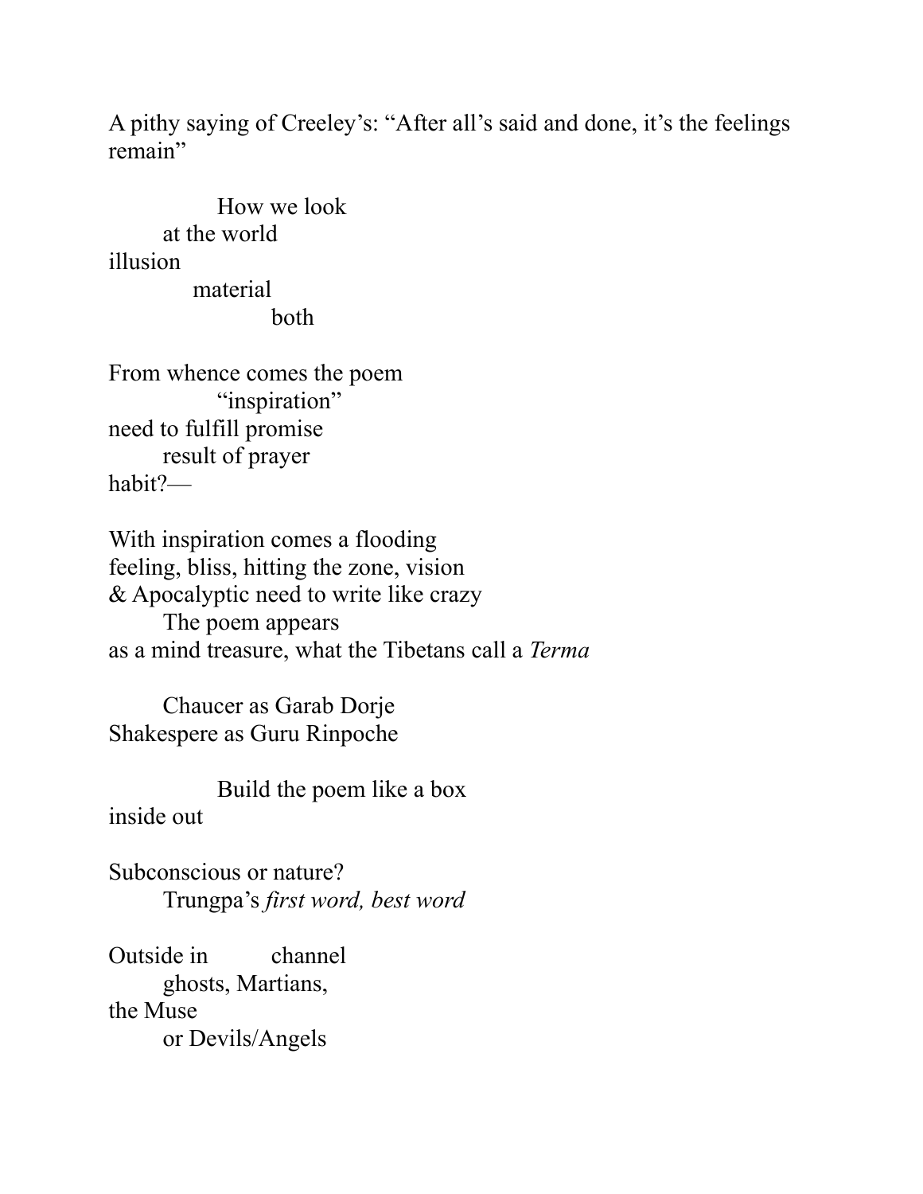A pithy saying of Creeley's: "After all's said and done, it's the feelings remain"

                How we look
        at the world
illusion
            material
                    both

From whence comes the poem
                "inspiration"
need to fulfill promise
        result of prayer
habit?—

With inspiration comes a flooding
feeling, bliss, hitting the zone, vision
& Apocalyptic need to write like crazy
        The poem appears
as a mind treasure, what the Tibetans call a *Terma*

        Chaucer as Garab Dorje
Shakespere as Guru Rinpoche

                Build the poem like a box
inside out

Subconscious or nature?
        Trungpa's *first word, best word*

Outside in          channel
        ghosts, Martians,
the Muse
        or Devils/Angels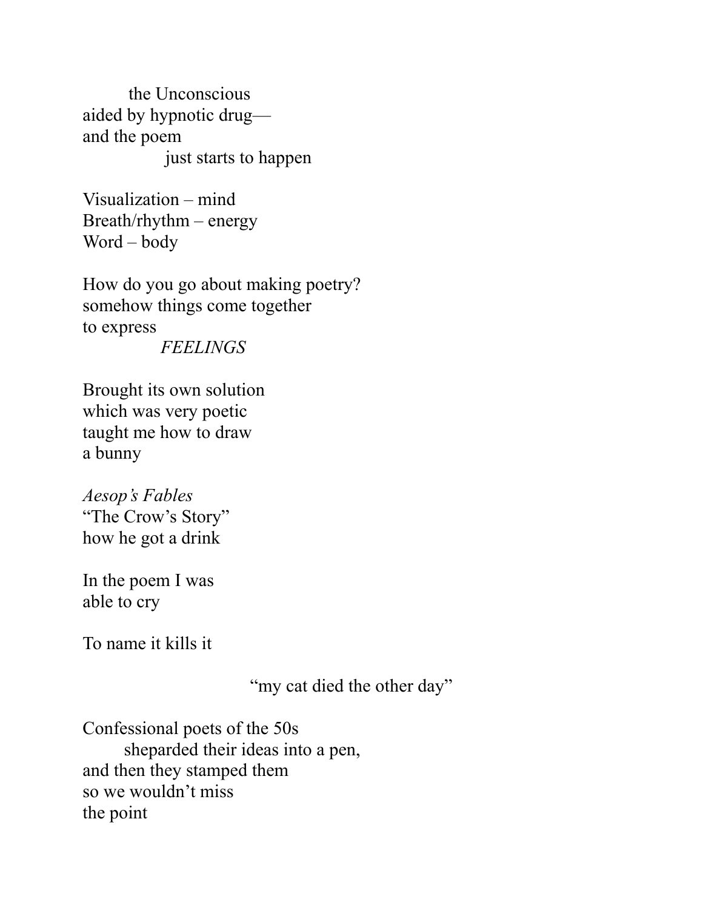the Unconscious
aided by hypnotic drug—
and the poem
just starts to happen

Visualization – mind
Breath/rhythm – energy
Word – body

How do you go about making poetry?
somehow things come together
to express
*FEELINGS*

Brought its own solution
which was very poetic
taught me how to draw
a bunny

*Aesop's Fables*
"The Crow's Story"
how he got a drink

In the poem I was
able to cry

To name it kills it

"my cat died the other day"

Confessional poets of the 50s
sheparded their ideas into a pen,
and then they stamped them
so we wouldn't miss
the point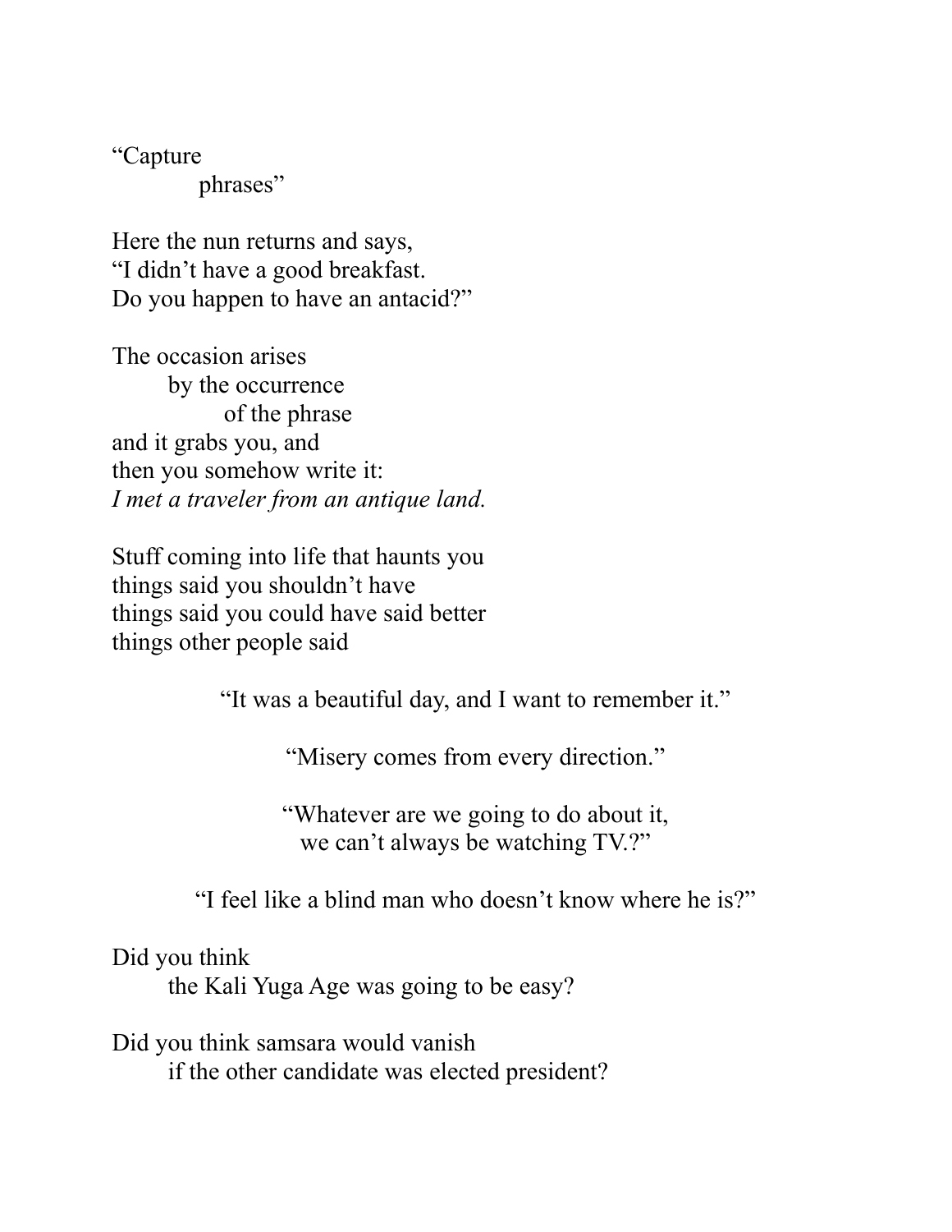“Capture
            phrases”

Here the nun returns and says,
“I didn’t have a good breakfast.
Do you happen to have an antacid?”

The occasion arises
        by the occurrence
                of the phrase
and it grabs you, and
then you somehow write it:
*I met a traveler from an antique land.*

Stuff coming into life that haunts you
things said you shouldn’t have
things said you could have said better
things other people said

“It was a beautiful day, and I want to remember it.”

“Misery comes from every direction.”

“Whatever are we going to do about it,
we can’t always be watching TV.?”

“I feel like a blind man who doesn’t know where he is?”

Did you think
        the Kali Yuga Age was going to be easy?

Did you think samsara would vanish
        if the other candidate was elected president?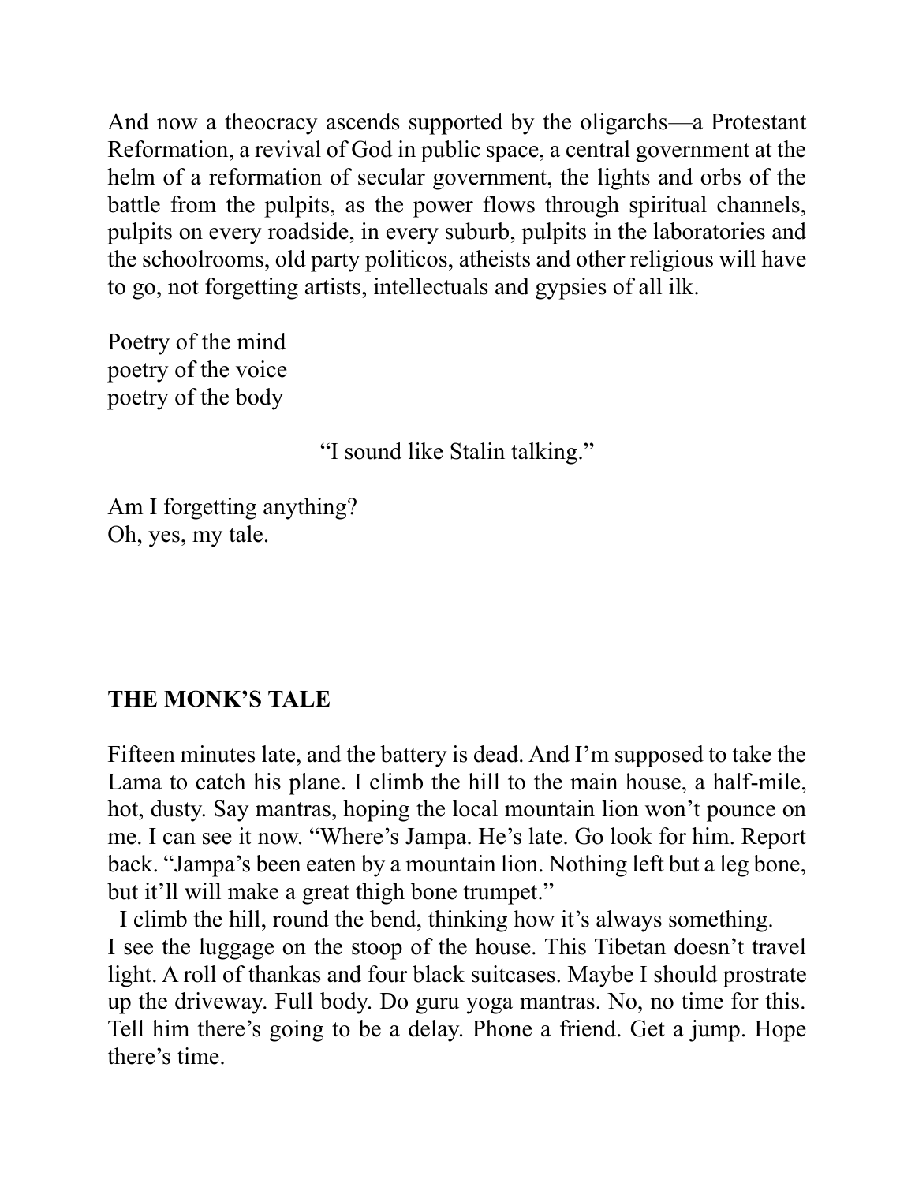And now a theocracy ascends supported by the oligarchs—a Protestant Reformation, a revival of God in public space, a central government at the helm of a reformation of secular government, the lights and orbs of the battle from the pulpits, as the power flows through spiritual channels, pulpits on every roadside, in every suburb, pulpits in the laboratories and the schoolrooms, old party politicos, atheists and other religious will have to go, not forgetting artists, intellectuals and gypsies of all ilk.

Poetry of the mind  
poetry of the voice  
poetry of the body

"I sound like Stalin talking."

Am I forgetting anything?  
Oh, yes, my tale.

**THE MONK'S TALE**

Fifteen minutes late, and the battery is dead. And I'm supposed to take the Lama to catch his plane. I climb the hill to the main house, a half-mile, hot, dusty. Say mantras, hoping the local mountain lion won't pounce on me. I can see it now. "Where's Jampa. He's late. Go look for him. Report back. "Jampa's been eaten by a mountain lion. Nothing left but a leg bone, but it'll will make a great thigh bone trumpet."

I climb the hill, round the bend, thinking how it's always something. I see the luggage on the stoop of the house. This Tibetan doesn't travel light. A roll of thankas and four black suitcases. Maybe I should prostrate up the driveway. Full body. Do guru yoga mantras. No, no time for this. Tell him there's going to be a delay. Phone a friend. Get a jump. Hope there's time.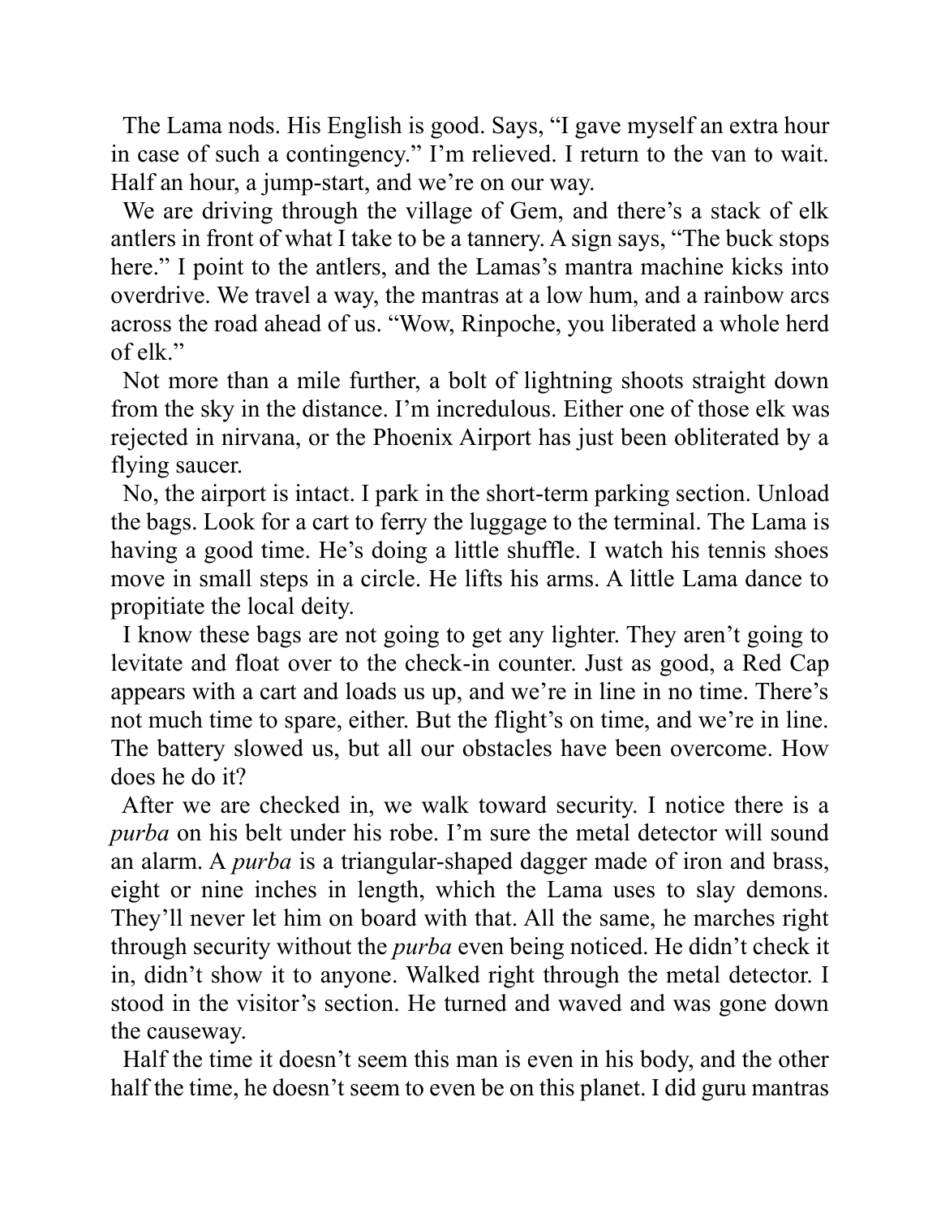The Lama nods. His English is good. Says, "I gave myself an extra hour in case of such a contingency." I'm relieved. I return to the van to wait. Half an hour, a jump-start, and we're on our way.

We are driving through the village of Gem, and there's a stack of elk antlers in front of what I take to be a tannery. A sign says, "The buck stops here." I point to the antlers, and the Lamas's mantra machine kicks into overdrive. We travel a way, the mantras at a low hum, and a rainbow arcs across the road ahead of us. "Wow, Rinpoche, you liberated a whole herd of elk."

Not more than a mile further, a bolt of lightning shoots straight down from the sky in the distance. I'm incredulous. Either one of those elk was rejected in nirvana, or the Phoenix Airport has just been obliterated by a flying saucer.

No, the airport is intact. I park in the short-term parking section. Unload the bags. Look for a cart to ferry the luggage to the terminal. The Lama is having a good time. He's doing a little shuffle. I watch his tennis shoes move in small steps in a circle. He lifts his arms. A little Lama dance to propitiate the local deity.

I know these bags are not going to get any lighter. They aren't going to levitate and float over to the check-in counter. Just as good, a Red Cap appears with a cart and loads us up, and we're in line in no time. There's not much time to spare, either. But the flight's on time, and we're in line. The battery slowed us, but all our obstacles have been overcome. How does he do it?

After we are checked in, we walk toward security. I notice there is a *purba* on his belt under his robe. I'm sure the metal detector will sound an alarm. A *purba* is a triangular-shaped dagger made of iron and brass, eight or nine inches in length, which the Lama uses to slay demons. They'll never let him on board with that. All the same, he marches right through security without the *purba* even being noticed. He didn't check it in, didn't show it to anyone. Walked right through the metal detector. I stood in the visitor's section. He turned and waved and was gone down the causeway.

Half the time it doesn't seem this man is even in his body, and the other half the time, he doesn't seem to even be on this planet. I did guru mantras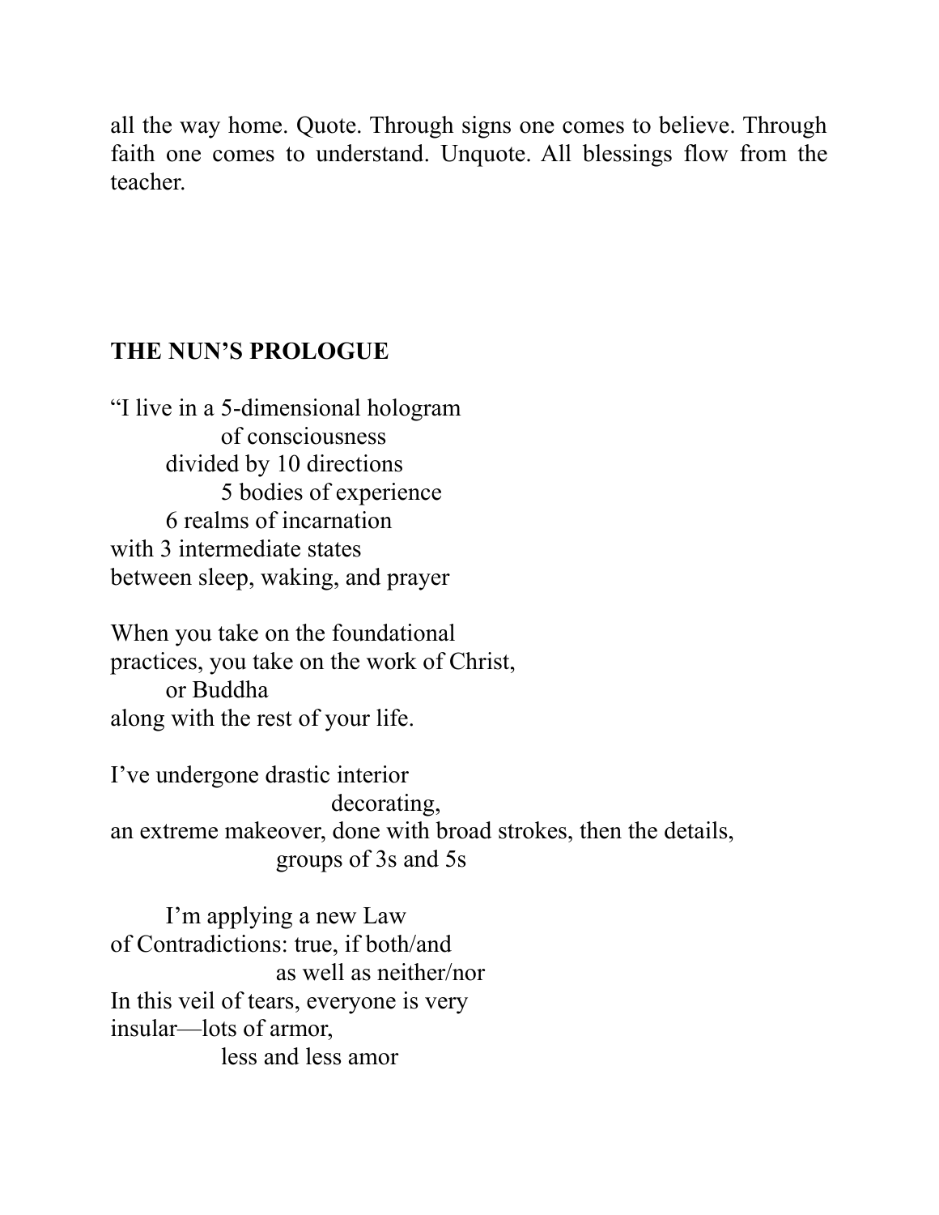all the way home. Quote. Through signs one comes to believe. Through faith one comes to understand. Unquote. All blessings flow from the teacher.

**THE NUN'S PROLOGUE**

"I live in a 5-dimensional hologram
        of consciousness
    divided by 10 directions
        5 bodies of experience
    6 realms of incarnation
with 3 intermediate states
between sleep, waking, and prayer

When you take on the foundational
practices, you take on the work of Christ,
    or Buddha
along with the rest of your life.

I've undergone drastic interior
            decorating,
an extreme makeover, done with broad strokes, then the details,
          groups of 3s and 5s

    I'm applying a new Law
of Contradictions: true, if both/and
          as well as neither/nor
In this veil of tears, everyone is very
insular—lots of armor,
        less and less amor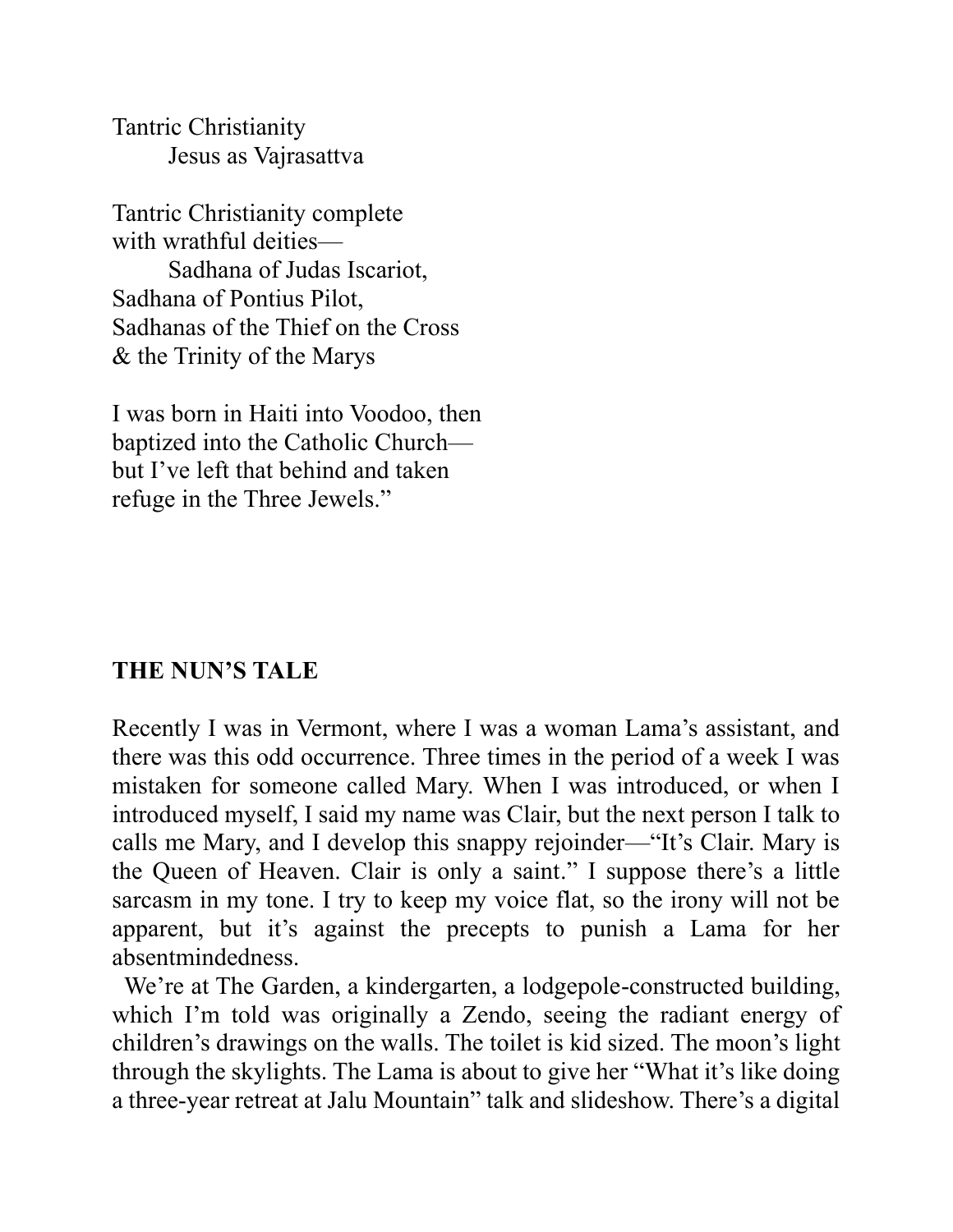Tantric Christianity
        Jesus as Vajrasattva

Tantric Christianity complete
with wrathful deities—
        Sadhana of Judas Iscariot,
Sadhana of Pontius Pilot,
Sadhanas of the Thief on the Cross
& the Trinity of the Marys

I was born in Haiti into Voodoo, then
baptized into the Catholic Church—
but I've left that behind and taken
refuge in the Three Jewels."

**THE NUN'S TALE**

Recently I was in Vermont, where I was a woman Lama's assistant, and there was this odd occurrence. Three times in the period of a week I was mistaken for someone called Mary. When I was introduced, or when I introduced myself, I said my name was Clair, but the next person I talk to calls me Mary, and I develop this snappy rejoinder—"It's Clair. Mary is the Queen of Heaven. Clair is only a saint." I suppose there's a little sarcasm in my tone. I try to keep my voice flat, so the irony will not be apparent, but it's against the precepts to punish a Lama for her absentmindedness.

We're at The Garden, a kindergarten, a lodgepole-constructed building, which I'm told was originally a Zendo, seeing the radiant energy of children's drawings on the walls. The toilet is kid sized. The moon's light through the skylights. The Lama is about to give her "What it's like doing a three-year retreat at Jalu Mountain" talk and slideshow. There's a digital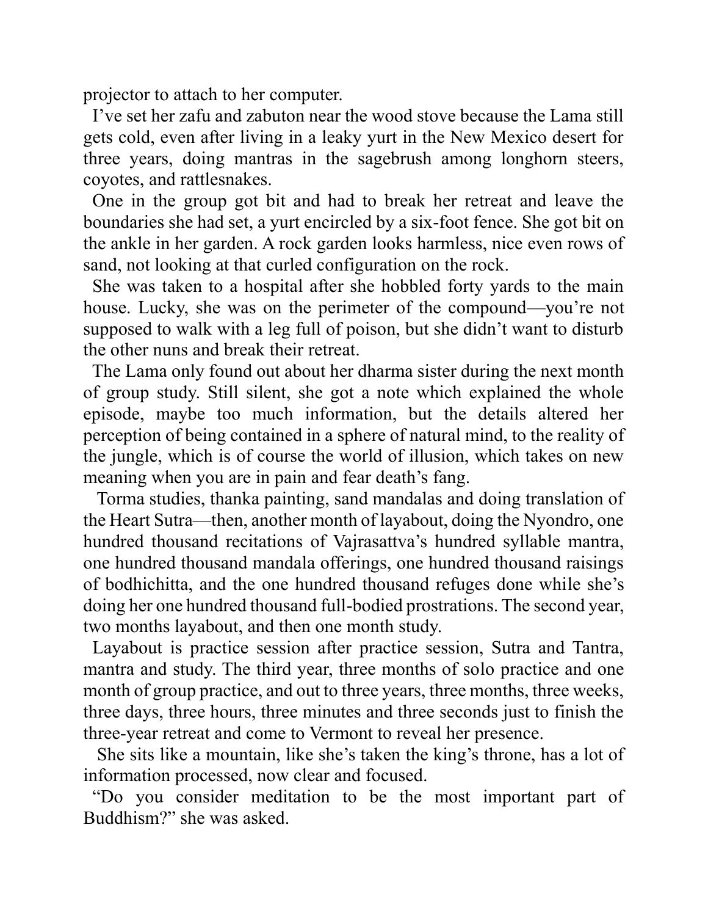projector to attach to her computer.

I've set her zafu and zabuton near the wood stove because the Lama still gets cold, even after living in a leaky yurt in the New Mexico desert for three years, doing mantras in the sagebrush among longhorn steers, coyotes, and rattlesnakes.

One in the group got bit and had to break her retreat and leave the boundaries she had set, a yurt encircled by a six-foot fence. She got bit on the ankle in her garden. A rock garden looks harmless, nice even rows of sand, not looking at that curled configuration on the rock.

She was taken to a hospital after she hobbled forty yards to the main house. Lucky, she was on the perimeter of the compound—you're not supposed to walk with a leg full of poison, but she didn't want to disturb the other nuns and break their retreat.

The Lama only found out about her dharma sister during the next month of group study. Still silent, she got a note which explained the whole episode, maybe too much information, but the details altered her perception of being contained in a sphere of natural mind, to the reality of the jungle, which is of course the world of illusion, which takes on new meaning when you are in pain and fear death's fang.

Torma studies, thanka painting, sand mandalas and doing translation of the Heart Sutra—then, another month of layabout, doing the Nyondro, one hundred thousand recitations of Vajrasattva's hundred syllable mantra, one hundred thousand mandala offerings, one hundred thousand raisings of bodhichitta, and the one hundred thousand refuges done while she's doing her one hundred thousand full-bodied prostrations. The second year, two months layabout, and then one month study.

Layabout is practice session after practice session, Sutra and Tantra, mantra and study. The third year, three months of solo practice and one month of group practice, and out to three years, three months, three weeks, three days, three hours, three minutes and three seconds just to finish the three-year retreat and come to Vermont to reveal her presence.

She sits like a mountain, like she's taken the king's throne, has a lot of information processed, now clear and focused.

"Do you consider meditation to be the most important part of Buddhism?" she was asked.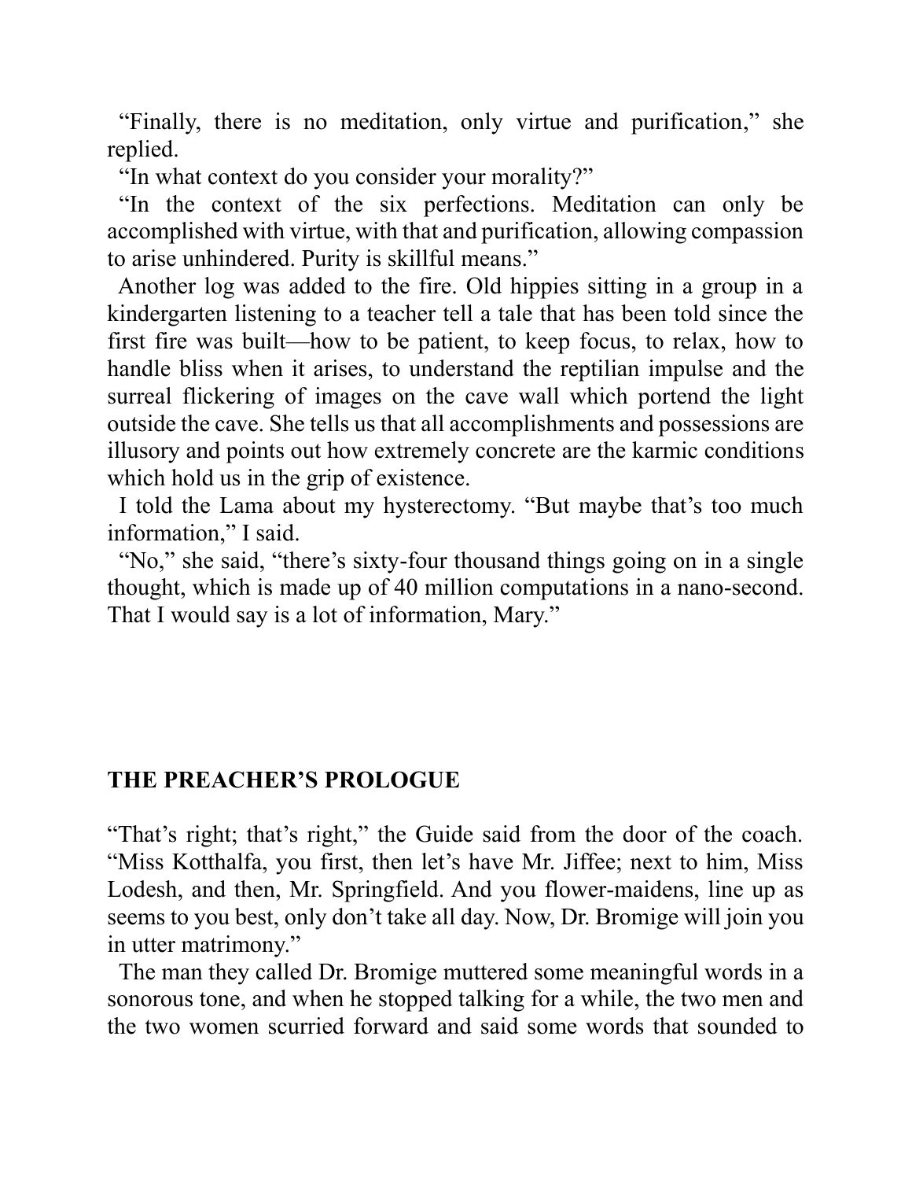"Finally, there is no meditation, only virtue and purification," she replied.

"In what context do you consider your morality?"

"In the context of the six perfections. Meditation can only be accomplished with virtue, with that and purification, allowing compassion to arise unhindered. Purity is skillful means."

Another log was added to the fire. Old hippies sitting in a group in a kindergarten listening to a teacher tell a tale that has been told since the first fire was built—how to be patient, to keep focus, to relax, how to handle bliss when it arises, to understand the reptilian impulse and the surreal flickering of images on the cave wall which portend the light outside the cave. She tells us that all accomplishments and possessions are illusory and points out how extremely concrete are the karmic conditions which hold us in the grip of existence.

I told the Lama about my hysterectomy. "But maybe that's too much information," I said.

"No," she said, "there's sixty-four thousand things going on in a single thought, which is made up of 40 million computations in a nano-second. That I would say is a lot of information, Mary."

## THE PREACHER'S PROLOGUE

"That's right; that's right," the Guide said from the door of the coach. "Miss Kotthalfa, you first, then let's have Mr. Jiffee; next to him, Miss Lodesh, and then, Mr. Springfield. And you flower-maidens, line up as seems to you best, only don't take all day. Now, Dr. Bromige will join you in utter matrimony."

The man they called Dr. Bromige muttered some meaningful words in a sonorous tone, and when he stopped talking for a while, the two men and the two women scurried forward and said some words that sounded to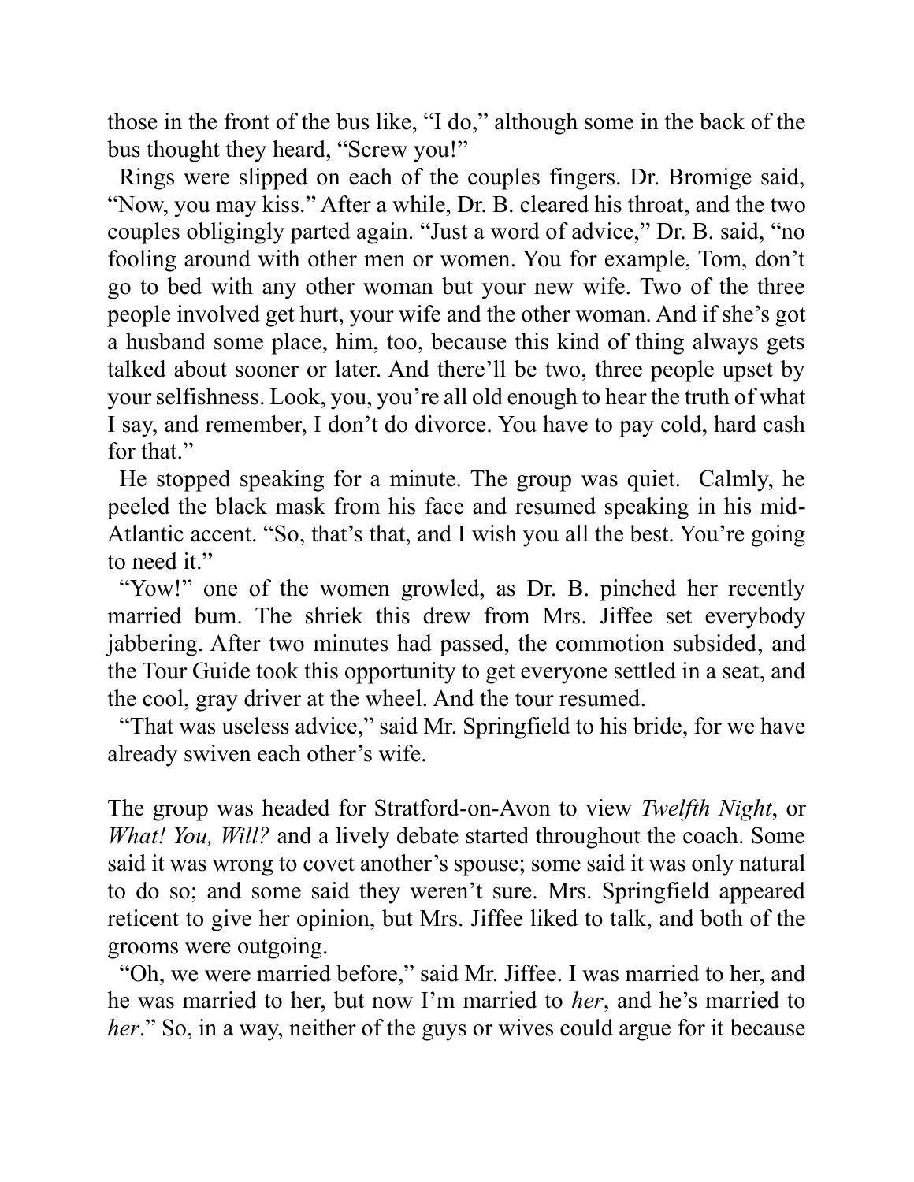those in the front of the bus like, "I do," although some in the back of the bus thought they heard, "Screw you!"

Rings were slipped on each of the couples fingers. Dr. Bromige said, "Now, you may kiss." After a while, Dr. B. cleared his throat, and the two couples obligingly parted again. "Just a word of advice," Dr. B. said, "no fooling around with other men or women. You for example, Tom, don't go to bed with any other woman but your new wife. Two of the three people involved get hurt, your wife and the other woman. And if she's got a husband some place, him, too, because this kind of thing always gets talked about sooner or later. And there'll be two, three people upset by your selfishness. Look, you, you're all old enough to hear the truth of what I say, and remember, I don't do divorce. You have to pay cold, hard cash for that."

He stopped speaking for a minute. The group was quiet. Calmly, he peeled the black mask from his face and resumed speaking in his mid-Atlantic accent. "So, that's that, and I wish you all the best. You're going to need it."

"Yow!" one of the women growled, as Dr. B. pinched her recently married bum. The shriek this drew from Mrs. Jiffee set everybody jabbering. After two minutes had passed, the commotion subsided, and the Tour Guide took this opportunity to get everyone settled in a seat, and the cool, gray driver at the wheel. And the tour resumed.

"That was useless advice," said Mr. Springfield to his bride, for we have already swiven each other's wife.

The group was headed for Stratford-on-Avon to view *Twelfth Night*, or *What! You, Will?* and a lively debate started throughout the coach. Some said it was wrong to covet another's spouse; some said it was only natural to do so; and some said they weren't sure. Mrs. Springfield appeared reticent to give her opinion, but Mrs. Jiffee liked to talk, and both of the grooms were outgoing.

"Oh, we were married before," said Mr. Jiffee. I was married to her, and he was married to her, but now I'm married to *her*, and he's married to *her*." So, in a way, neither of the guys or wives could argue for it because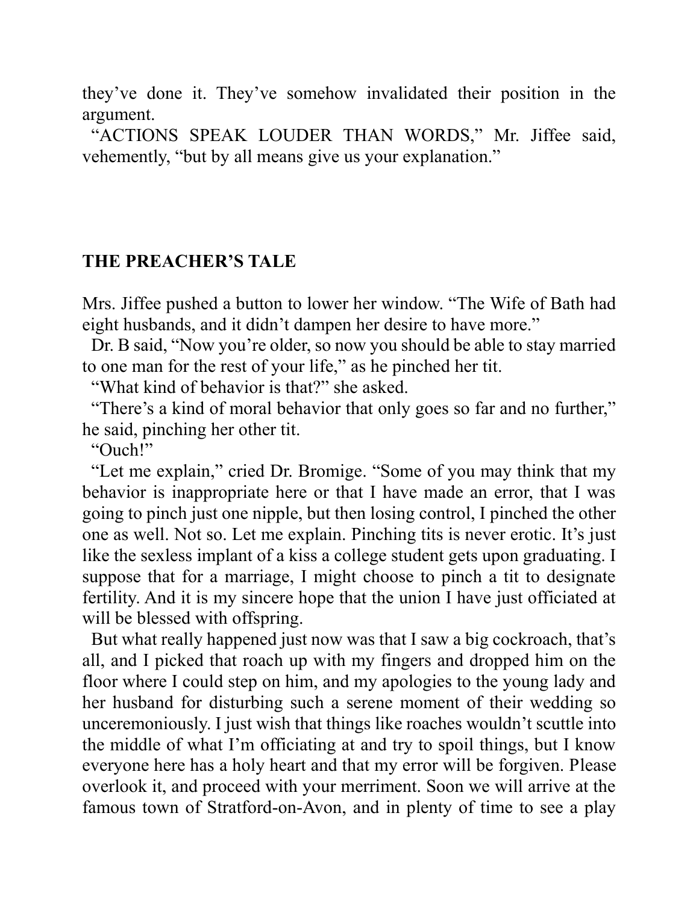they've done it. They've somehow invalidated their position in the argument.

"ACTIONS SPEAK LOUDER THAN WORDS," Mr. Jiffee said, vehemently, "but by all means give us your explanation."

## THE PREACHER'S TALE

Mrs. Jiffee pushed a button to lower her window. "The Wife of Bath had eight husbands, and it didn't dampen her desire to have more."

Dr. B said, "Now you're older, so now you should be able to stay married to one man for the rest of your life," as he pinched her tit.

"What kind of behavior is that?" she asked.

"There's a kind of moral behavior that only goes so far and no further," he said, pinching her other tit.

"Ouch!"

"Let me explain," cried Dr. Bromige. "Some of you may think that my behavior is inappropriate here or that I have made an error, that I was going to pinch just one nipple, but then losing control, I pinched the other one as well. Not so. Let me explain. Pinching tits is never erotic. It's just like the sexless implant of a kiss a college student gets upon graduating. I suppose that for a marriage, I might choose to pinch a tit to designate fertility. And it is my sincere hope that the union I have just officiated at will be blessed with offspring.

But what really happened just now was that I saw a big cockroach, that's all, and I picked that roach up with my fingers and dropped him on the floor where I could step on him, and my apologies to the young lady and her husband for disturbing such a serene moment of their wedding so unceremoniously. I just wish that things like roaches wouldn't scuttle into the middle of what I'm officiating at and try to spoil things, but I know everyone here has a holy heart and that my error will be forgiven. Please overlook it, and proceed with your merriment. Soon we will arrive at the famous town of Stratford-on-Avon, and in plenty of time to see a play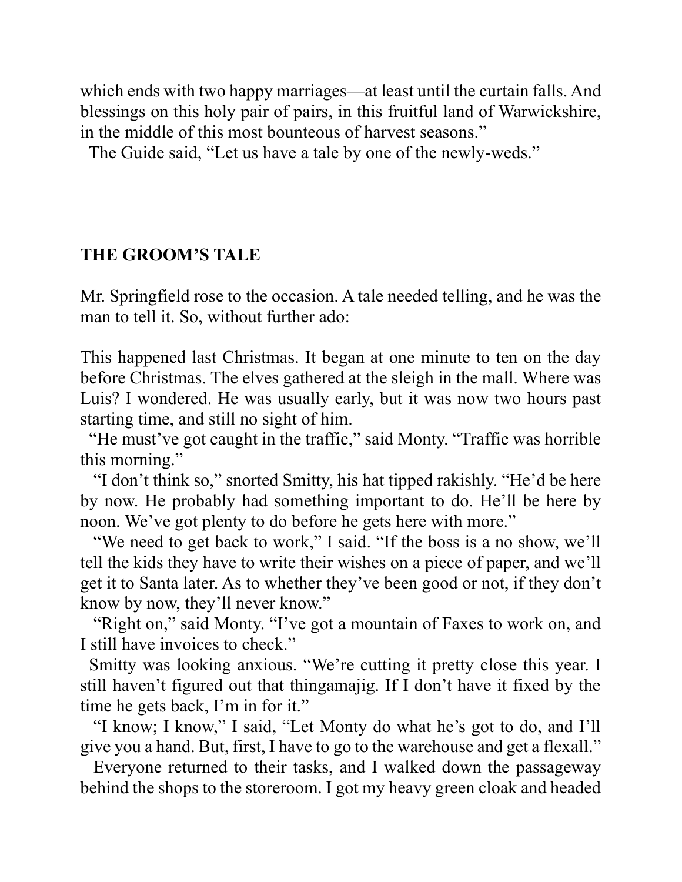which ends with two happy marriages—at least until the curtain falls. And blessings on this holy pair of pairs, in this fruitful land of Warwickshire, in the middle of this most bounteous of harvest seasons."

The Guide said, "Let us have a tale by one of the newly-weds."

## THE GROOM'S TALE

Mr. Springfield rose to the occasion. A tale needed telling, and he was the man to tell it. So, without further ado:

This happened last Christmas. It began at one minute to ten on the day before Christmas. The elves gathered at the sleigh in the mall. Where was Luis? I wondered. He was usually early, but it was now two hours past starting time, and still no sight of him.

"He must've got caught in the traffic," said Monty. "Traffic was horrible this morning."

"I don't think so," snorted Smitty, his hat tipped rakishly. "He'd be here by now. He probably had something important to do. He'll be here by noon. We've got plenty to do before he gets here with more."

"We need to get back to work," I said. "If the boss is a no show, we'll tell the kids they have to write their wishes on a piece of paper, and we'll get it to Santa later. As to whether they've been good or not, if they don't know by now, they'll never know."

"Right on," said Monty. "I've got a mountain of Faxes to work on, and I still have invoices to check."

Smitty was looking anxious. "We're cutting it pretty close this year. I still haven't figured out that thingamajig. If I don't have it fixed by the time he gets back, I'm in for it."

"I know; I know," I said, "Let Monty do what he's got to do, and I'll give you a hand. But, first, I have to go to the warehouse and get a flexall."

Everyone returned to their tasks, and I walked down the passageway behind the shops to the storeroom. I got my heavy green cloak and headed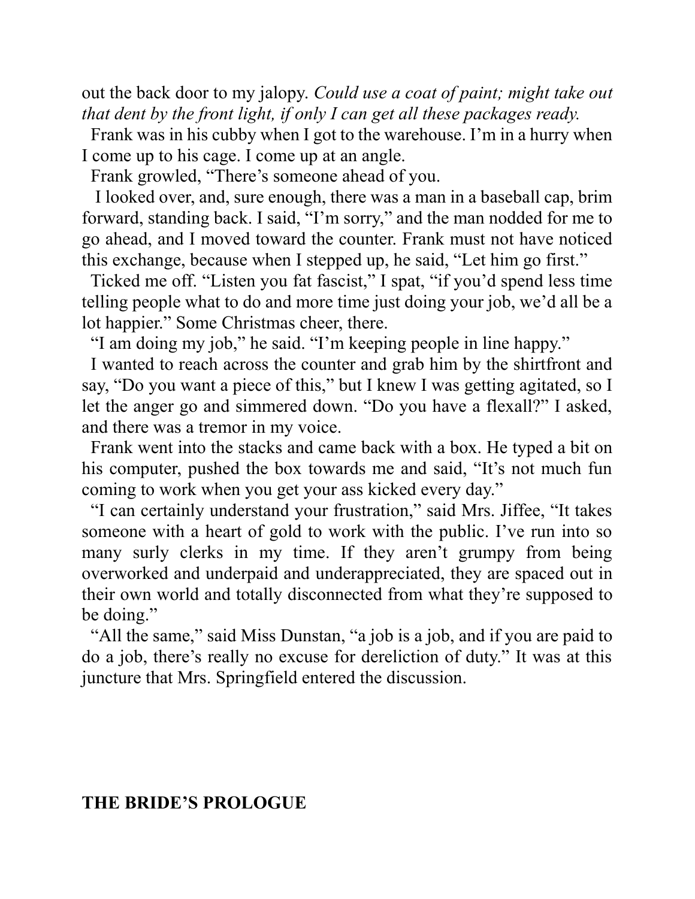out the back door to my jalopy. *Could use a coat of paint; might take out that dent by the front light, if only I can get all these packages ready.*

Frank was in his cubby when I got to the warehouse. I'm in a hurry when I come up to his cage. I come up at an angle.

Frank growled, "There's someone ahead of you.

I looked over, and, sure enough, there was a man in a baseball cap, brim forward, standing back. I said, "I'm sorry," and the man nodded for me to go ahead, and I moved toward the counter. Frank must not have noticed this exchange, because when I stepped up, he said, "Let him go first."

Ticked me off. "Listen you fat fascist," I spat, "if you'd spend less time telling people what to do and more time just doing your job, we'd all be a lot happier." Some Christmas cheer, there.

"I am doing my job," he said. "I'm keeping people in line happy."

I wanted to reach across the counter and grab him by the shirtfront and say, "Do you want a piece of this," but I knew I was getting agitated, so I let the anger go and simmered down. "Do you have a flexall?" I asked, and there was a tremor in my voice.

Frank went into the stacks and came back with a box. He typed a bit on his computer, pushed the box towards me and said, "It's not much fun coming to work when you get your ass kicked every day."

"I can certainly understand your frustration," said Mrs. Jiffee, "It takes someone with a heart of gold to work with the public. I've run into so many surly clerks in my time. If they aren't grumpy from being overworked and underpaid and underappreciated, they are spaced out in their own world and totally disconnected from what they're supposed to be doing."

"All the same," said Miss Dunstan, "a job is a job, and if you are paid to do a job, there's really no excuse for dereliction of duty." It was at this juncture that Mrs. Springfield entered the discussion.

## THE BRIDE'S PROLOGUE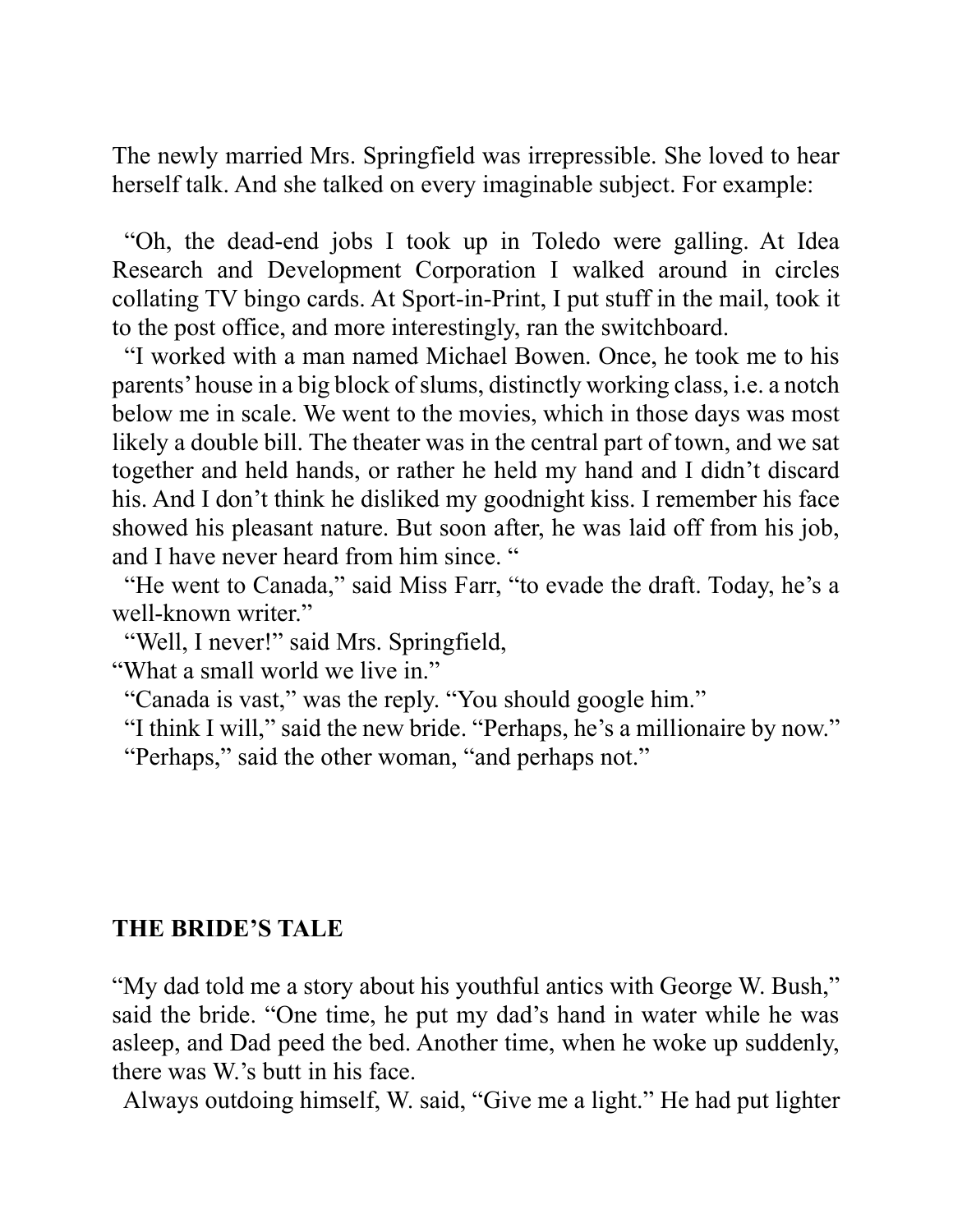The newly married Mrs. Springfield was irrepressible. She loved to hear herself talk. And she talked on every imaginable subject. For example:

"Oh, the dead-end jobs I took up in Toledo were galling. At Idea Research and Development Corporation I walked around in circles collating TV bingo cards. At Sport-in-Print, I put stuff in the mail, took it to the post office, and more interestingly, ran the switchboard.

"I worked with a man named Michael Bowen. Once, he took me to his parents' house in a big block of slums, distinctly working class, i.e. a notch below me in scale. We went to the movies, which in those days was most likely a double bill. The theater was in the central part of town, and we sat together and held hands, or rather he held my hand and I didn't discard his. And I don't think he disliked my goodnight kiss. I remember his face showed his pleasant nature. But soon after, he was laid off from his job, and I have never heard from him since. "

"He went to Canada," said Miss Farr, "to evade the draft. Today, he's a well-known writer."

"Well, I never!" said Mrs. Springfield,
"What a small world we live in."

"Canada is vast," was the reply. "You should google him."

"I think I will," said the new bride. "Perhaps, he's a millionaire by now."

"Perhaps," said the other woman, "and perhaps not."

**THE BRIDE'S TALE**

"My dad told me a story about his youthful antics with George W. Bush," said the bride. "One time, he put my dad's hand in water while he was asleep, and Dad peed the bed. Another time, when he woke up suddenly, there was W.'s butt in his face.

Always outdoing himself, W. said, "Give me a light." He had put lighter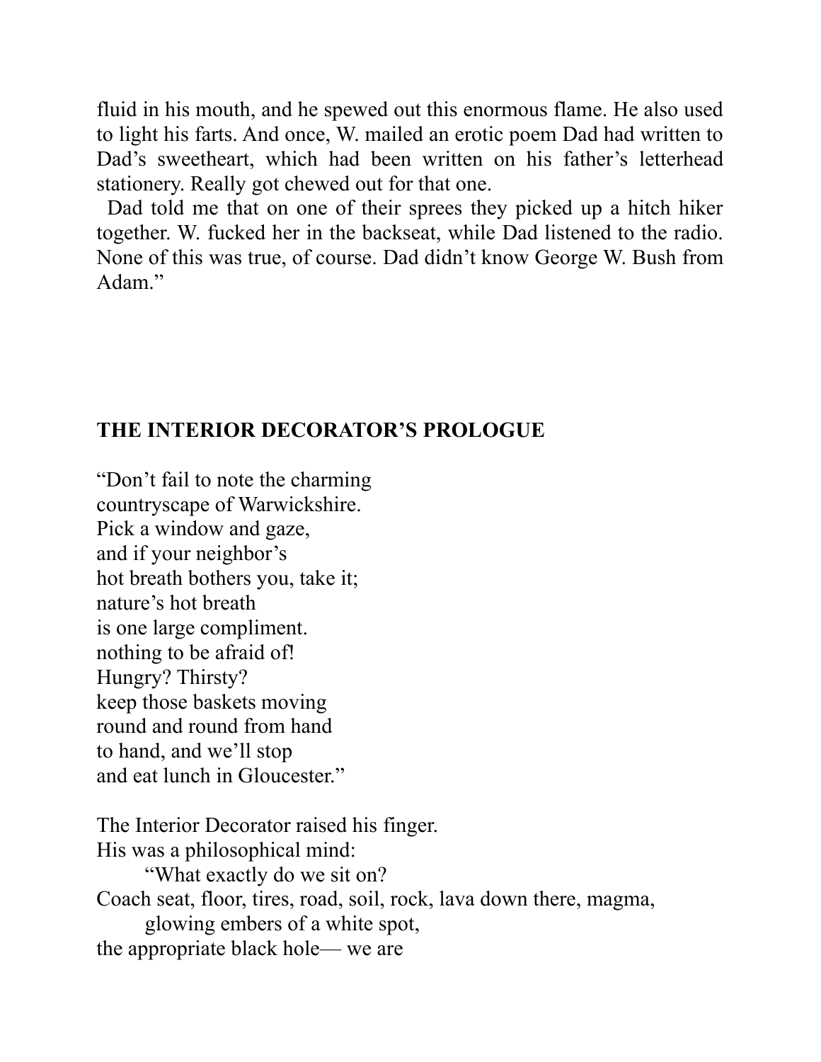fluid in his mouth, and he spewed out this enormous flame. He also used to light his farts. And once, W. mailed an erotic poem Dad had written to Dad's sweetheart, which had been written on his father's letterhead stationery. Really got chewed out for that one.

Dad told me that on one of their sprees they picked up a hitch hiker together. W. fucked her in the backseat, while Dad listened to the radio. None of this was true, of course. Dad didn't know George W. Bush from Adam."

## THE INTERIOR DECORATOR'S PROLOGUE

"Don't fail to note the charming  
countryscape of Warwickshire.  
Pick a window and gaze,  
and if your neighbor's  
hot breath bothers you, take it;  
nature's hot breath  
is one large compliment.  
nothing to be afraid of!  
Hungry? Thirsty?  
keep those baskets moving  
round and round from hand  
to hand, and we'll stop  
and eat lunch in Gloucester."

The Interior Decorator raised his finger.  
His was a philosophical mind:  
        "What exactly do we sit on?  
Coach seat, floor, tires, road, soil, rock, lava down there, magma,  
        glowing embers of a white spot,  
the appropriate black hole— we are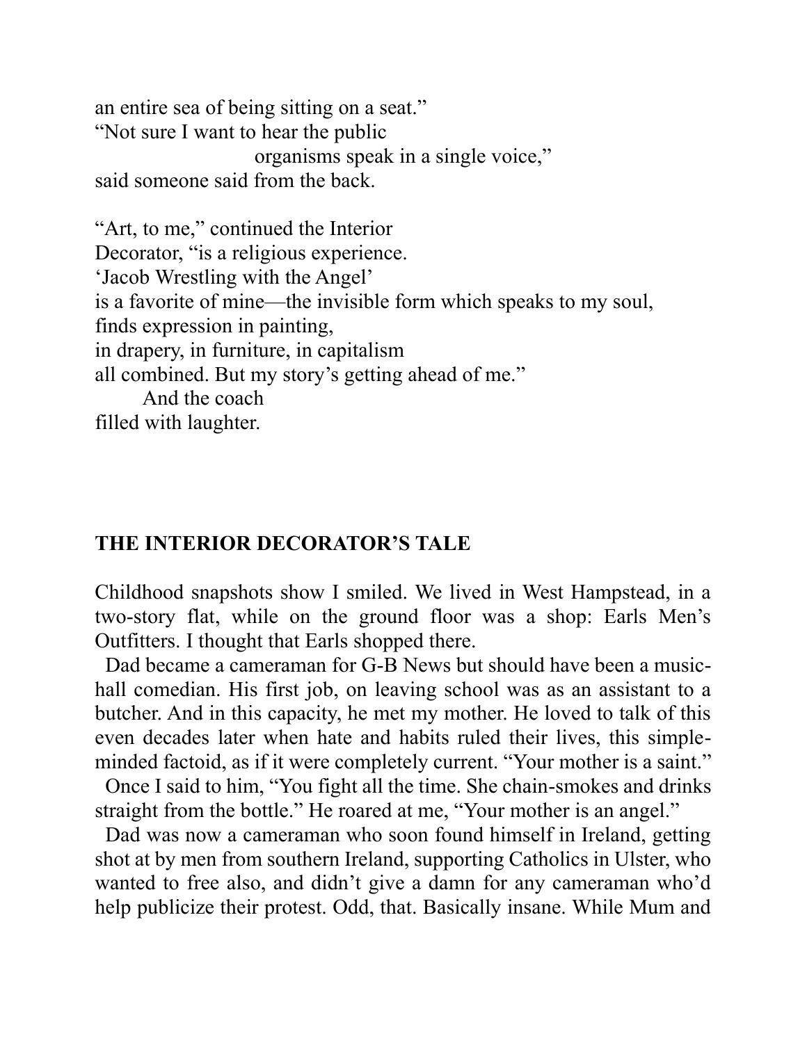an entire sea of being sitting on a seat."
"Not sure I want to hear the public
                    organisms speak in a single voice,"
said someone said from the back.

"Art, to me," continued the Interior
Decorator, "is a religious experience.
'Jacob Wrestling with the Angel'
is a favorite of mine—the invisible form which speaks to my soul,
finds expression in painting,
in drapery, in furniture, in capitalism
all combined. But my story's getting ahead of me."
        And the coach
filled with laughter.

## THE INTERIOR DECORATOR'S TALE

Childhood snapshots show I smiled. We lived in West Hampstead, in a two-story flat, while on the ground floor was a shop: Earls Men's Outfitters. I thought that Earls shopped there.

Dad became a cameraman for G-B News but should have been a music-hall comedian. His first job, on leaving school was as an assistant to a butcher. And in this capacity, he met my mother. He loved to talk of this even decades later when hate and habits ruled their lives, this simple-minded factoid, as if it were completely current. "Your mother is a saint."

Once I said to him, "You fight all the time. She chain-smokes and drinks straight from the bottle." He roared at me, "Your mother is an angel."

Dad was now a cameraman who soon found himself in Ireland, getting shot at by men from southern Ireland, supporting Catholics in Ulster, who wanted to free also, and didn't give a damn for any cameraman who'd help publicize their protest. Odd, that. Basically insane. While Mum and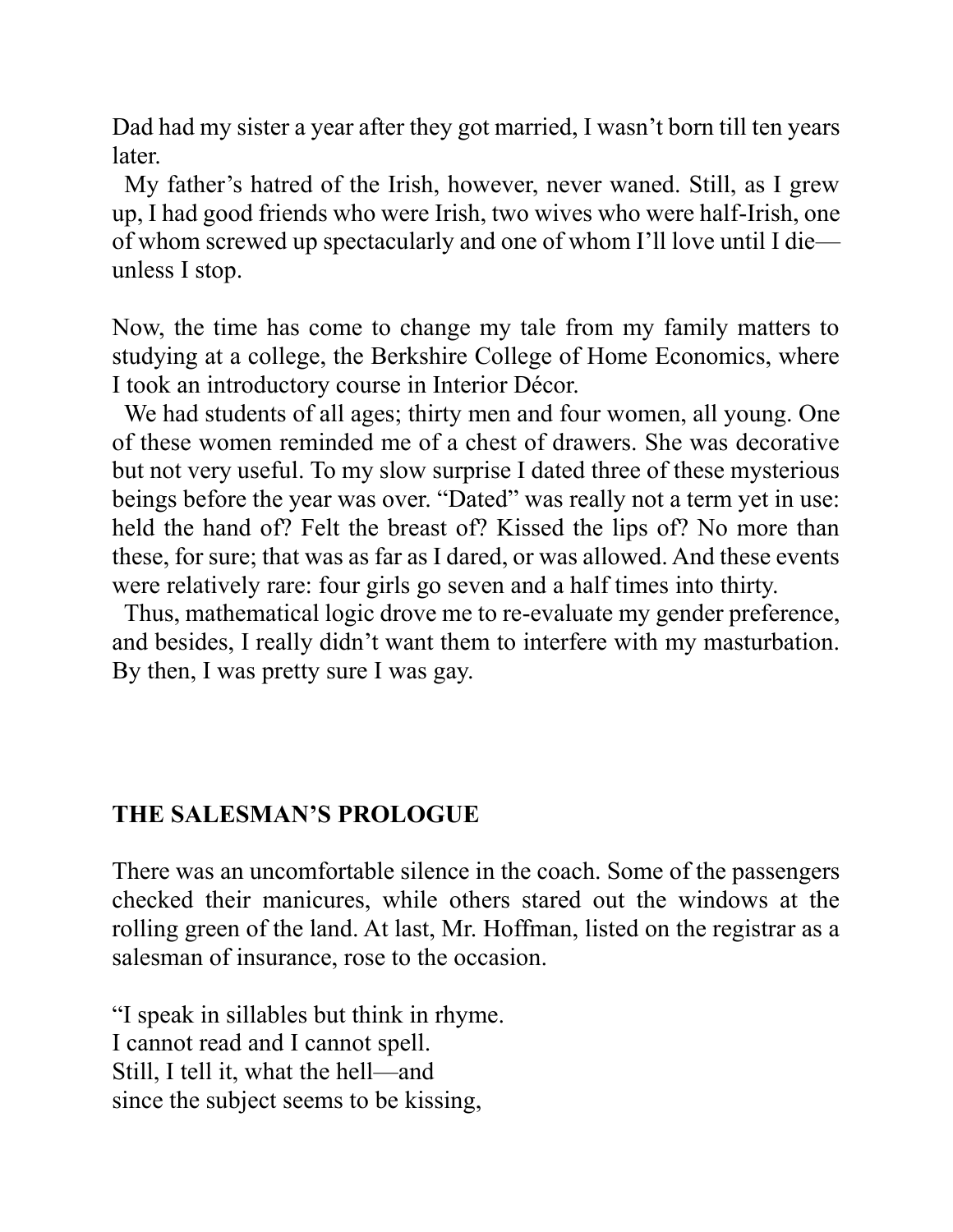Dad had my sister a year after they got married, I wasn't born till ten years later.

My father's hatred of the Irish, however, never waned. Still, as I grew up, I had good friends who were Irish, two wives who were half-Irish, one of whom screwed up spectacularly and one of whom I'll love until I die—unless I stop.

Now, the time has come to change my tale from my family matters to studying at a college, the Berkshire College of Home Economics, where I took an introductory course in Interior Décor.

We had students of all ages; thirty men and four women, all young. One of these women reminded me of a chest of drawers. She was decorative but not very useful. To my slow surprise I dated three of these mysterious beings before the year was over. "Dated" was really not a term yet in use: held the hand of? Felt the breast of? Kissed the lips of? No more than these, for sure; that was as far as I dared, or was allowed. And these events were relatively rare: four girls go seven and a half times into thirty.

Thus, mathematical logic drove me to re-evaluate my gender preference, and besides, I really didn't want them to interfere with my masturbation. By then, I was pretty sure I was gay.

## THE SALESMAN'S PROLOGUE

There was an uncomfortable silence in the coach. Some of the passengers checked their manicures, while others stared out the windows at the rolling green of the land. At last, Mr. Hoffman, listed on the registrar as a salesman of insurance, rose to the occasion.

"I speak in sillables but think in rhyme.  
I cannot read and I cannot spell.  
Still, I tell it, what the hell—and  
since the subject seems to be kissing,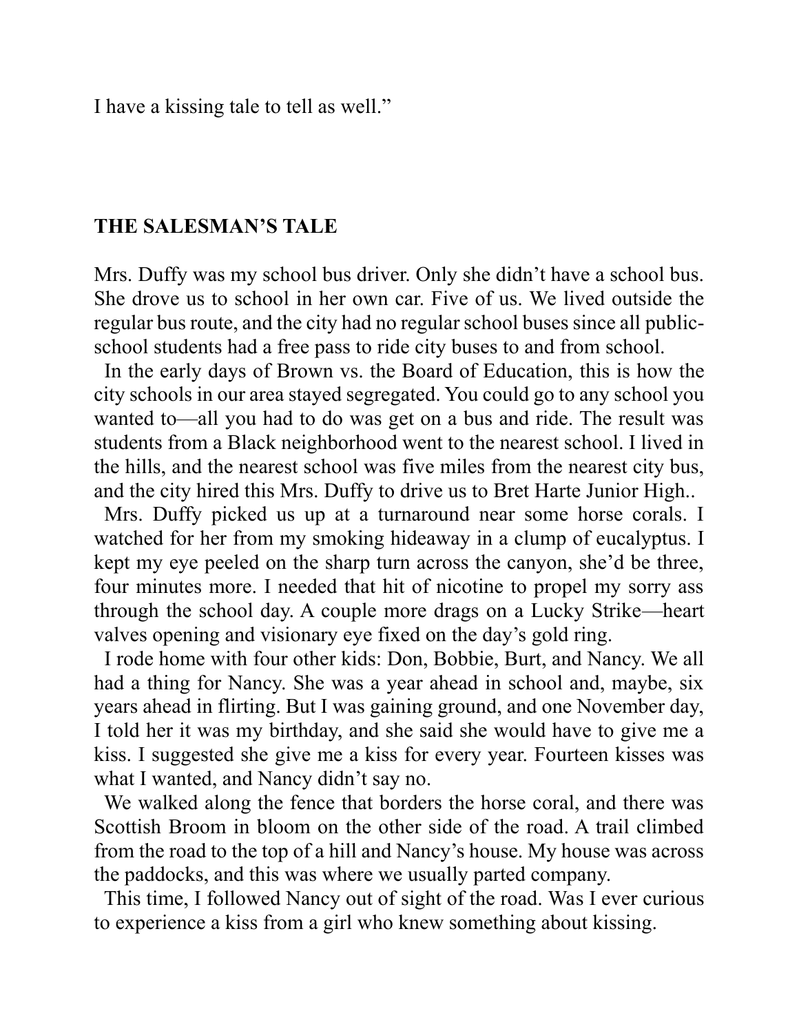I have a kissing tale to tell as well."

## THE SALESMAN'S TALE

Mrs. Duffy was my school bus driver. Only she didn't have a school bus. She drove us to school in her own car. Five of us. We lived outside the regular bus route, and the city had no regular school buses since all public-school students had a free pass to ride city buses to and from school.

In the early days of Brown vs. the Board of Education, this is how the city schools in our area stayed segregated. You could go to any school you wanted to—all you had to do was get on a bus and ride. The result was students from a Black neighborhood went to the nearest school. I lived in the hills, and the nearest school was five miles from the nearest city bus, and the city hired this Mrs. Duffy to drive us to Bret Harte Junior High..

Mrs. Duffy picked us up at a turnaround near some horse corals. I watched for her from my smoking hideaway in a clump of eucalyptus. I kept my eye peeled on the sharp turn across the canyon, she'd be three, four minutes more. I needed that hit of nicotine to propel my sorry ass through the school day. A couple more drags on a Lucky Strike—heart valves opening and visionary eye fixed on the day's gold ring.

I rode home with four other kids: Don, Bobbie, Burt, and Nancy. We all had a thing for Nancy. She was a year ahead in school and, maybe, six years ahead in flirting. But I was gaining ground, and one November day, I told her it was my birthday, and she said she would have to give me a kiss. I suggested she give me a kiss for every year. Fourteen kisses was what I wanted, and Nancy didn't say no.

We walked along the fence that borders the horse coral, and there was Scottish Broom in bloom on the other side of the road. A trail climbed from the road to the top of a hill and Nancy's house. My house was across the paddocks, and this was where we usually parted company.

This time, I followed Nancy out of sight of the road. Was I ever curious to experience a kiss from a girl who knew something about kissing.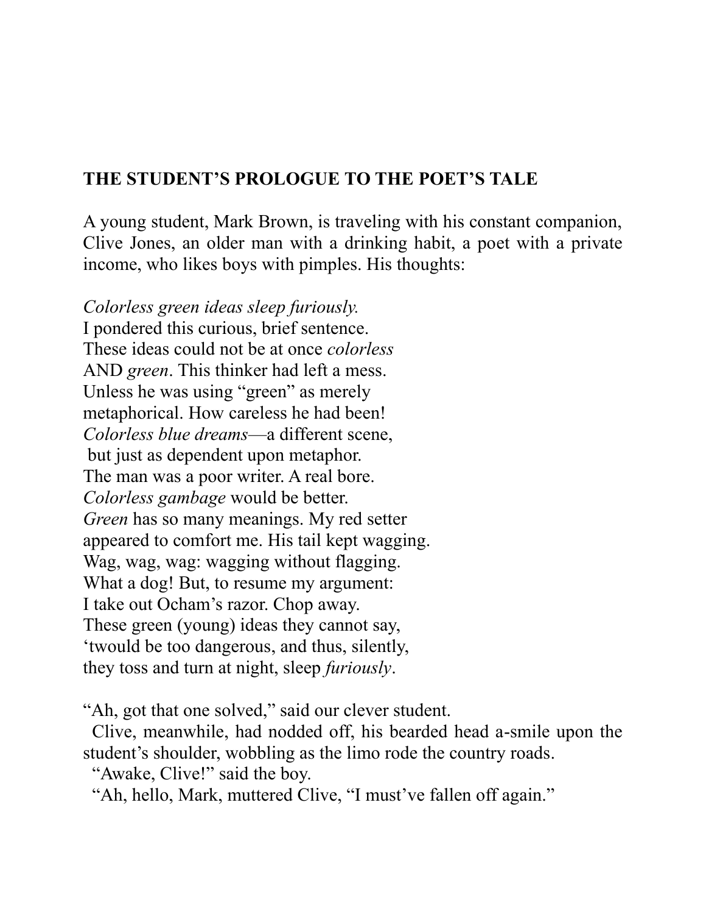## THE STUDENT'S PROLOGUE TO THE POET'S TALE

A young student, Mark Brown, is traveling with his constant companion, Clive Jones, an older man with a drinking habit, a poet with a private income, who likes boys with pimples. His thoughts:

*Colorless green ideas sleep furiously.*  
I pondered this curious, brief sentence.  
These ideas could not be at once *colorless*  
AND *green*. This thinker had left a mess.  
Unless he was using "green" as merely  
metaphorical. How careless he had been!  
*Colorless blue dreams*—a different scene,  
but just as dependent upon metaphor.  
The man was a poor writer. A real bore.  
*Colorless gambage* would be better.  
*Green* has so many meanings. My red setter  
appeared to comfort me. His tail kept wagging.  
Wag, wag, wag: wagging without flagging.  
What a dog! But, to resume my argument:  
I take out Ocham's razor. Chop away.  
These green (young) ideas they cannot say,  
'twould be too dangerous, and thus, silently,  
they toss and turn at night, sleep *furiously*.

"Ah, got that one solved," said our clever student.

Clive, meanwhile, had nodded off, his bearded head a-smile upon the student's shoulder, wobbling as the limo rode the country roads.

"Awake, Clive!" said the boy.

"Ah, hello, Mark, muttered Clive, "I must've fallen off again."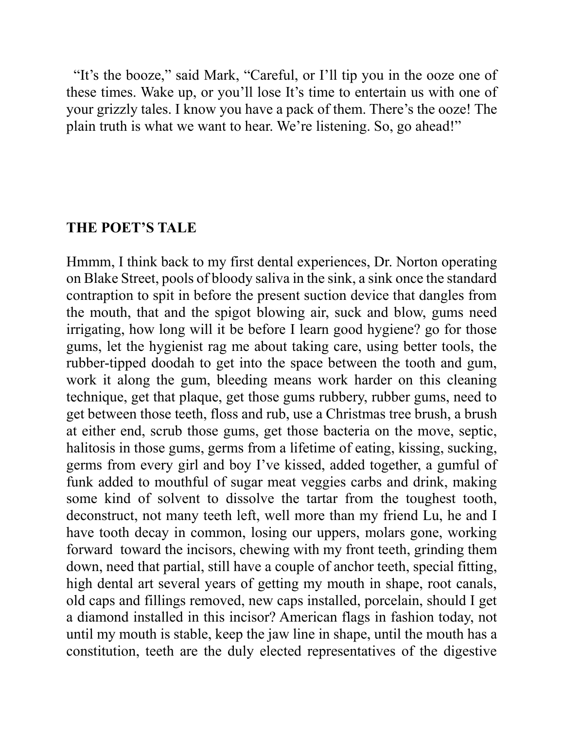"It's the booze," said Mark, "Careful, or I'll tip you in the ooze one of these times. Wake up, or you'll lose It's time to entertain us with one of your grizzly tales. I know you have a pack of them. There's the ooze! The plain truth is what we want to hear. We're listening. So, go ahead!"

**THE POET'S TALE**

Hmmm, I think back to my first dental experiences, Dr. Norton operating on Blake Street, pools of bloody saliva in the sink, a sink once the standard contraption to spit in before the present suction device that dangles from the mouth, that and the spigot blowing air, suck and blow, gums need irrigating, how long will it be before I learn good hygiene? go for those gums, let the hygienist rag me about taking care, using better tools, the rubber-tipped doodah to get into the space between the tooth and gum, work it along the gum, bleeding means work harder on this cleaning technique, get that plaque, get those gums rubbery, rubber gums, need to get between those teeth, floss and rub, use a Christmas tree brush, a brush at either end, scrub those gums, get those bacteria on the move, septic, halitosis in those gums, germs from a lifetime of eating, kissing, sucking, germs from every girl and boy I've kissed, added together, a gumful of funk added to mouthful of sugar meat veggies carbs and drink, making some kind of solvent to dissolve the tartar from the toughest tooth, deconstruct, not many teeth left, well more than my friend Lu, he and I have tooth decay in common, losing our uppers, molars gone, working forward toward the incisors, chewing with my front teeth, grinding them down, need that partial, still have a couple of anchor teeth, special fitting, high dental art several years of getting my mouth in shape, root canals, old caps and fillings removed, new caps installed, porcelain, should I get a diamond installed in this incisor? American flags in fashion today, not until my mouth is stable, keep the jaw line in shape, until the mouth has a constitution, teeth are the duly elected representatives of the digestive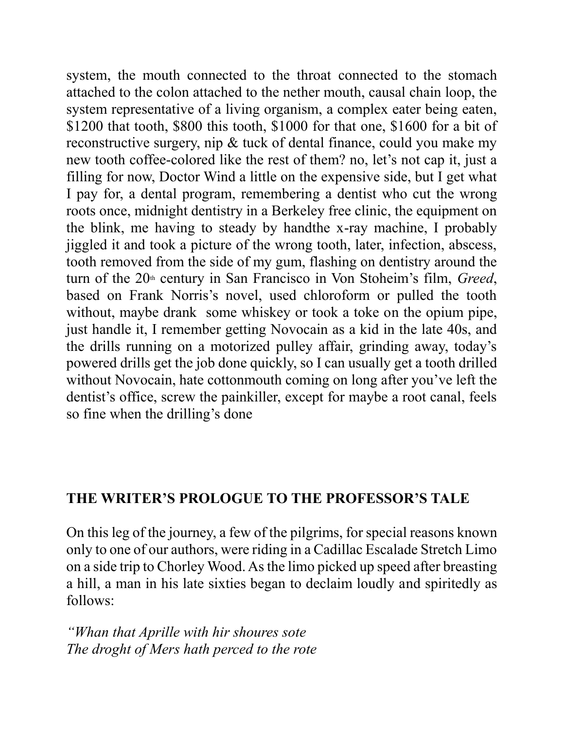system, the mouth connected to the throat connected to the stomach attached to the colon attached to the nether mouth, causal chain loop, the system representative of a living organism, a complex eater being eaten, $1200 that tooth, $800 this tooth, $1000 for that one, $1600 for a bit of reconstructive surgery, nip & tuck of dental finance, could you make my new tooth coffee-colored like the rest of them? no, let's not cap it, just a filling for now, Doctor Wind a little on the expensive side, but I get what I pay for, a dental program, remembering a dentist who cut the wrong roots once, midnight dentistry in a Berkeley free clinic, the equipment on the blink, me having to steady by handthe x-ray machine, I probably jiggled it and took a picture of the wrong tooth, later, infection, abscess, tooth removed from the side of my gum, flashing on dentistry around the turn of the 20th century in San Francisco in Von Stoheim's film, *Greed*, based on Frank Norris's novel, used chloroform or pulled the tooth without, maybe drank some whiskey or took a toke on the opium pipe, just handle it, I remember getting Novocain as a kid in the late 40s, and the drills running on a motorized pulley affair, grinding away, today's powered drills get the job done quickly, so I can usually get a tooth drilled without Novocain, hate cottonmouth coming on long after you've left the dentist's office, screw the painkiller, except for maybe a root canal, feels so fine when the drilling's done

## THE WRITER'S PROLOGUE TO THE PROFESSOR'S TALE

On this leg of the journey, a few of the pilgrims, for special reasons known only to one of our authors, were riding in a Cadillac Escalade Stretch Limo on a side trip to Chorley Wood. As the limo picked up speed after breasting a hill, a man in his late sixties began to declaim loudly and spiritedly as follows:

*"Whan that Aprille with hir shoures sote*
*The droght of Mers hath perced to the rote*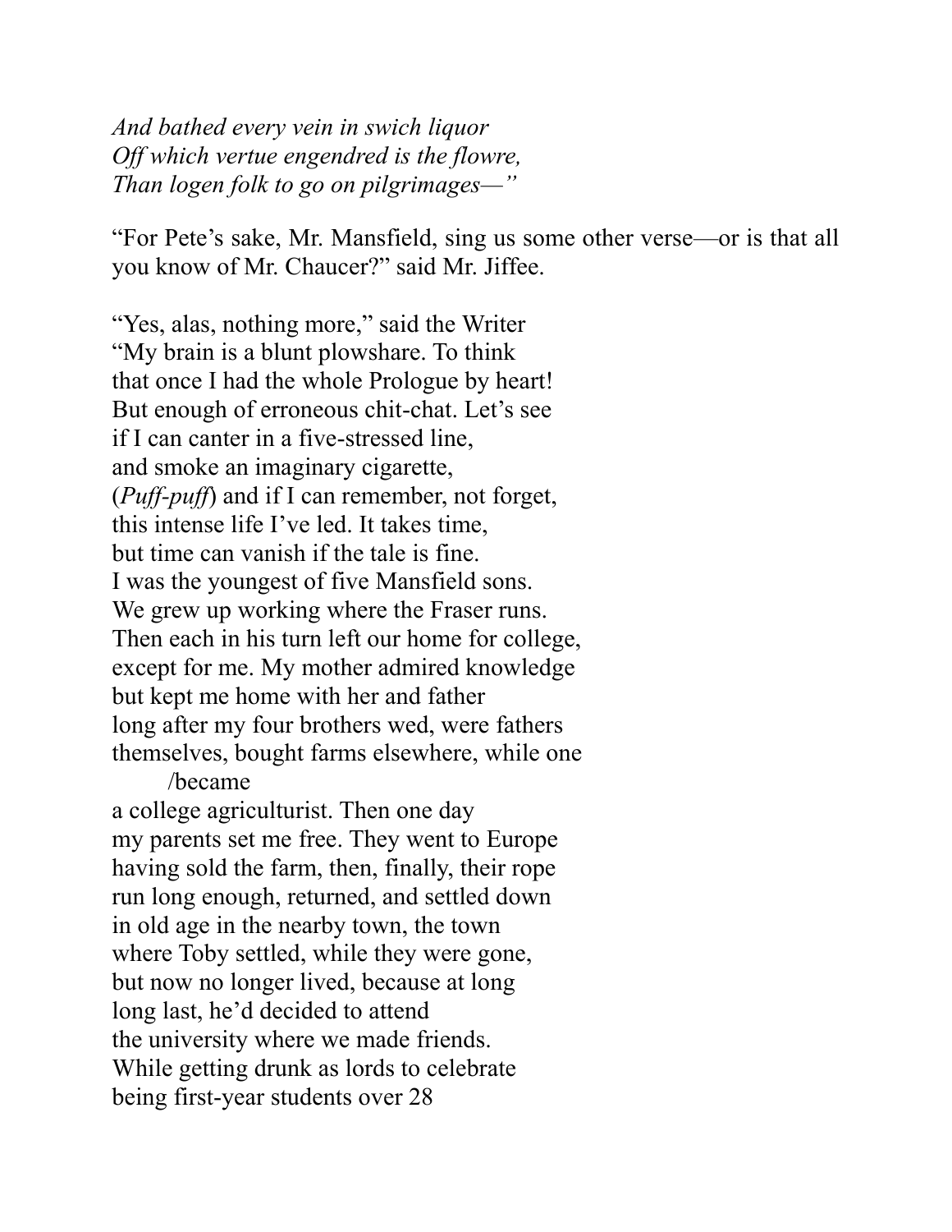*And bathed every vein in swich liquor*  
*Off which vertue engendred is the flowre,*  
*Than logen folk to go on pilgrimages—"*

"For Pete's sake, Mr. Mansfield, sing us some other verse—or is that all you know of Mr. Chaucer?" said Mr. Jiffee.

"Yes, alas, nothing more," said the Writer  
"My brain is a blunt plowshare. To think  
that once I had the whole Prologue by heart!  
But enough of erroneous chit-chat. Let's see  
if I can canter in a five-stressed line,  
and smoke an imaginary cigarette,  
(*Puff-puff*) and if I can remember, not forget,  
this intense life I've led. It takes time,  
but time can vanish if the tale is fine.  
I was the youngest of five Mansfield sons.  
We grew up working where the Fraser runs.  
Then each in his turn left our home for college,  
except for me. My mother admired knowledge  
but kept me home with her and father  
long after my four brothers wed, were fathers  
themselves, bought farms elsewhere, while one  
/became  
a college agriculturist. Then one day  
my parents set me free. They went to Europe  
having sold the farm, then, finally, their rope  
run long enough, returned, and settled down  
in old age in the nearby town, the town  
where Toby settled, while they were gone,  
but now no longer lived, because at long  
long last, he'd decided to attend  
the university where we made friends.  
While getting drunk as lords to celebrate  
being first-year students over 28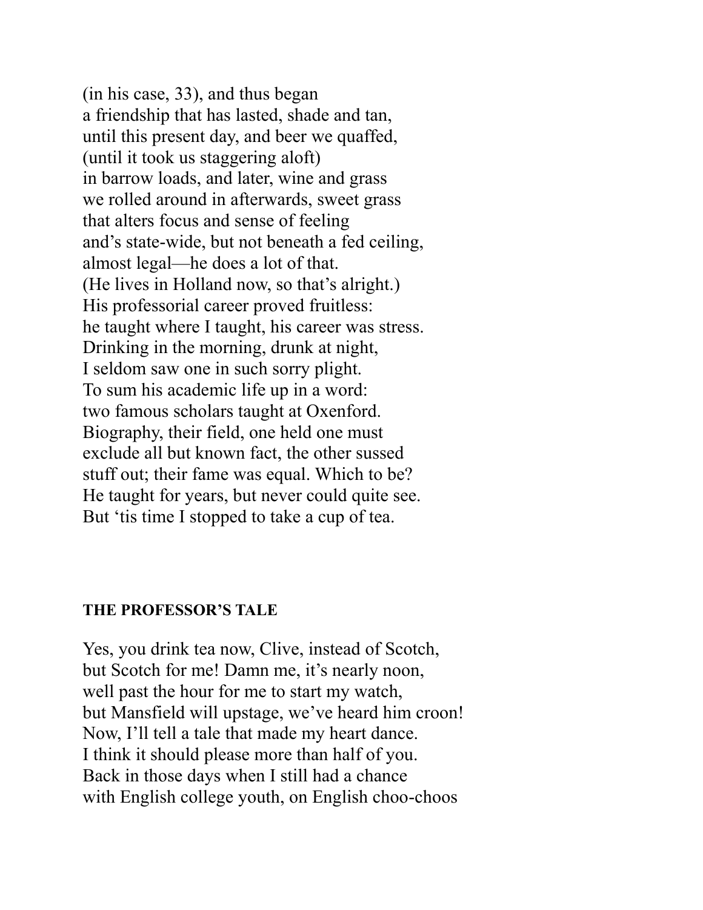(in his case, 33), and thus began
a friendship that has lasted, shade and tan,
until this present day, and beer we quaffed,
(until it took us staggering aloft)
in barrow loads, and later, wine and grass
we rolled around in afterwards, sweet grass
that alters focus and sense of feeling
and's state-wide, but not beneath a fed ceiling,
almost legal—he does a lot of that.
(He lives in Holland now, so that's alright.)
His professorial career proved fruitless:
he taught where I taught, his career was stress.
Drinking in the morning, drunk at night,
I seldom saw one in such sorry plight.
To sum his academic life up in a word:
two famous scholars taught at Oxenford.
Biography, their field, one held one must
exclude all but known fact, the other sussed
stuff out; their fame was equal. Which to be?
He taught for years, but never could quite see.
But 'tis time I stopped to take a cup of tea.

**THE PROFESSOR'S TALE**

Yes, you drink tea now, Clive, instead of Scotch,
but Scotch for me! Damn me, it's nearly noon,
well past the hour for me to start my watch,
but Mansfield will upstage, we've heard him croon!
Now, I'll tell a tale that made my heart dance.
I think it should please more than half of you.
Back in those days when I still had a chance
with English college youth, on English choo-choos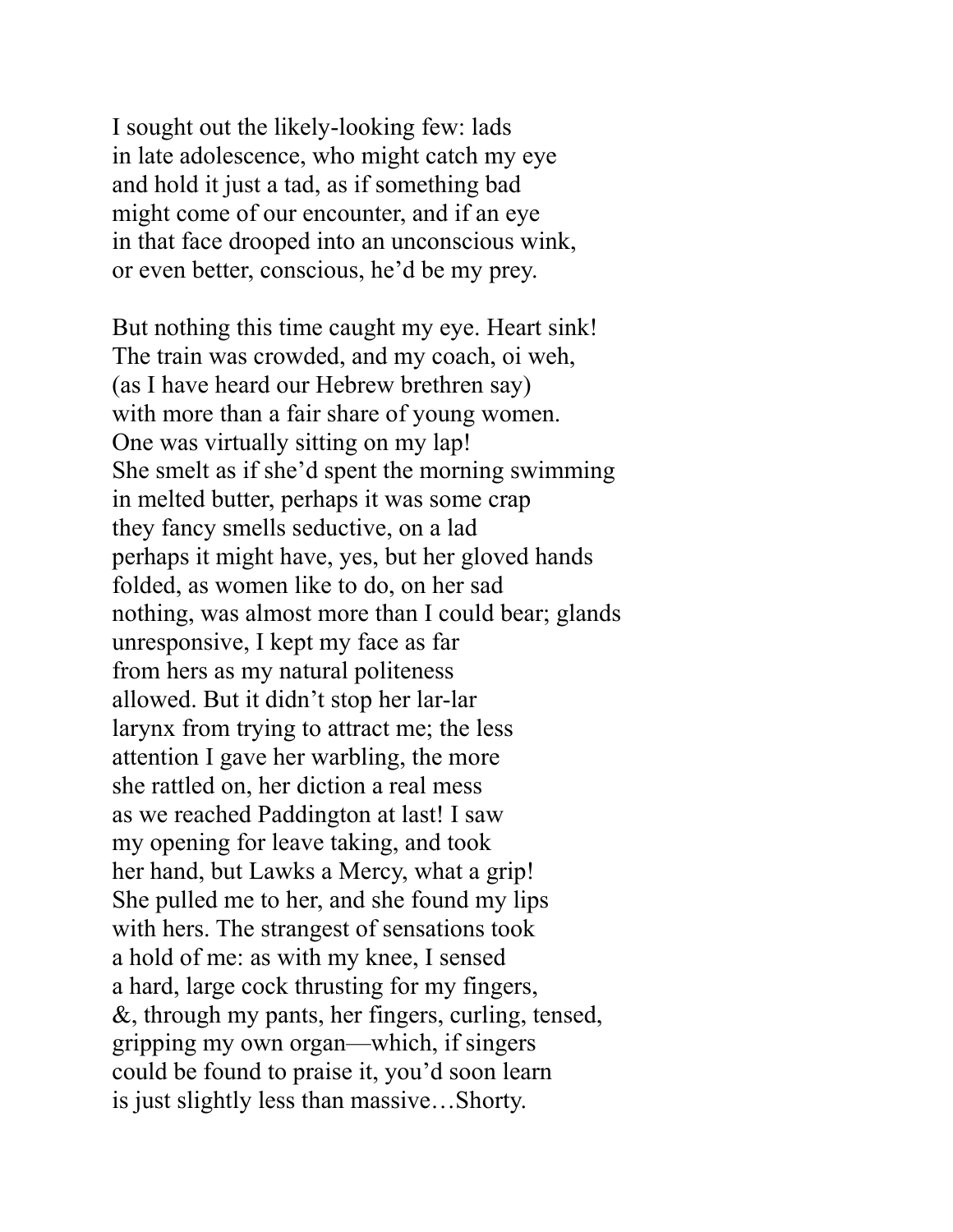I sought out the likely-looking few: lads  
in late adolescence, who might catch my eye  
and hold it just a tad, as if something bad  
might come of our encounter, and if an eye  
in that face drooped into an unconscious wink,  
or even better, conscious, he'd be my prey.

But nothing this time caught my eye. Heart sink!  
The train was crowded, and my coach, oi weh,  
(as I have heard our Hebrew brethren say)  
with more than a fair share of young women.  
One was virtually sitting on my lap!  
She smelt as if she'd spent the morning swimming  
in melted butter, perhaps it was some crap  
they fancy smells seductive, on a lad  
perhaps it might have, yes, but her gloved hands  
folded, as women like to do, on her sad  
nothing, was almost more than I could bear; glands  
unresponsive, I kept my face as far  
from hers as my natural politeness  
allowed. But it didn't stop her lar-lar  
larynx from trying to attract me; the less  
attention I gave her warbling, the more  
she rattled on, her diction a real mess  
as we reached Paddington at last! I saw  
my opening for leave taking, and took  
her hand, but Lawks a Mercy, what a grip!  
She pulled me to her, and she found my lips  
with hers. The strangest of sensations took  
a hold of me: as with my knee, I sensed  
a hard, large cock thrusting for my fingers,  
&, through my pants, her fingers, curling, tensed,  
gripping my own organ—which, if singers  
could be found to praise it, you'd soon learn  
is just slightly less than massive…Shorty.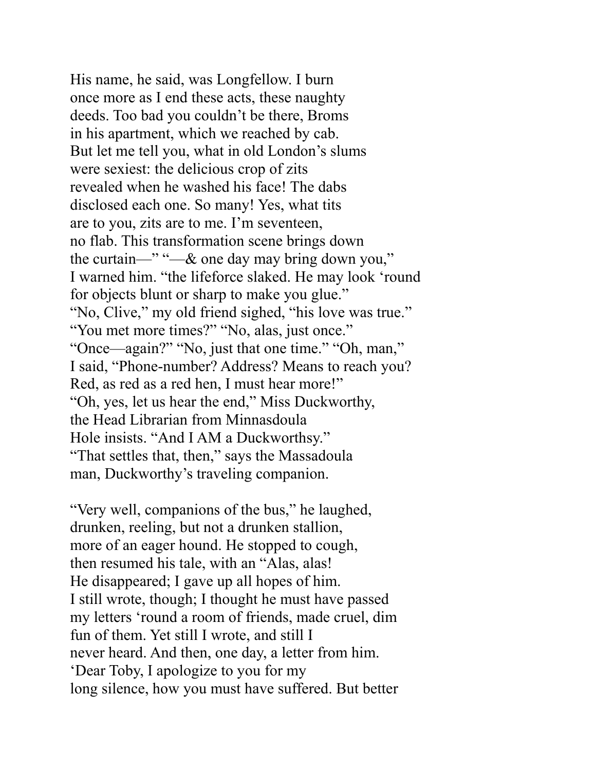His name, he said, was Longfellow. I burn
once more as I end these acts, these naughty
deeds. Too bad you couldn't be there, Broms
in his apartment, which we reached by cab.
But let me tell you, what in old London's slums
were sexiest: the delicious crop of zits
revealed when he washed his face! The dabs
disclosed each one. So many! Yes, what tits
are to you, zits are to me. I'm seventeen,
no flab. This transformation scene brings down
the curtain—" "—& one day may bring down you,"
I warned him. "the lifeforce slaked. He may look 'round
for objects blunt or sharp to make you glue."
"No, Clive," my old friend sighed, "his love was true."
"You met more times?" "No, alas, just once."
"Once—again?" "No, just that one time." "Oh, man,"
I said, "Phone-number? Address? Means to reach you?
Red, as red as a red hen, I must hear more!"
"Oh, yes, let us hear the end," Miss Duckworthy,
the Head Librarian from Minnasdoula
Hole insists. "And I AM a Duckworthsy."
"That settles that, then," says the Massadoula
man, Duckworthy's traveling companion.

"Very well, companions of the bus," he laughed,
drunken, reeling, but not a drunken stallion,
more of an eager hound. He stopped to cough,
then resumed his tale, with an "Alas, alas!
He disappeared; I gave up all hopes of him.
I still wrote, though; I thought he must have passed
my letters 'round a room of friends, made cruel, dim
fun of them. Yet still I wrote, and still I
never heard. And then, one day, a letter from him.
'Dear Toby, I apologize to you for my
long silence, how you must have suffered. But better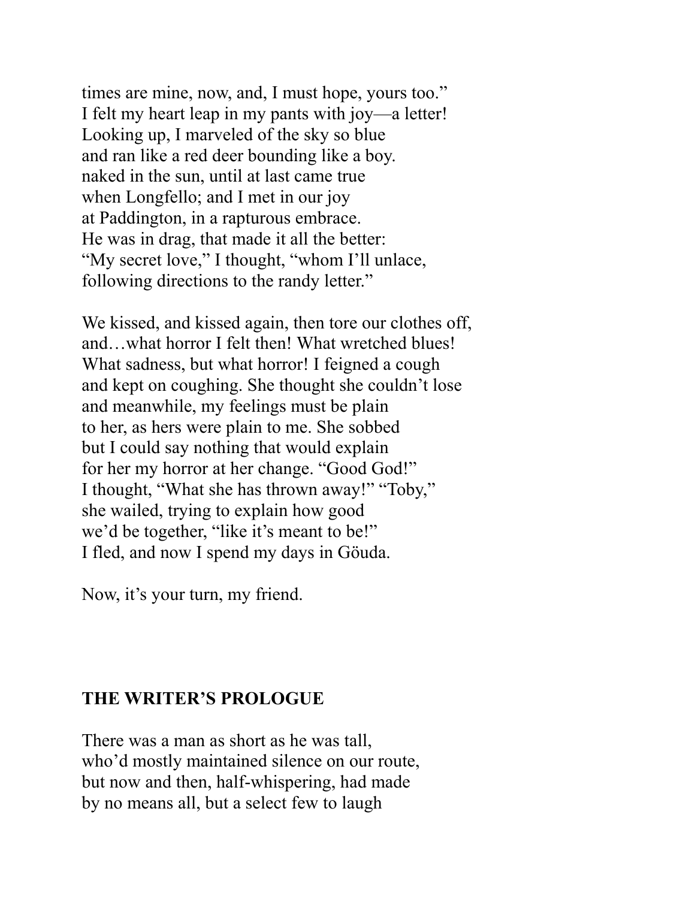times are mine, now, and, I must hope, yours too."
I felt my heart leap in my pants with joy—a letter!
Looking up, I marveled of the sky so blue
and ran like a red deer bounding like a boy.
naked in the sun, until at last came true
when Longfello; and I met in our joy
at Paddington, in a rapturous embrace.
He was in drag, that made it all the better:
"My secret love," I thought, "whom I'll unlace,
following directions to the randy letter."

We kissed, and kissed again, then tore our clothes off,
and…what horror I felt then! What wretched blues!
What sadness, but what horror! I feigned a cough
and kept on coughing. She thought she couldn't lose
and meanwhile, my feelings must be plain
to her, as hers were plain to me. She sobbed
but I could say nothing that would explain
for her my horror at her change. "Good God!"
I thought, "What she has thrown away!" "Toby,"
she wailed, trying to explain how good
we'd be together, "like it's meant to be!"
I fled, and now I spend my days in Göuda.

Now, it's your turn, my friend.

## THE WRITER'S PROLOGUE

There was a man as short as he was tall,
who'd mostly maintained silence on our route,
but now and then, half-whispering, had made
by no means all, but a select few to laugh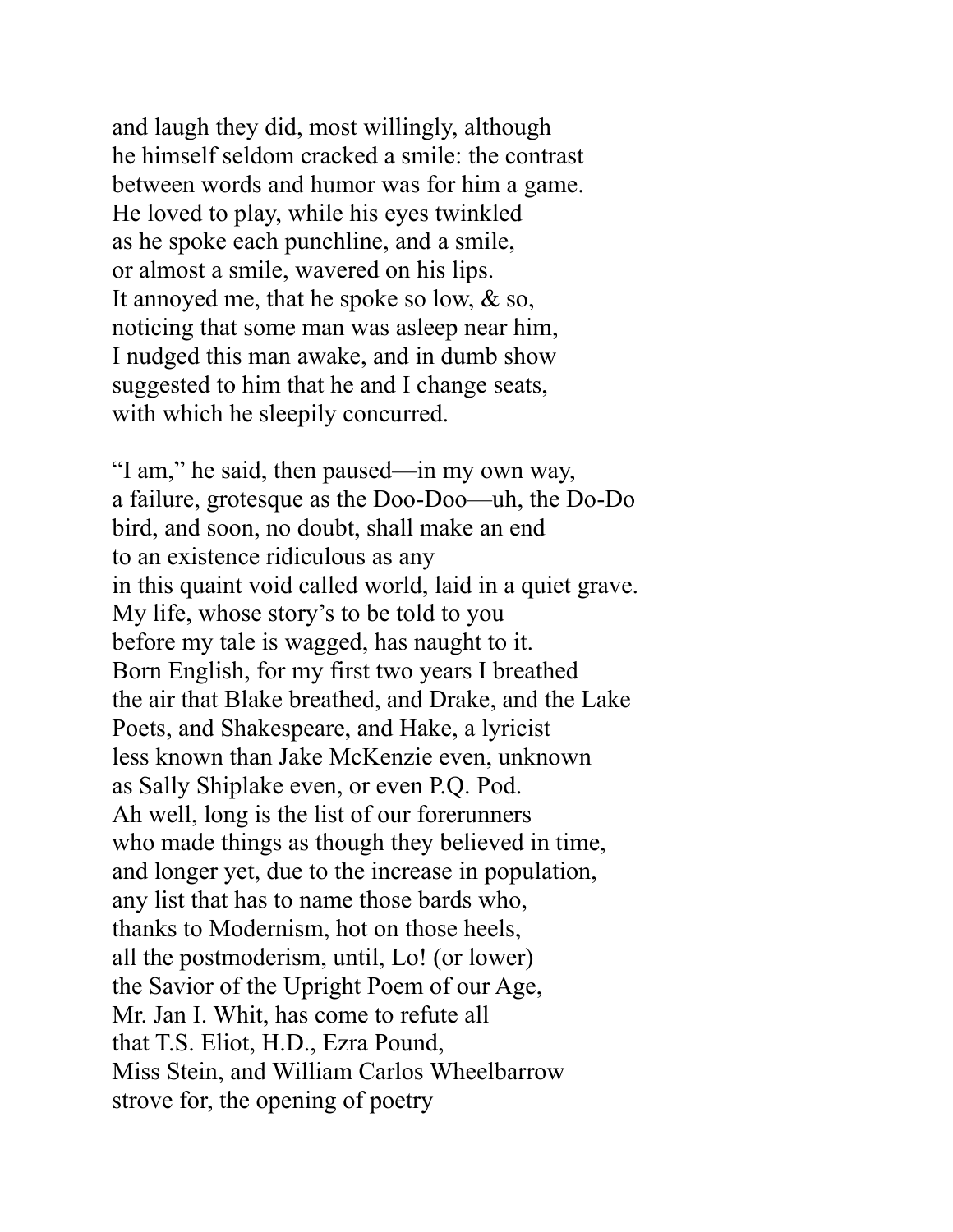and laugh they did, most willingly, although  
he himself seldom cracked a smile: the contrast  
between words and humor was for him a game.  
He loved to play, while his eyes twinkled  
as he spoke each punchline, and a smile,  
or almost a smile, wavered on his lips.  
It annoyed me, that he spoke so low, & so,  
noticing that some man was asleep near him,  
I nudged this man awake, and in dumb show  
suggested to him that he and I change seats,  
with which he sleepily concurred.

"I am," he said, then paused—in my own way,  
a failure, grotesque as the Doo-Doo—uh, the Do-Do  
bird, and soon, no doubt, shall make an end  
to an existence ridiculous as any  
in this quaint void called world, laid in a quiet grave.  
My life, whose story's to be told to you  
before my tale is wagged, has naught to it.  
Born English, for my first two years I breathed  
the air that Blake breathed, and Drake, and the Lake  
Poets, and Shakespeare, and Hake, a lyricist  
less known than Jake McKenzie even, unknown  
as Sally Shiplake even, or even P.Q. Pod.  
Ah well, long is the list of our forerunners  
who made things as though they believed in time,  
and longer yet, due to the increase in population,  
any list that has to name those bards who,  
thanks to Modernism, hot on those heels,  
all the postmoderism, until, Lo! (or lower)  
the Savior of the Upright Poem of our Age,  
Mr. Jan I. Whit, has come to refute all  
that T.S. Eliot, H.D., Ezra Pound,  
Miss Stein, and William Carlos Wheelbarrow  
strove for, the opening of poetry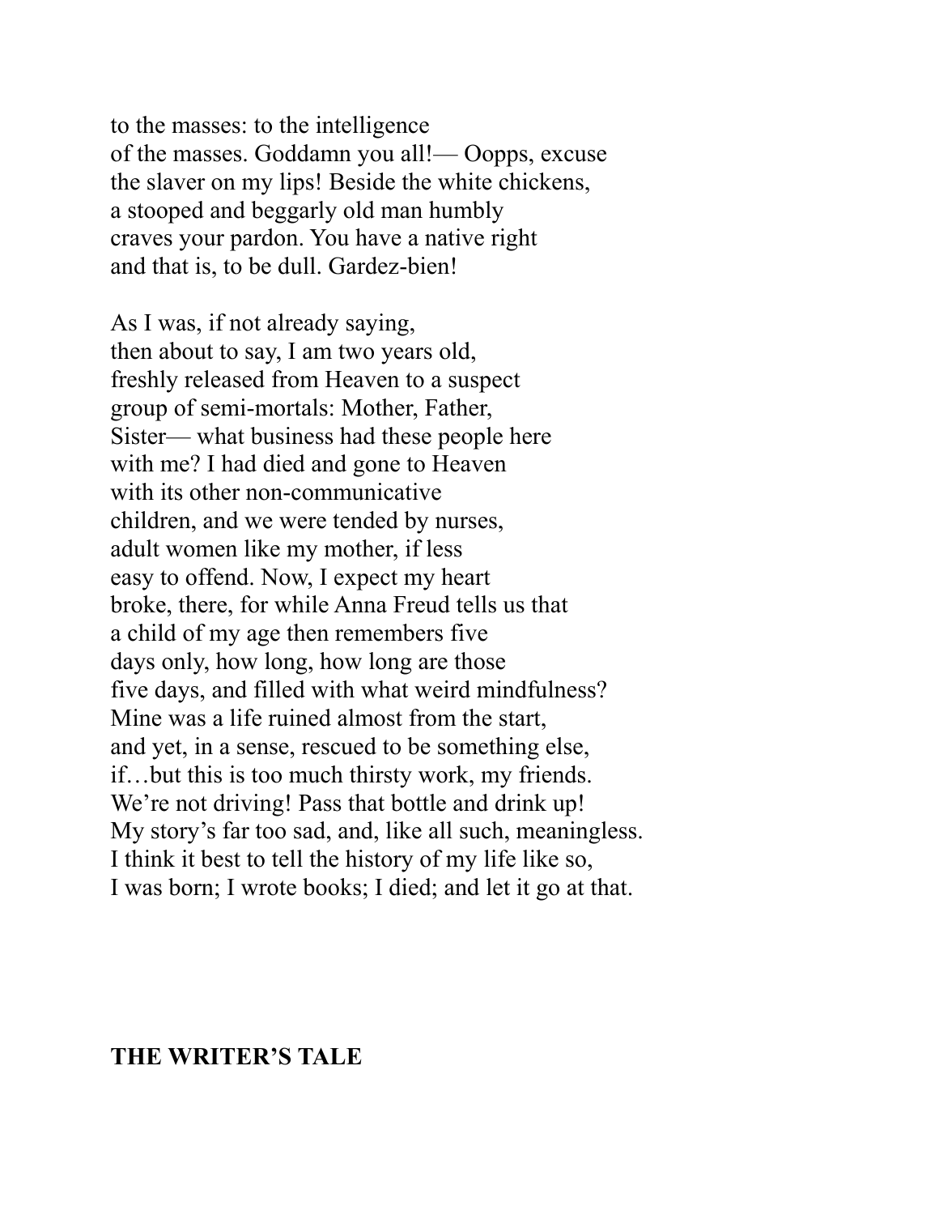to the masses: to the intelligence
of the masses. Goddamn you all!— Oopps, excuse
the slaver on my lips! Beside the white chickens,
a stooped and beggarly old man humbly
craves your pardon. You have a native right
and that is, to be dull. Gardez-bien!

As I was, if not already saying,
then about to say, I am two years old,
freshly released from Heaven to a suspect
group of semi-mortals: Mother, Father,
Sister— what business had these people here
with me? I had died and gone to Heaven
with its other non-communicative
children, and we were tended by nurses,
adult women like my mother, if less
easy to offend. Now, I expect my heart
broke, there, for while Anna Freud tells us that
a child of my age then remembers five
days only, how long, how long are those
five days, and filled with what weird mindfulness?
Mine was a life ruined almost from the start,
and yet, in a sense, rescued to be something else,
if…but this is too much thirsty work, my friends.
We're not driving! Pass that bottle and drink up!
My story's far too sad, and, like all such, meaningless.
I think it best to tell the history of my life like so,
I was born; I wrote books; I died; and let it go at that.

**THE WRITER'S TALE**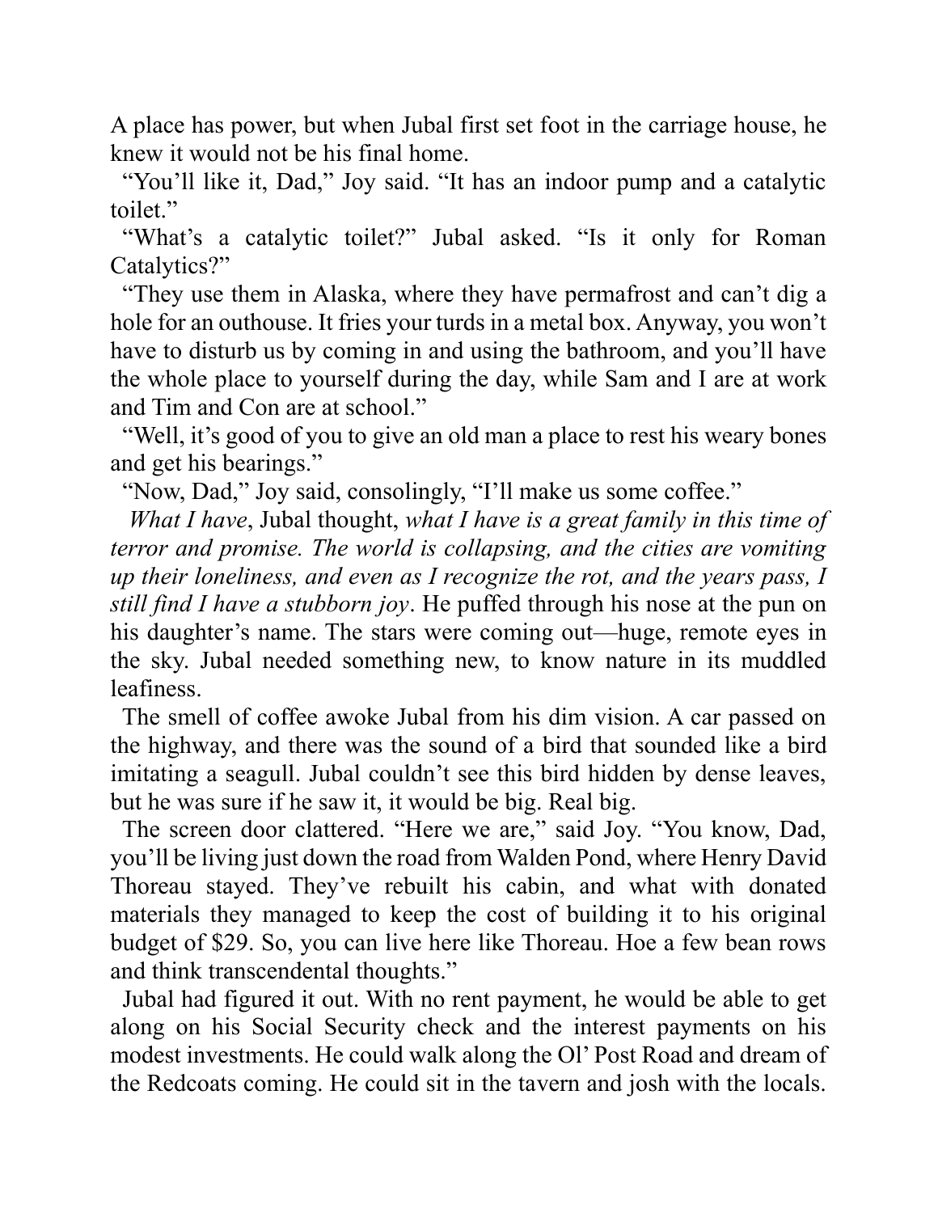A place has power, but when Jubal first set foot in the carriage house, he knew it would not be his final home.

"You'll like it, Dad," Joy said. "It has an indoor pump and a catalytic toilet."

"What's a catalytic toilet?" Jubal asked. "Is it only for Roman Catalytics?"

"They use them in Alaska, where they have permafrost and can't dig a hole for an outhouse. It fries your turds in a metal box. Anyway, you won't have to disturb us by coming in and using the bathroom, and you'll have the whole place to yourself during the day, while Sam and I are at work and Tim and Con are at school."

"Well, it's good of you to give an old man a place to rest his weary bones and get his bearings."

"Now, Dad," Joy said, consolingly, "I'll make us some coffee."

*What I have*, Jubal thought, *what I have is a great family in this time of terror and promise. The world is collapsing, and the cities are vomiting up their loneliness, and even as I recognize the rot, and the years pass, I still find I have a stubborn joy*. He puffed through his nose at the pun on his daughter's name. The stars were coming out—huge, remote eyes in the sky. Jubal needed something new, to know nature in its muddled leafiness.

The smell of coffee awoke Jubal from his dim vision. A car passed on the highway, and there was the sound of a bird that sounded like a bird imitating a seagull. Jubal couldn't see this bird hidden by dense leaves, but he was sure if he saw it, it would be big. Real big.

The screen door clattered. "Here we are," said Joy. "You know, Dad, you'll be living just down the road from Walden Pond, where Henry David Thoreau stayed. They've rebuilt his cabin, and what with donated materials they managed to keep the cost of building it to his original budget of $29. So, you can live here like Thoreau. Hoe a few bean rows and think transcendental thoughts."

Jubal had figured it out. With no rent payment, he would be able to get along on his Social Security check and the interest payments on his modest investments. He could walk along the Ol' Post Road and dream of the Redcoats coming. He could sit in the tavern and josh with the locals.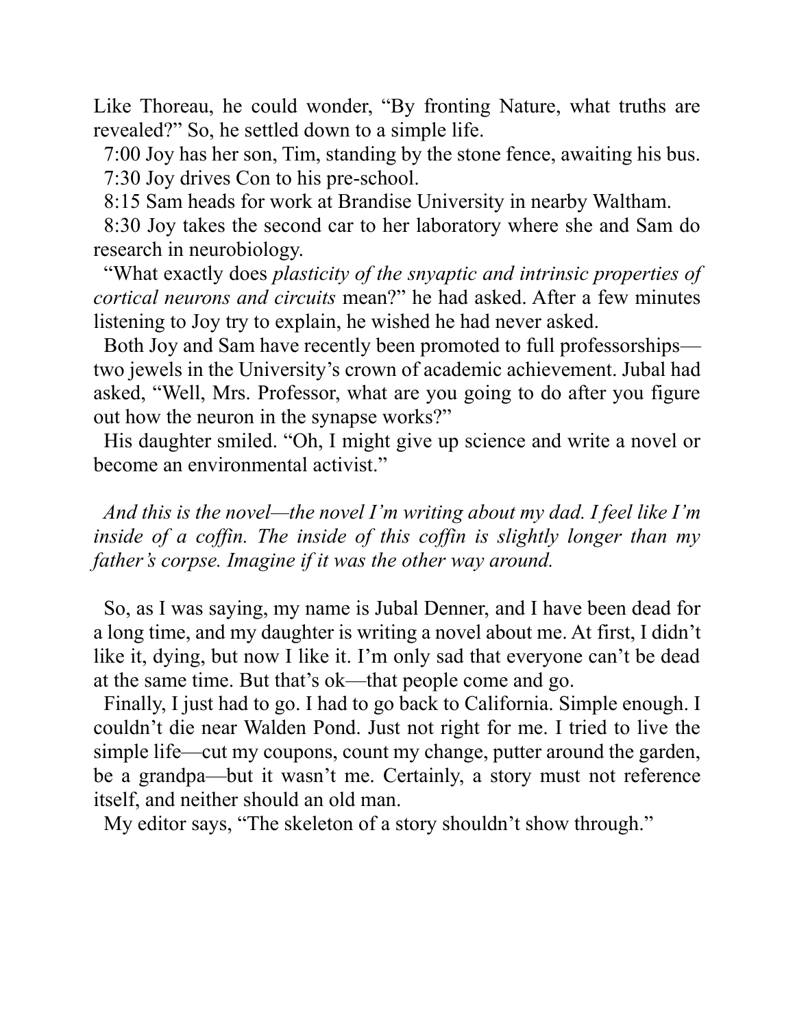Like Thoreau, he could wonder, "By fronting Nature, what truths are revealed?" So, he settled down to a simple life.

7:00 Joy has her son, Tim, standing by the stone fence, awaiting his bus.

7:30 Joy drives Con to his pre-school.

8:15 Sam heads for work at Brandise University in nearby Waltham.

8:30 Joy takes the second car to her laboratory where she and Sam do research in neurobiology.

"What exactly does *plasticity of the snyaptic and intrinsic properties of cortical neurons and circuits* mean?" he had asked. After a few minutes listening to Joy try to explain, he wished he had never asked.

Both Joy and Sam have recently been promoted to full professorships—two jewels in the University's crown of academic achievement. Jubal had asked, "Well, Mrs. Professor, what are you going to do after you figure out how the neuron in the synapse works?"

His daughter smiled. "Oh, I might give up science and write a novel or become an environmental activist."

*And this is the novel—the novel I'm writing about my dad. I feel like I'm inside of a coffin. The inside of this coffin is slightly longer than my father's corpse. Imagine if it was the other way around.*

So, as I was saying, my name is Jubal Denner, and I have been dead for a long time, and my daughter is writing a novel about me. At first, I didn't like it, dying, but now I like it. I'm only sad that everyone can't be dead at the same time. But that's ok—that people come and go.

Finally, I just had to go. I had to go back to California. Simple enough. I couldn't die near Walden Pond. Just not right for me. I tried to live the simple life—cut my coupons, count my change, putter around the garden, be a grandpa—but it wasn't me. Certainly, a story must not reference itself, and neither should an old man.

My editor says, "The skeleton of a story shouldn't show through."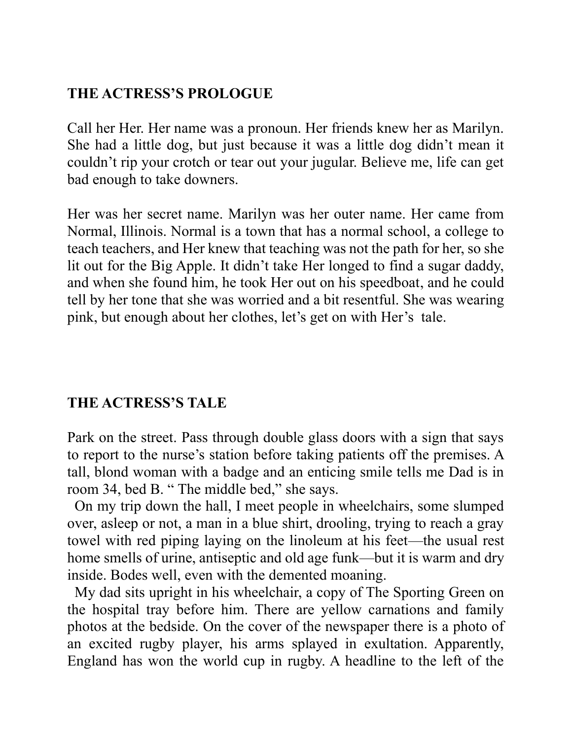**THE ACTRESS'S PROLOGUE**

Call her Her. Her name was a pronoun. Her friends knew her as Marilyn. She had a little dog, but just because it was a little dog didn't mean it couldn't rip your crotch or tear out your jugular. Believe me, life can get bad enough to take downers.

Her was her secret name. Marilyn was her outer name. Her came from Normal, Illinois. Normal is a town that has a normal school, a college to teach teachers, and Her knew that teaching was not the path for her, so she lit out for the Big Apple. It didn't take Her longed to find a sugar daddy, and when she found him, he took Her out on his speedboat, and he could tell by her tone that she was worried and a bit resentful. She was wearing pink, but enough about her clothes, let's get on with Her's tale.

**THE ACTRESS'S TALE**

Park on the street. Pass through double glass doors with a sign that says to report to the nurse's station before taking patients off the premises. A tall, blond woman with a badge and an enticing smile tells me Dad is in room 34, bed B. " The middle bed," she says.

On my trip down the hall, I meet people in wheelchairs, some slumped over, asleep or not, a man in a blue shirt, drooling, trying to reach a gray towel with red piping laying on the linoleum at his feet—the usual rest home smells of urine, antiseptic and old age funk—but it is warm and dry inside. Bodes well, even with the demented moaning.

My dad sits upright in his wheelchair, a copy of The Sporting Green on the hospital tray before him. There are yellow carnations and family photos at the bedside. On the cover of the newspaper there is a photo of an excited rugby player, his arms splayed in exultation. Apparently, England has won the world cup in rugby. A headline to the left of the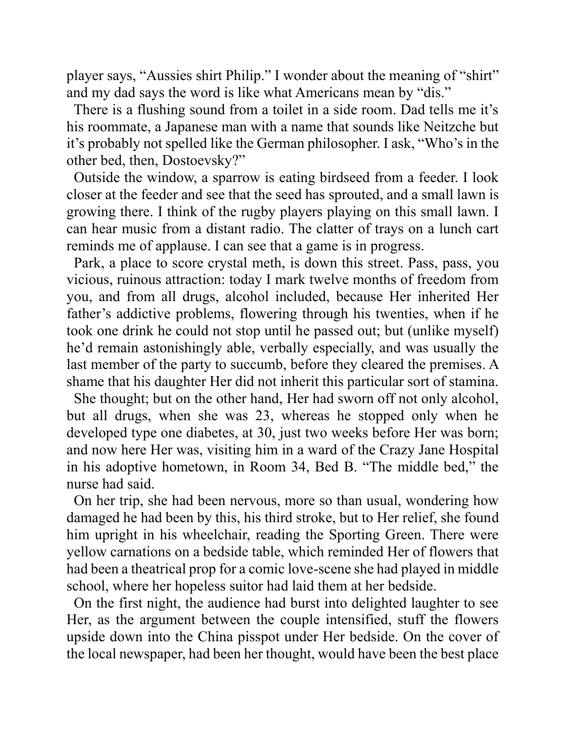player says, "Aussies shirt Philip." I wonder about the meaning of "shirt" and my dad says the word is like what Americans mean by "dis."

There is a flushing sound from a toilet in a side room. Dad tells me it's his roommate, a Japanese man with a name that sounds like Neitzche but it's probably not spelled like the German philosopher. I ask, "Who's in the other bed, then, Dostoevsky?"

Outside the window, a sparrow is eating birdseed from a feeder. I look closer at the feeder and see that the seed has sprouted, and a small lawn is growing there. I think of the rugby players playing on this small lawn. I can hear music from a distant radio. The clatter of trays on a lunch cart reminds me of applause. I can see that a game is in progress.

Park, a place to score crystal meth, is down this street. Pass, pass, you vicious, ruinous attraction: today I mark twelve months of freedom from you, and from all drugs, alcohol included, because Her inherited Her father's addictive problems, flowering through his twenties, when if he took one drink he could not stop until he passed out; but (unlike myself) he'd remain astonishingly able, verbally especially, and was usually the last member of the party to succumb, before they cleared the premises. A shame that his daughter Her did not inherit this particular sort of stamina.

She thought; but on the other hand, Her had sworn off not only alcohol, but all drugs, when she was 23, whereas he stopped only when he developed type one diabetes, at 30, just two weeks before Her was born; and now here Her was, visiting him in a ward of the Crazy Jane Hospital in his adoptive hometown, in Room 34, Bed B. "The middle bed," the nurse had said.

On her trip, she had been nervous, more so than usual, wondering how damaged he had been by this, his third stroke, but to Her relief, she found him upright in his wheelchair, reading the Sporting Green. There were yellow carnations on a bedside table, which reminded Her of flowers that had been a theatrical prop for a comic love-scene she had played in middle school, where her hopeless suitor had laid them at her bedside.

On the first night, the audience had burst into delighted laughter to see Her, as the argument between the couple intensified, stuff the flowers upside down into the China pisspot under Her bedside. On the cover of the local newspaper, had been her thought, would have been the best place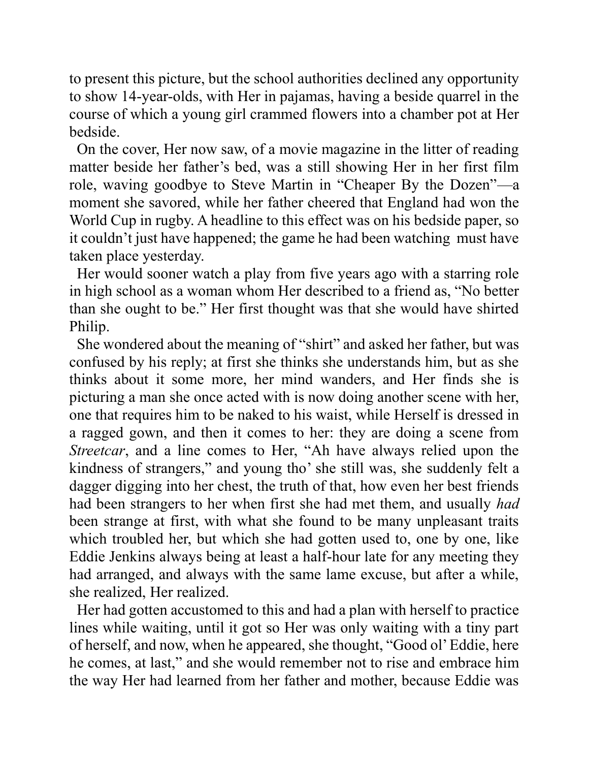to present this picture, but the school authorities declined any opportunity to show 14-year-olds, with Her in pajamas, having a beside quarrel in the course of which a young girl crammed flowers into a chamber pot at Her bedside.

On the cover, Her now saw, of a movie magazine in the litter of reading matter beside her father's bed, was a still showing Her in her first film role, waving goodbye to Steve Martin in "Cheaper By the Dozen"—a moment she savored, while her father cheered that England had won the World Cup in rugby. A headline to this effect was on his bedside paper, so it couldn't just have happened; the game he had been watching must have taken place yesterday.

Her would sooner watch a play from five years ago with a starring role in high school as a woman whom Her described to a friend as, "No better than she ought to be." Her first thought was that she would have shirted Philip.

She wondered about the meaning of "shirt" and asked her father, but was confused by his reply; at first she thinks she understands him, but as she thinks about it some more, her mind wanders, and Her finds she is picturing a man she once acted with is now doing another scene with her, one that requires him to be naked to his waist, while Herself is dressed in a ragged gown, and then it comes to her: they are doing a scene from *Streetcar*, and a line comes to Her, "Ah have always relied upon the kindness of strangers," and young tho' she still was, she suddenly felt a dagger digging into her chest, the truth of that, how even her best friends had been strangers to her when first she had met them, and usually *had* been strange at first, with what she found to be many unpleasant traits which troubled her, but which she had gotten used to, one by one, like Eddie Jenkins always being at least a half-hour late for any meeting they had arranged, and always with the same lame excuse, but after a while, she realized, Her realized.

Her had gotten accustomed to this and had a plan with herself to practice lines while waiting, until it got so Her was only waiting with a tiny part of herself, and now, when he appeared, she thought, "Good ol' Eddie, here he comes, at last," and she would remember not to rise and embrace him the way Her had learned from her father and mother, because Eddie was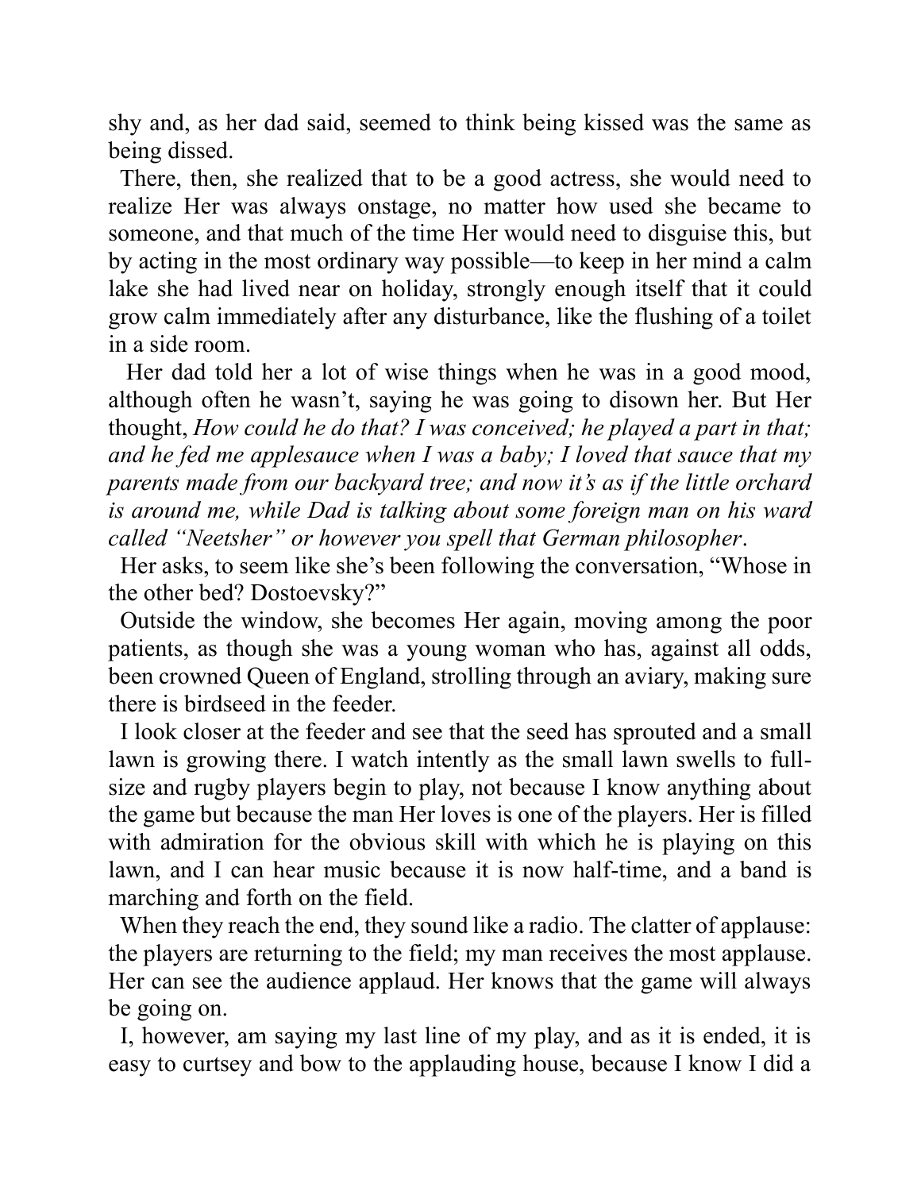shy and, as her dad said, seemed to think being kissed was the same as being dissed.

There, then, she realized that to be a good actress, she would need to realize Her was always onstage, no matter how used she became to someone, and that much of the time Her would need to disguise this, but by acting in the most ordinary way possible—to keep in her mind a calm lake she had lived near on holiday, strongly enough itself that it could grow calm immediately after any disturbance, like the flushing of a toilet in a side room.

Her dad told her a lot of wise things when he was in a good mood, although often he wasn't, saying he was going to disown her. But Her thought, *How could he do that? I was conceived; he played a part in that; and he fed me applesauce when I was a baby; I loved that sauce that my parents made from our backyard tree; and now it's as if the little orchard is around me, while Dad is talking about some foreign man on his ward called "Neetsher" or however you spell that German philosopher*.

Her asks, to seem like she's been following the conversation, "Whose in the other bed? Dostoevsky?"

Outside the window, she becomes Her again, moving among the poor patients, as though she was a young woman who has, against all odds, been crowned Queen of England, strolling through an aviary, making sure there is birdseed in the feeder.

I look closer at the feeder and see that the seed has sprouted and a small lawn is growing there. I watch intently as the small lawn swells to full-size and rugby players begin to play, not because I know anything about the game but because the man Her loves is one of the players. Her is filled with admiration for the obvious skill with which he is playing on this lawn, and I can hear music because it is now half-time, and a band is marching and forth on the field.

When they reach the end, they sound like a radio. The clatter of applause: the players are returning to the field; my man receives the most applause. Her can see the audience applaud. Her knows that the game will always be going on.

I, however, am saying my last line of my play, and as it is ended, it is easy to curtsey and bow to the applauding house, because I know I did a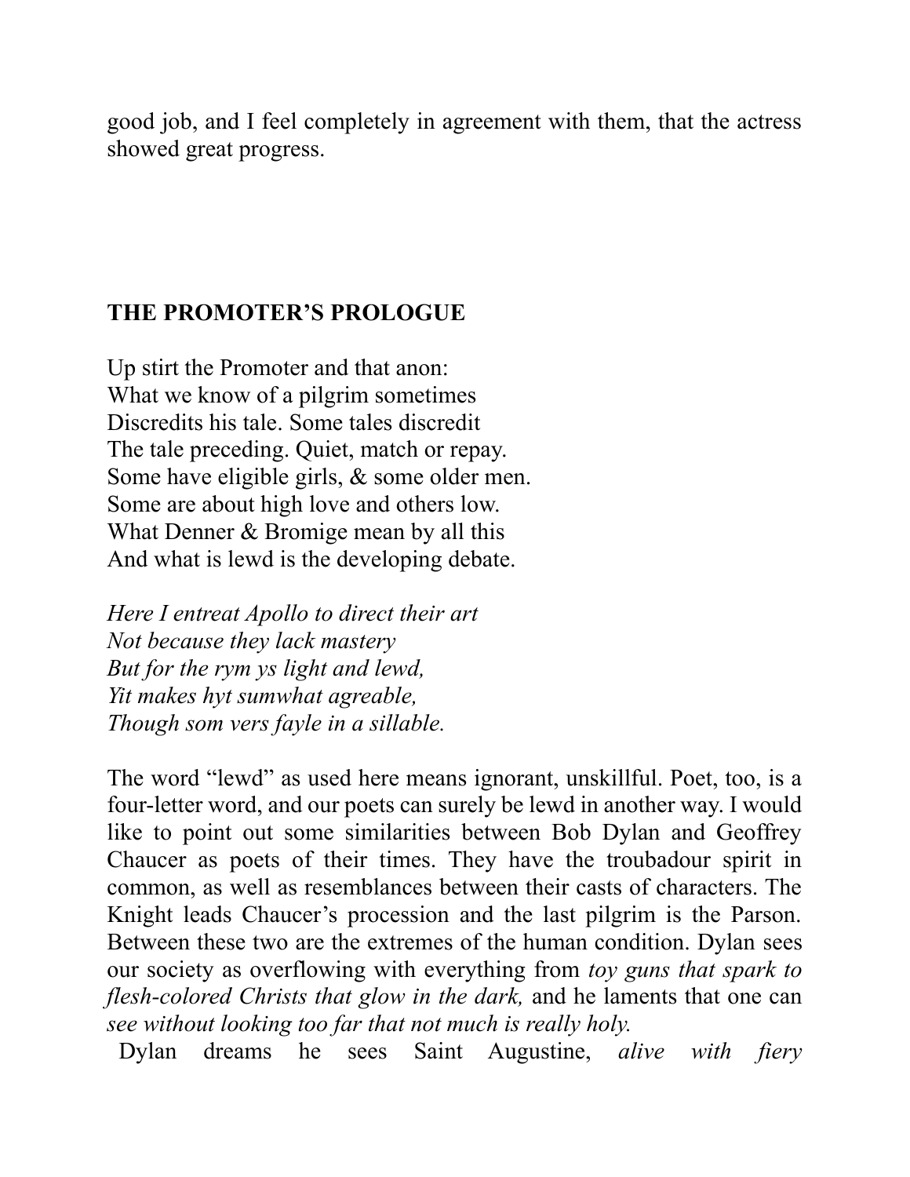good job, and I feel completely in agreement with them, that the actress showed great progress.

## THE PROMOTER'S PROLOGUE

Up stirt the Promoter and that anon:
What we know of a pilgrim sometimes
Discredits his tale. Some tales discredit
The tale preceding. Quiet, match or repay.
Some have eligible girls, & some older men.
Some are about high love and others low.
What Denner & Bromige mean by all this
And what is lewd is the developing debate.

*Here I entreat Apollo to direct their art*
*Not because they lack mastery*
*But for the rym ys light and lewd,*
*Yit makes hyt sumwhat agreable,*
*Though som vers fayle in a sillable.*

The word "lewd" as used here means ignorant, unskillful. Poet, too, is a four-letter word, and our poets can surely be lewd in another way. I would like to point out some similarities between Bob Dylan and Geoffrey Chaucer as poets of their times. They have the troubadour spirit in common, as well as resemblances between their casts of characters. The Knight leads Chaucer's procession and the last pilgrim is the Parson. Between these two are the extremes of the human condition. Dylan sees our society as overflowing with everything from *toy guns that spark to flesh-colored Christs that glow in the dark,* and he laments that one can *see without looking too far that not much is really holy.*

Dylan dreams he sees Saint Augustine, *alive with fiery*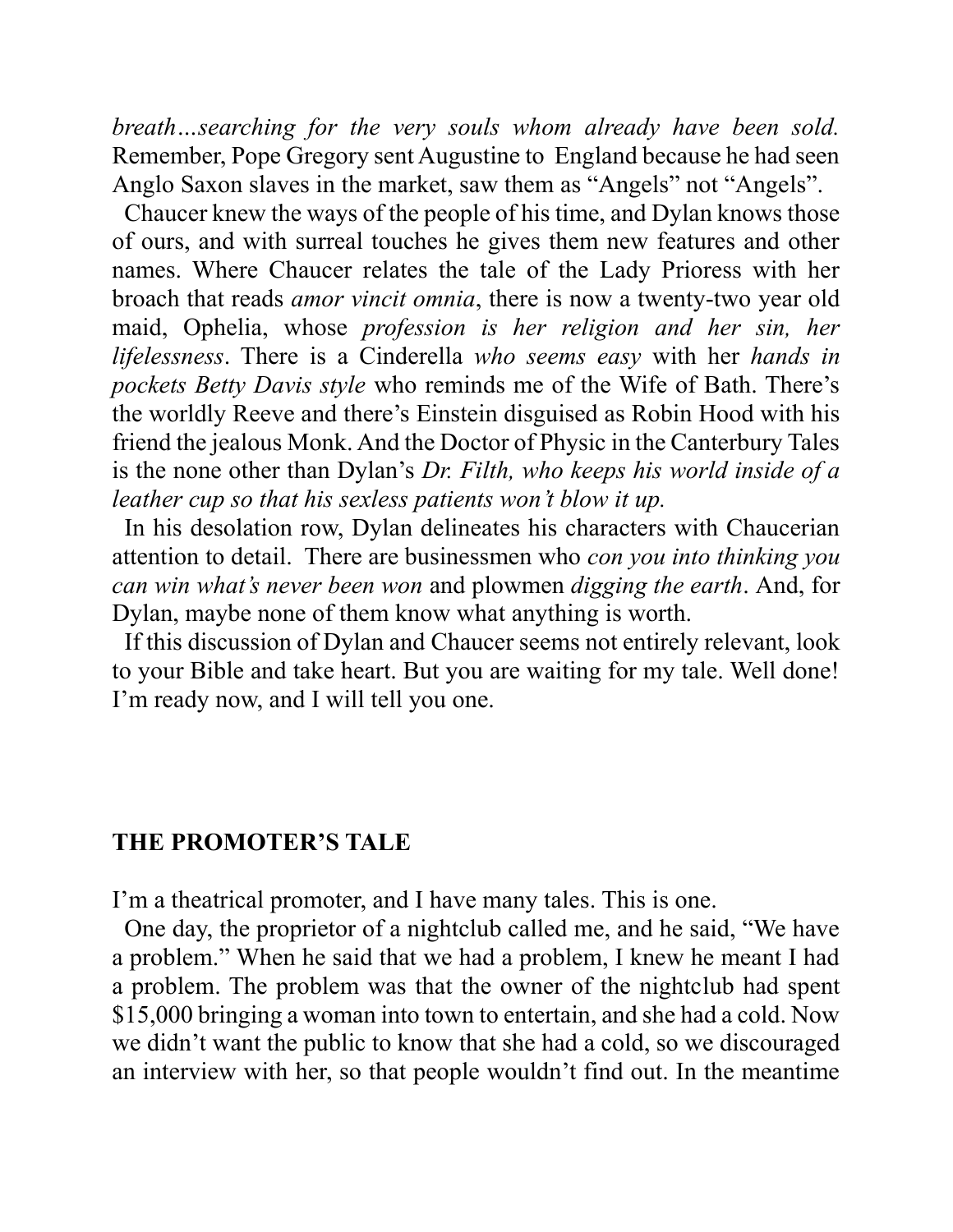*breath…searching for the very souls whom already have been sold.* Remember, Pope Gregory sent Augustine to England because he had seen Anglo Saxon slaves in the market, saw them as "Angels" not "Angels".

Chaucer knew the ways of the people of his time, and Dylan knows those of ours, and with surreal touches he gives them new features and other names. Where Chaucer relates the tale of the Lady Prioress with her broach that reads *amor vincit omnia*, there is now a twenty-two year old maid, Ophelia, whose *profession is her religion and her sin, her lifelessness*. There is a Cinderella *who seems easy* with her *hands in pockets Betty Davis style* who reminds me of the Wife of Bath. There's the worldly Reeve and there's Einstein disguised as Robin Hood with his friend the jealous Monk. And the Doctor of Physic in the Canterbury Tales is the none other than Dylan's *Dr. Filth, who keeps his world inside of a leather cup so that his sexless patients won't blow it up.*

In his desolation row, Dylan delineates his characters with Chaucerian attention to detail. There are businessmen who *con you into thinking you can win what's never been won* and plowmen *digging the earth*. And, for Dylan, maybe none of them know what anything is worth.

If this discussion of Dylan and Chaucer seems not entirely relevant, look to your Bible and take heart. But you are waiting for my tale. Well done! I'm ready now, and I will tell you one.

## THE PROMOTER'S TALE

I'm a theatrical promoter, and I have many tales. This is one.

One day, the proprietor of a nightclub called me, and he said, "We have a problem." When he said that we had a problem, I knew he meant I had a problem. The problem was that the owner of the nightclub had spent $15,000 bringing a woman into town to entertain, and she had a cold. Now we didn't want the public to know that she had a cold, so we discouraged an interview with her, so that people wouldn't find out. In the meantime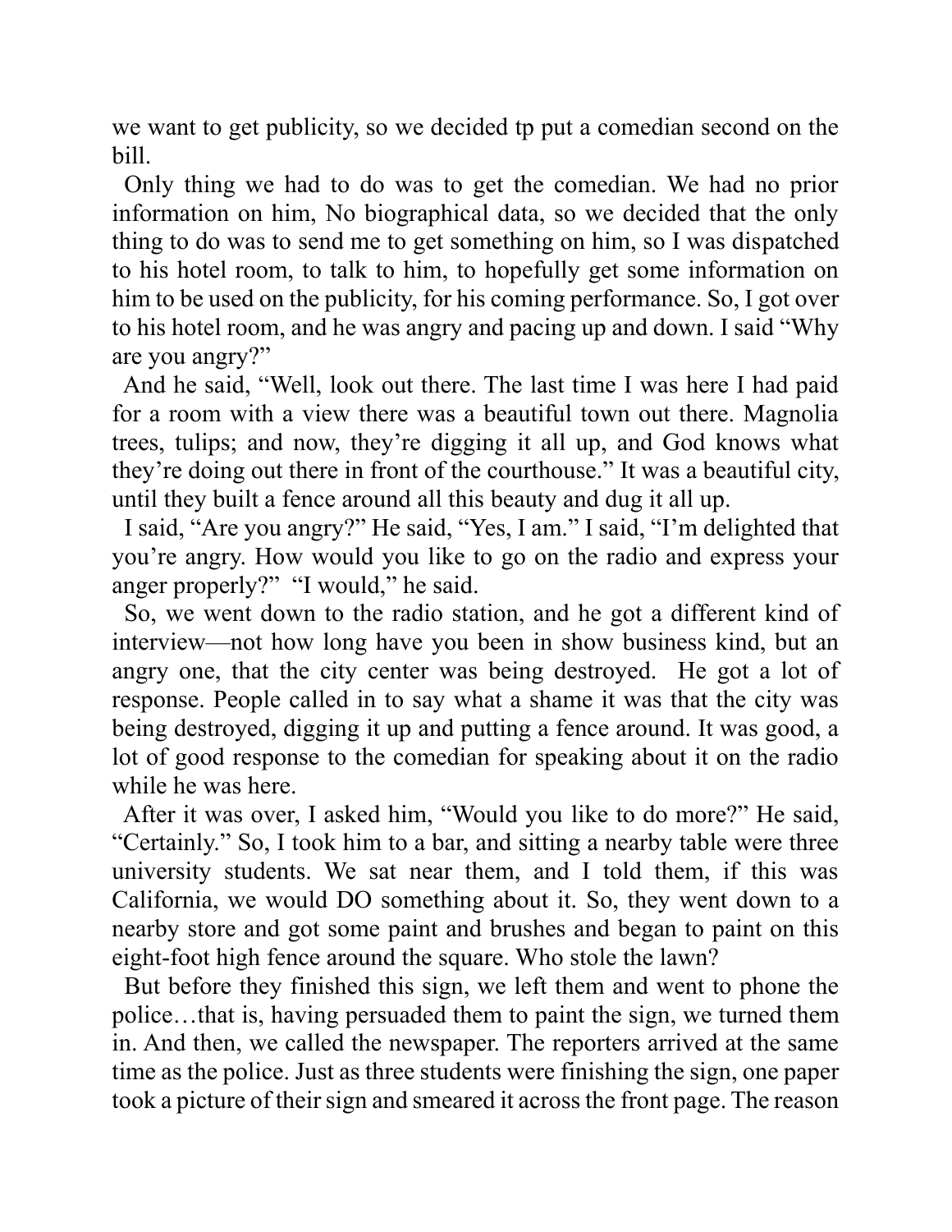we want to get publicity, so we decided tp put a comedian second on the bill.

Only thing we had to do was to get the comedian. We had no prior information on him, No biographical data, so we decided that the only thing to do was to send me to get something on him, so I was dispatched to his hotel room, to talk to him, to hopefully get some information on him to be used on the publicity, for his coming performance. So, I got over to his hotel room, and he was angry and pacing up and down. I said "Why are you angry?"

And he said, "Well, look out there. The last time I was here I had paid for a room with a view there was a beautiful town out there. Magnolia trees, tulips; and now, they're digging it all up, and God knows what they're doing out there in front of the courthouse." It was a beautiful city, until they built a fence around all this beauty and dug it all up.

I said, "Are you angry?" He said, "Yes, I am." I said, "I'm delighted that you're angry. How would you like to go on the radio and express your anger properly?" "I would," he said.

So, we went down to the radio station, and he got a different kind of interview—not how long have you been in show business kind, but an angry one, that the city center was being destroyed. He got a lot of response. People called in to say what a shame it was that the city was being destroyed, digging it up and putting a fence around. It was good, a lot of good response to the comedian for speaking about it on the radio while he was here.

After it was over, I asked him, "Would you like to do more?" He said, "Certainly." So, I took him to a bar, and sitting a nearby table were three university students. We sat near them, and I told them, if this was California, we would DO something about it. So, they went down to a nearby store and got some paint and brushes and began to paint on this eight-foot high fence around the square. Who stole the lawn?

But before they finished this sign, we left them and went to phone the police…that is, having persuaded them to paint the sign, we turned them in. And then, we called the newspaper. The reporters arrived at the same time as the police. Just as three students were finishing the sign, one paper took a picture of their sign and smeared it across the front page. The reason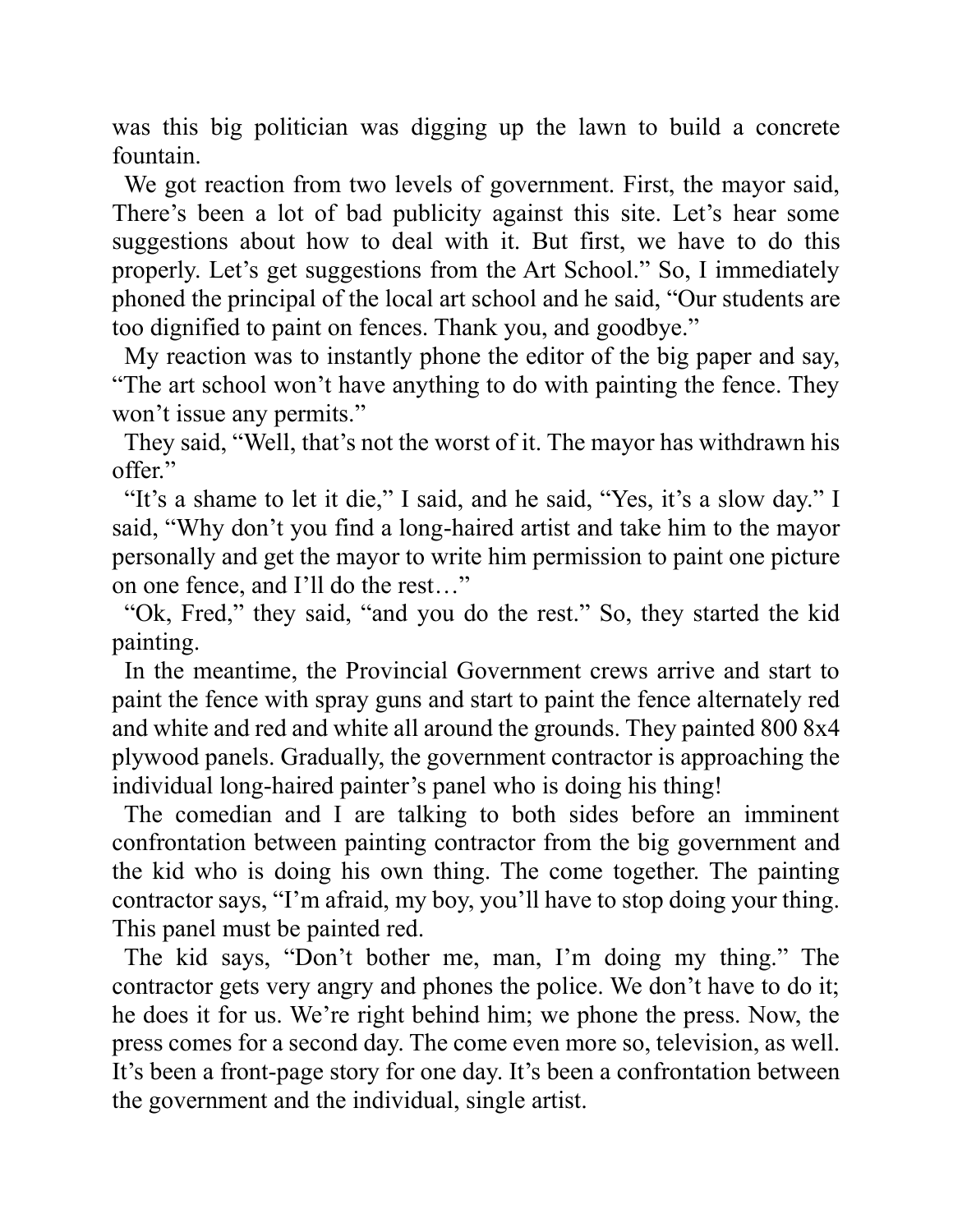was this big politician was digging up the lawn to build a concrete fountain.

We got reaction from two levels of government. First, the mayor said, There's been a lot of bad publicity against this site. Let's hear some suggestions about how to deal with it. But first, we have to do this properly. Let's get suggestions from the Art School." So, I immediately phoned the principal of the local art school and he said, "Our students are too dignified to paint on fences. Thank you, and goodbye."

My reaction was to instantly phone the editor of the big paper and say, "The art school won't have anything to do with painting the fence. They won't issue any permits."

They said, "Well, that's not the worst of it. The mayor has withdrawn his offer."

"It's a shame to let it die," I said, and he said, "Yes, it's a slow day." I said, "Why don't you find a long-haired artist and take him to the mayor personally and get the mayor to write him permission to paint one picture on one fence, and I'll do the rest…"

"Ok, Fred," they said, "and you do the rest." So, they started the kid painting.

In the meantime, the Provincial Government crews arrive and start to paint the fence with spray guns and start to paint the fence alternately red and white and red and white all around the grounds. They painted 800 8x4 plywood panels. Gradually, the government contractor is approaching the individual long-haired painter's panel who is doing his thing!

The comedian and I are talking to both sides before an imminent confrontation between painting contractor from the big government and the kid who is doing his own thing. The come together. The painting contractor says, "I'm afraid, my boy, you'll have to stop doing your thing. This panel must be painted red.

The kid says, "Don't bother me, man, I'm doing my thing." The contractor gets very angry and phones the police. We don't have to do it; he does it for us. We're right behind him; we phone the press. Now, the press comes for a second day. The come even more so, television, as well. It's been a front-page story for one day. It's been a confrontation between the government and the individual, single artist.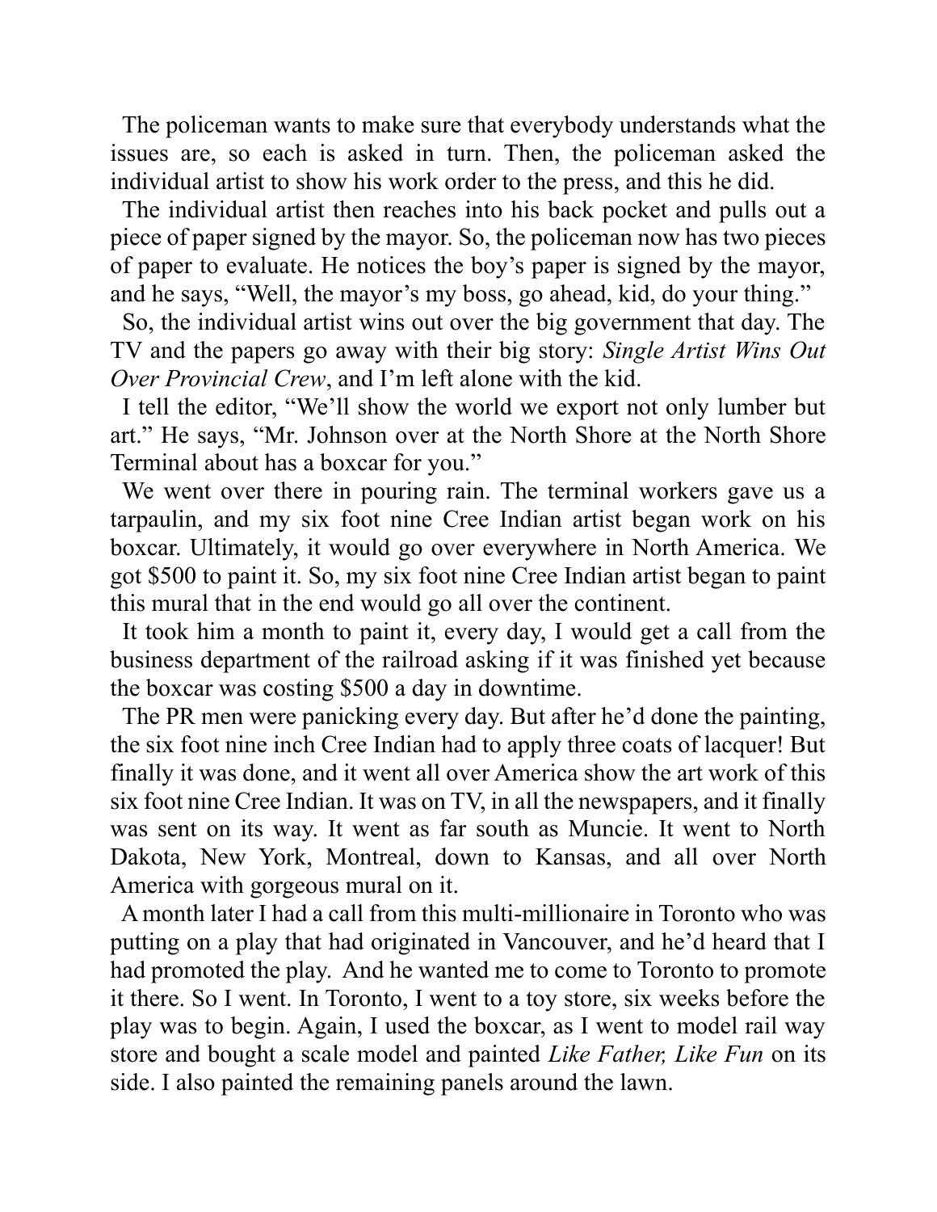The policeman wants to make sure that everybody understands what the issues are, so each is asked in turn. Then, the policeman asked the individual artist to show his work order to the press, and this he did.

The individual artist then reaches into his back pocket and pulls out a piece of paper signed by the mayor. So, the policeman now has two pieces of paper to evaluate. He notices the boy's paper is signed by the mayor, and he says, "Well, the mayor's my boss, go ahead, kid, do your thing."

So, the individual artist wins out over the big government that day. The TV and the papers go away with their big story: *Single Artist Wins Out Over Provincial Crew*, and I'm left alone with the kid.

I tell the editor, "We'll show the world we export not only lumber but art." He says, "Mr. Johnson over at the North Shore at the North Shore Terminal about has a boxcar for you."

We went over there in pouring rain. The terminal workers gave us a tarpaulin, and my six foot nine Cree Indian artist began work on his boxcar. Ultimately, it would go over everywhere in North America. We got $500 to paint it. So, my six foot nine Cree Indian artist began to paint this mural that in the end would go all over the continent.

It took him a month to paint it, every day, I would get a call from the business department of the railroad asking if it was finished yet because the boxcar was costing $500 a day in downtime.

The PR men were panicking every day. But after he'd done the painting, the six foot nine inch Cree Indian had to apply three coats of lacquer! But finally it was done, and it went all over America show the art work of this six foot nine Cree Indian. It was on TV, in all the newspapers, and it finally was sent on its way. It went as far south as Muncie. It went to North Dakota, New York, Montreal, down to Kansas, and all over North America with gorgeous mural on it.

A month later I had a call from this multi-millionaire in Toronto who was putting on a play that had originated in Vancouver, and he'd heard that I had promoted the play. And he wanted me to come to Toronto to promote it there. So I went. In Toronto, I went to a toy store, six weeks before the play was to begin. Again, I used the boxcar, as I went to model rail way store and bought a scale model and painted *Like Father, Like Fun* on its side. I also painted the remaining panels around the lawn.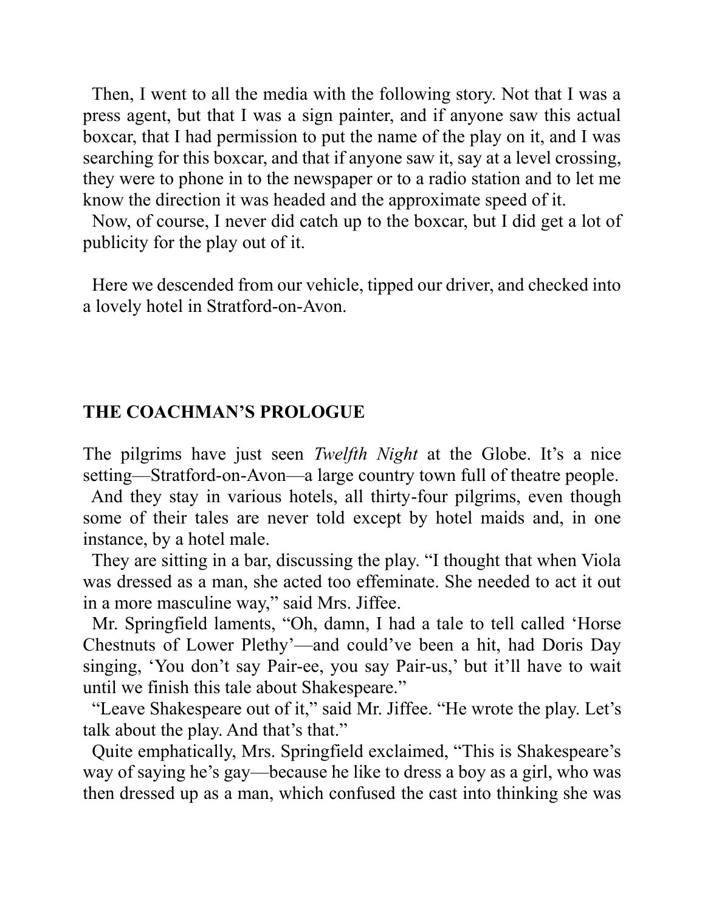Then, I went to all the media with the following story. Not that I was a press agent, but that I was a sign painter, and if anyone saw this actual boxcar, that I had permission to put the name of the play on it, and I was searching for this boxcar, and that if anyone saw it, say at a level crossing, they were to phone in to the newspaper or to a radio station and to let me know the direction it was headed and the approximate speed of it.

Now, of course, I never did catch up to the boxcar, but I did get a lot of publicity for the play out of it.

Here we descended from our vehicle, tipped our driver, and checked into a lovely hotel in Stratford-on-Avon.

## THE COACHMAN'S PROLOGUE

The pilgrims have just seen *Twelfth Night* at the Globe. It's a nice setting—Stratford-on-Avon—a large country town full of theatre people.

And they stay in various hotels, all thirty-four pilgrims, even though some of their tales are never told except by hotel maids and, in one instance, by a hotel male.

They are sitting in a bar, discussing the play. "I thought that when Viola was dressed as a man, she acted too effeminate. She needed to act it out in a more masculine way," said Mrs. Jiffee.

Mr. Springfield laments, "Oh, damn, I had a tale to tell called 'Horse Chestnuts of Lower Plethy'—and could've been a hit, had Doris Day singing, 'You don't say Pair-ee, you say Pair-us,' but it'll have to wait until we finish this tale about Shakespeare."

"Leave Shakespeare out of it," said Mr. Jiffee. "He wrote the play. Let's talk about the play. And that's that."

Quite emphatically, Mrs. Springfield exclaimed, "This is Shakespeare's way of saying he's gay—because he like to dress a boy as a girl, who was then dressed up as a man, which confused the cast into thinking she was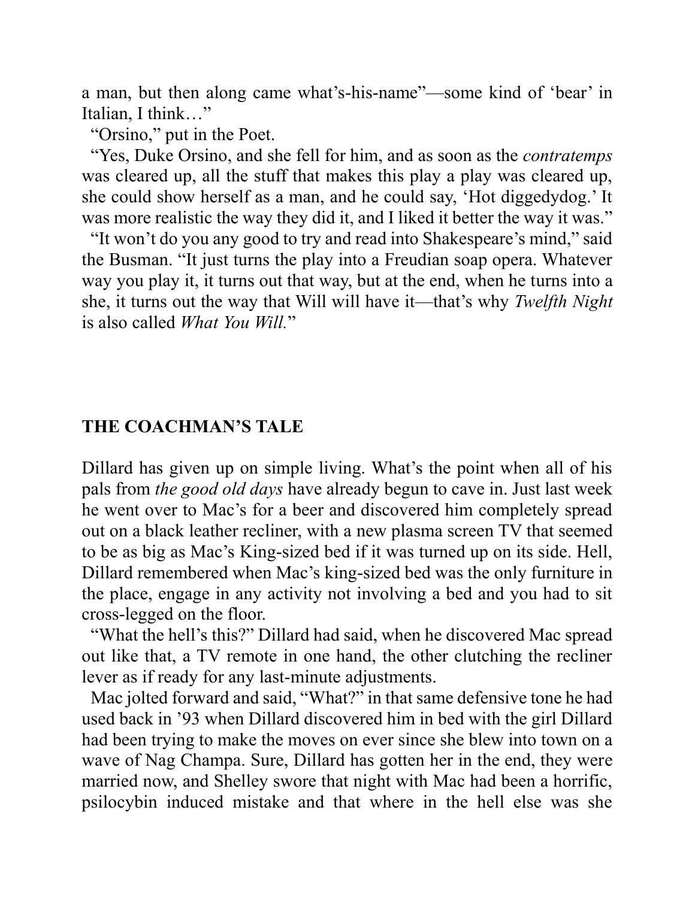a man, but then along came what's-his-name"—some kind of 'bear' in Italian, I think…"

"Orsino," put in the Poet.

"Yes, Duke Orsino, and she fell for him, and as soon as the *contratemps* was cleared up, all the stuff that makes this play a play was cleared up, she could show herself as a man, and he could say, 'Hot diggedydog.' It was more realistic the way they did it, and I liked it better the way it was."

"It won't do you any good to try and read into Shakespeare's mind," said the Busman. "It just turns the play into a Freudian soap opera. Whatever way you play it, it turns out that way, but at the end, when he turns into a she, it turns out the way that Will will have it—that's why *Twelfth Night* is also called *What You Will.*"

## THE COACHMAN'S TALE

Dillard has given up on simple living. What's the point when all of his pals from *the good old days* have already begun to cave in. Just last week he went over to Mac's for a beer and discovered him completely spread out on a black leather recliner, with a new plasma screen TV that seemed to be as big as Mac's King-sized bed if it was turned up on its side. Hell, Dillard remembered when Mac's king-sized bed was the only furniture in the place, engage in any activity not involving a bed and you had to sit cross-legged on the floor.

"What the hell's this?" Dillard had said, when he discovered Mac spread out like that, a TV remote in one hand, the other clutching the recliner lever as if ready for any last-minute adjustments.

Mac jolted forward and said, "What?" in that same defensive tone he had used back in '93 when Dillard discovered him in bed with the girl Dillard had been trying to make the moves on ever since she blew into town on a wave of Nag Champa. Sure, Dillard has gotten her in the end, they were married now, and Shelley swore that night with Mac had been a horrific, psilocybin induced mistake and that where in the hell else was she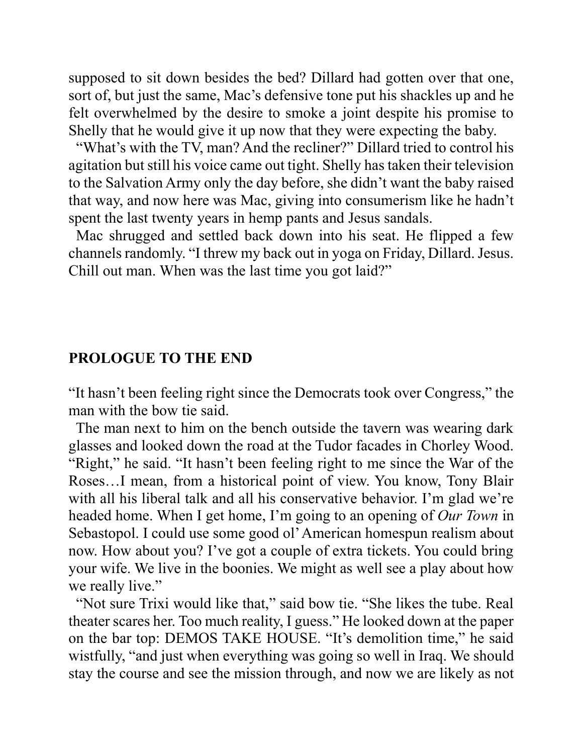supposed to sit down besides the bed? Dillard had gotten over that one, sort of, but just the same, Mac's defensive tone put his shackles up and he felt overwhelmed by the desire to smoke a joint despite his promise to Shelly that he would give it up now that they were expecting the baby.

"What's with the TV, man? And the recliner?" Dillard tried to control his agitation but still his voice came out tight. Shelly has taken their television to the Salvation Army only the day before, she didn't want the baby raised that way, and now here was Mac, giving into consumerism like he hadn't spent the last twenty years in hemp pants and Jesus sandals.

Mac shrugged and settled back down into his seat. He flipped a few channels randomly. "I threw my back out in yoga on Friday, Dillard. Jesus. Chill out man. When was the last time you got laid?"

## PROLOGUE TO THE END

"It hasn't been feeling right since the Democrats took over Congress," the man with the bow tie said.

The man next to him on the bench outside the tavern was wearing dark glasses and looked down the road at the Tudor facades in Chorley Wood. "Right," he said. "It hasn't been feeling right to me since the War of the Roses…I mean, from a historical point of view. You know, Tony Blair with all his liberal talk and all his conservative behavior. I'm glad we're headed home. When I get home, I'm going to an opening of *Our Town* in Sebastopol. I could use some good ol' American homespun realism about now. How about you? I've got a couple of extra tickets. You could bring your wife. We live in the boonies. We might as well see a play about how we really live."

"Not sure Trixi would like that," said bow tie. "She likes the tube. Real theater scares her. Too much reality, I guess." He looked down at the paper on the bar top: DEMOS TAKE HOUSE. "It's demolition time," he said wistfully, "and just when everything was going so well in Iraq. We should stay the course and see the mission through, and now we are likely as not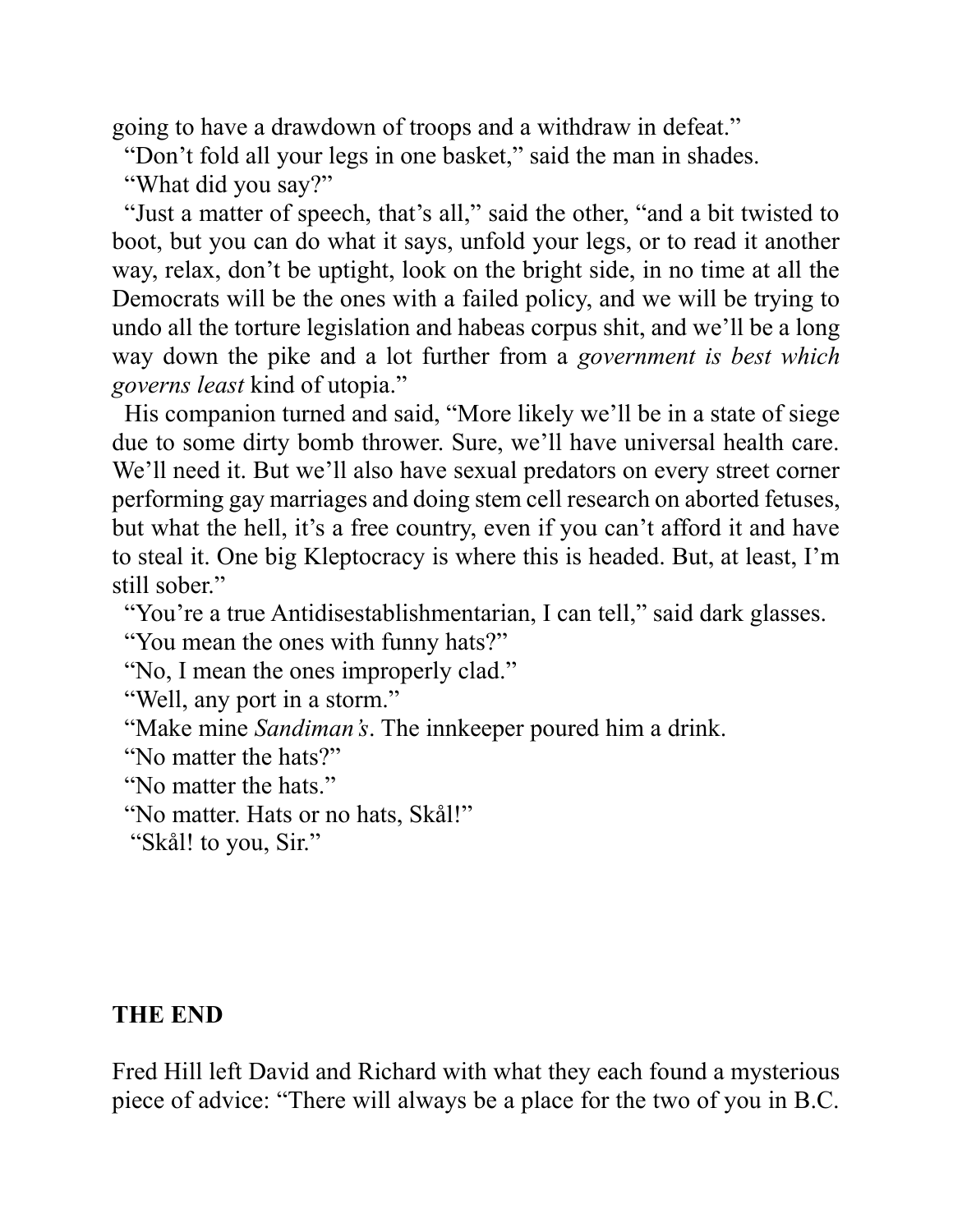going to have a drawdown of troops and a withdraw in defeat."

"Don't fold all your legs in one basket," said the man in shades.

"What did you say?"

"Just a matter of speech, that's all," said the other, "and a bit twisted to boot, but you can do what it says, unfold your legs, or to read it another way, relax, don't be uptight, look on the bright side, in no time at all the Democrats will be the ones with a failed policy, and we will be trying to undo all the torture legislation and habeas corpus shit, and we'll be a long way down the pike and a lot further from a *government is best which governs least* kind of utopia."

His companion turned and said, "More likely we'll be in a state of siege due to some dirty bomb thrower. Sure, we'll have universal health care. We'll need it. But we'll also have sexual predators on every street corner performing gay marriages and doing stem cell research on aborted fetuses, but what the hell, it's a free country, even if you can't afford it and have to steal it. One big Kleptocracy is where this is headed. But, at least, I'm still sober."

"You're a true Antidisestablishmentarian, I can tell," said dark glasses.

"You mean the ones with funny hats?"

"No, I mean the ones improperly clad."

"Well, any port in a storm."

"Make mine *Sandiman's*. The innkeeper poured him a drink.

"No matter the hats?"

"No matter the hats."

"No matter. Hats or no hats, Skål!"

"Skål! to you, Sir."

**THE END**

Fred Hill left David and Richard with what they each found a mysterious piece of advice: "There will always be a place for the two of you in B.C.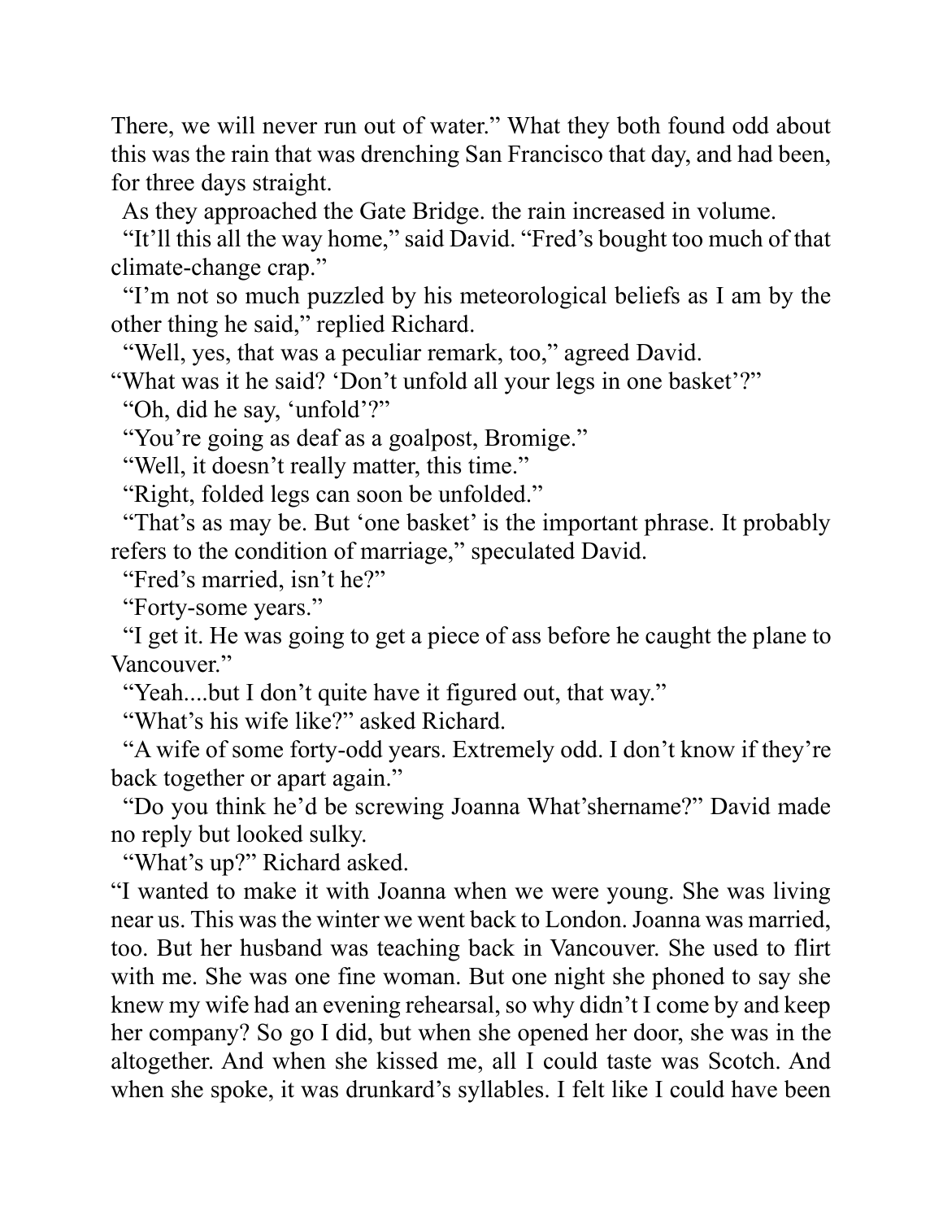There, we will never run out of water." What they both found odd about this was the rain that was drenching San Francisco that day, and had been, for three days straight.

As they approached the Gate Bridge. the rain increased in volume.

"It'll this all the way home," said David. "Fred's bought too much of that climate-change crap."

"I'm not so much puzzled by his meteorological beliefs as I am by the other thing he said," replied Richard.

"Well, yes, that was a peculiar remark, too," agreed David. "What was it he said? 'Don't unfold all your legs in one basket'?"

"Oh, did he say, 'unfold'?"

"You're going as deaf as a goalpost, Bromige."

"Well, it doesn't really matter, this time."

"Right, folded legs can soon be unfolded."

"That's as may be. But 'one basket' is the important phrase. It probably refers to the condition of marriage," speculated David.

"Fred's married, isn't he?"

"Forty-some years."

"I get it. He was going to get a piece of ass before he caught the plane to Vancouver."

"Yeah....but I don't quite have it figured out, that way."

"What's his wife like?" asked Richard.

"A wife of some forty-odd years. Extremely odd. I don't know if they're back together or apart again."

"Do you think he'd be screwing Joanna What'shername?" David made no reply but looked sulky.

"What's up?" Richard asked.

"I wanted to make it with Joanna when we were young. She was living near us. This was the winter we went back to London. Joanna was married, too. But her husband was teaching back in Vancouver. She used to flirt with me. She was one fine woman. But one night she phoned to say she knew my wife had an evening rehearsal, so why didn't I come by and keep her company? So go I did, but when she opened her door, she was in the altogether. And when she kissed me, all I could taste was Scotch. And when she spoke, it was drunkard's syllables. I felt like I could have been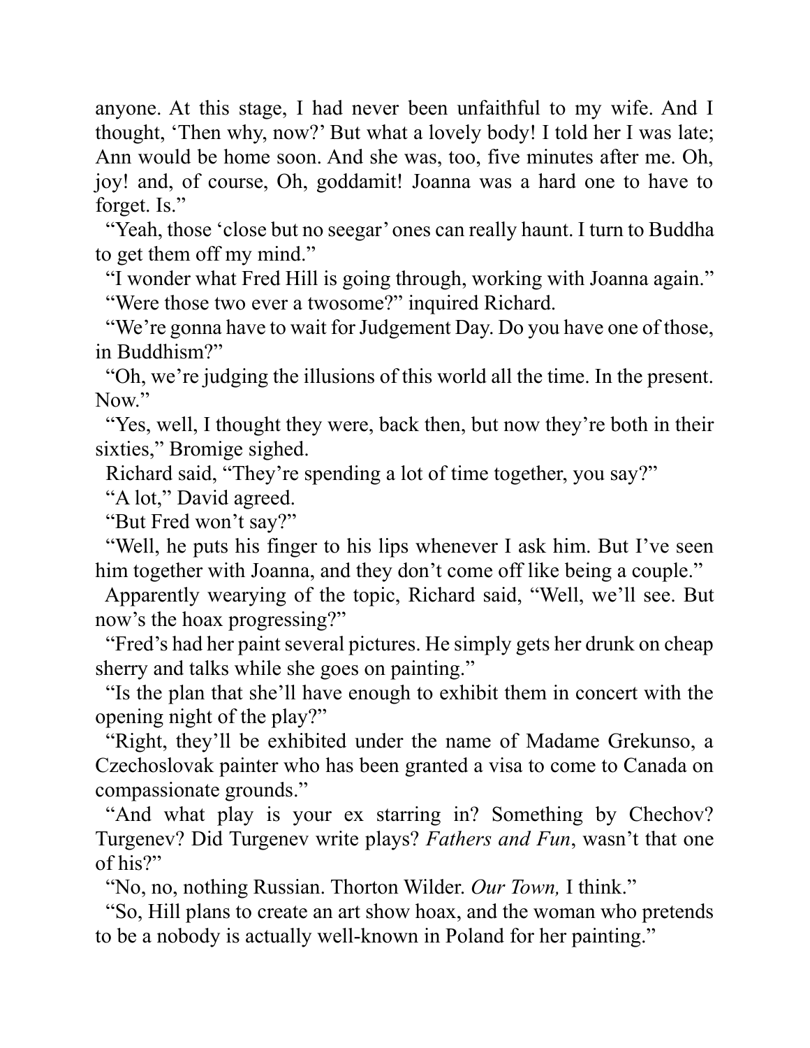anyone. At this stage, I had never been unfaithful to my wife. And I thought, 'Then why, now?' But what a lovely body! I told her I was late; Ann would be home soon. And she was, too, five minutes after me. Oh, joy! and, of course, Oh, goddamit! Joanna was a hard one to have to forget. Is."

"Yeah, those 'close but no seegar' ones can really haunt. I turn to Buddha to get them off my mind."

"I wonder what Fred Hill is going through, working with Joanna again."

"Were those two ever a twosome?" inquired Richard.

"We're gonna have to wait for Judgement Day. Do you have one of those, in Buddhism?"

"Oh, we're judging the illusions of this world all the time. In the present. Now."

"Yes, well, I thought they were, back then, but now they're both in their sixties," Bromige sighed.

Richard said, "They're spending a lot of time together, you say?"

"A lot," David agreed.

"But Fred won't say?"

"Well, he puts his finger to his lips whenever I ask him. But I've seen him together with Joanna, and they don't come off like being a couple."

Apparently wearying of the topic, Richard said, "Well, we'll see. But now's the hoax progressing?"

"Fred's had her paint several pictures. He simply gets her drunk on cheap sherry and talks while she goes on painting."

"Is the plan that she'll have enough to exhibit them in concert with the opening night of the play?"

"Right, they'll be exhibited under the name of Madame Grekunso, a Czechoslovak painter who has been granted a visa to come to Canada on compassionate grounds."

"And what play is your ex starring in? Something by Chechov? Turgenev? Did Turgenev write plays? *Fathers and Fun*, wasn't that one of his?"

"No, no, nothing Russian. Thorton Wilder. *Our Town,* I think."

"So, Hill plans to create an art show hoax, and the woman who pretends to be a nobody is actually well-known in Poland for her painting."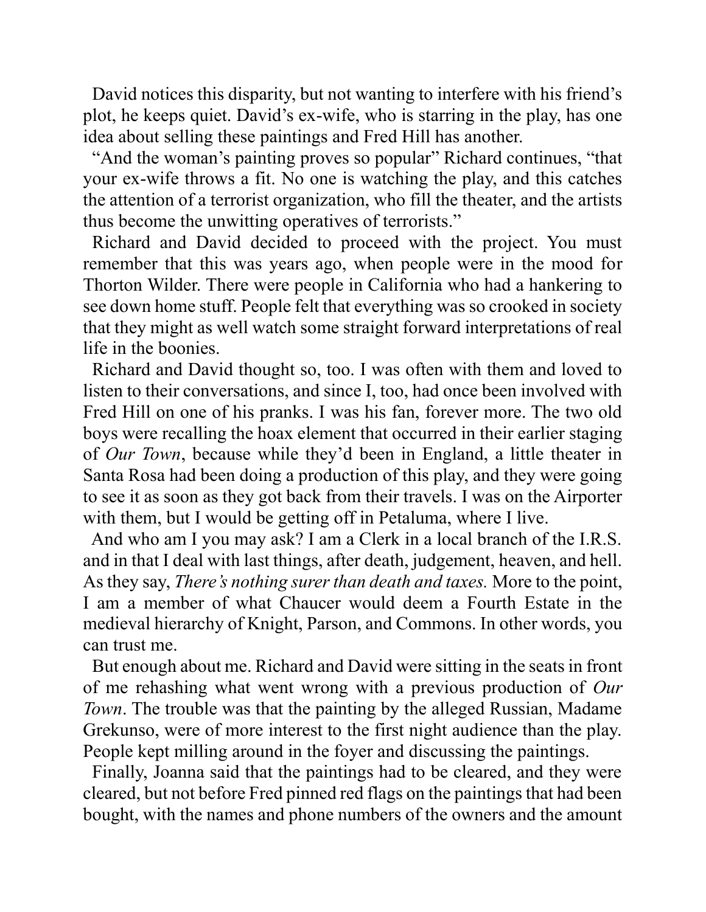David notices this disparity, but not wanting to interfere with his friend's plot, he keeps quiet. David's ex-wife, who is starring in the play, has one idea about selling these paintings and Fred Hill has another.

"And the woman's painting proves so popular" Richard continues, "that your ex-wife throws a fit. No one is watching the play, and this catches the attention of a terrorist organization, who fill the theater, and the artists thus become the unwitting operatives of terrorists."

Richard and David decided to proceed with the project. You must remember that this was years ago, when people were in the mood for Thorton Wilder. There were people in California who had a hankering to see down home stuff. People felt that everything was so crooked in society that they might as well watch some straight forward interpretations of real life in the boonies.

Richard and David thought so, too. I was often with them and loved to listen to their conversations, and since I, too, had once been involved with Fred Hill on one of his pranks. I was his fan, forever more. The two old boys were recalling the hoax element that occurred in their earlier staging of *Our Town*, because while they'd been in England, a little theater in Santa Rosa had been doing a production of this play, and they were going to see it as soon as they got back from their travels. I was on the Airporter with them, but I would be getting off in Petaluma, where I live.

And who am I you may ask? I am a Clerk in a local branch of the I.R.S. and in that I deal with last things, after death, judgement, heaven, and hell. As they say, *There's nothing surer than death and taxes.* More to the point, I am a member of what Chaucer would deem a Fourth Estate in the medieval hierarchy of Knight, Parson, and Commons. In other words, you can trust me.

But enough about me. Richard and David were sitting in the seats in front of me rehashing what went wrong with a previous production of *Our Town*. The trouble was that the painting by the alleged Russian, Madame Grekunso, were of more interest to the first night audience than the play. People kept milling around in the foyer and discussing the paintings.

Finally, Joanna said that the paintings had to be cleared, and they were cleared, but not before Fred pinned red flags on the paintings that had been bought, with the names and phone numbers of the owners and the amount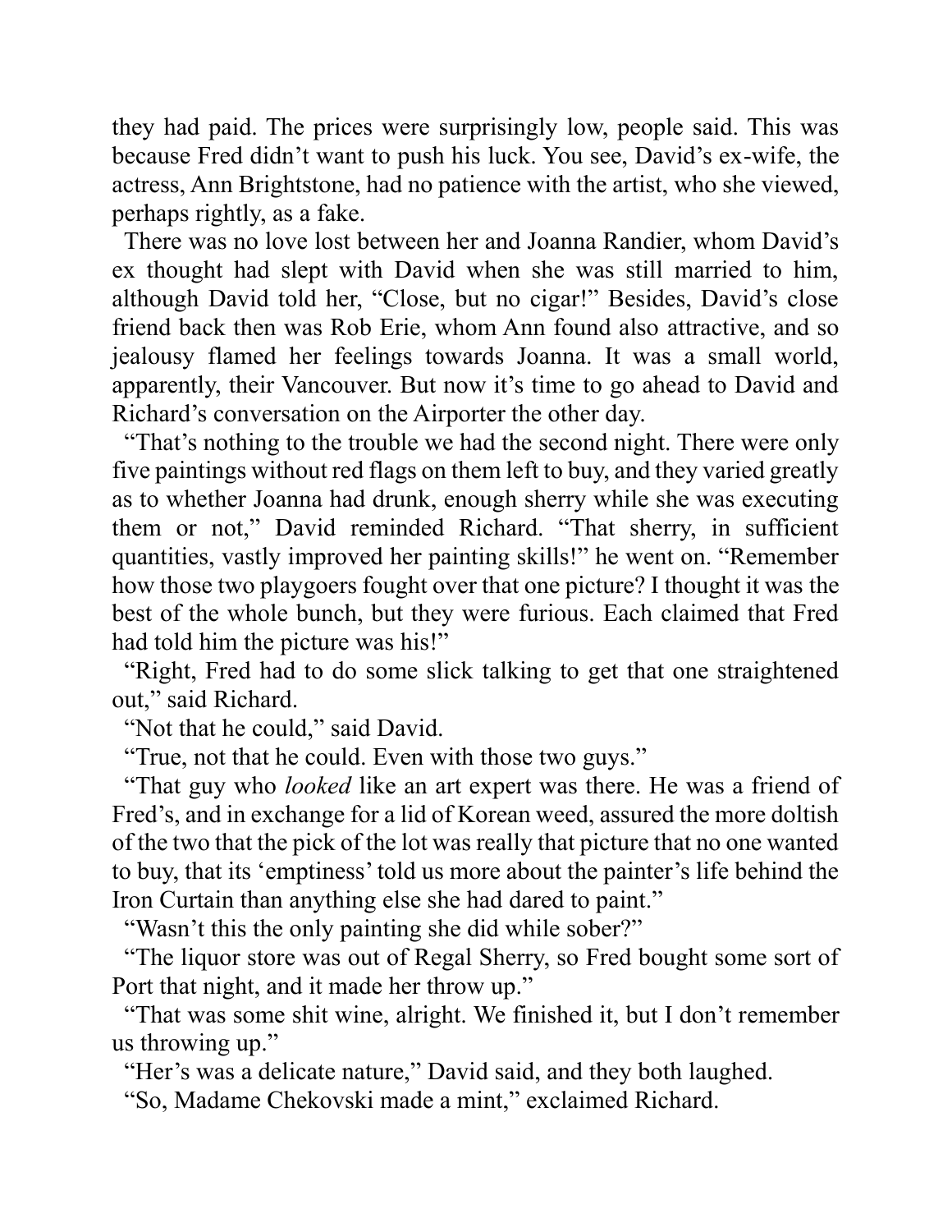they had paid. The prices were surprisingly low, people said. This was because Fred didn't want to push his luck. You see, David's ex-wife, the actress, Ann Brightstone, had no patience with the artist, who she viewed, perhaps rightly, as a fake.

There was no love lost between her and Joanna Randier, whom David's ex thought had slept with David when she was still married to him, although David told her, "Close, but no cigar!" Besides, David's close friend back then was Rob Erie, whom Ann found also attractive, and so jealousy flamed her feelings towards Joanna. It was a small world, apparently, their Vancouver. But now it's time to go ahead to David and Richard's conversation on the Airporter the other day.

"That's nothing to the trouble we had the second night. There were only five paintings without red flags on them left to buy, and they varied greatly as to whether Joanna had drunk, enough sherry while she was executing them or not," David reminded Richard. "That sherry, in sufficient quantities, vastly improved her painting skills!" he went on. "Remember how those two playgoers fought over that one picture? I thought it was the best of the whole bunch, but they were furious. Each claimed that Fred had told him the picture was his!"

"Right, Fred had to do some slick talking to get that one straightened out," said Richard.

"Not that he could," said David.

"True, not that he could. Even with those two guys."

"That guy who *looked* like an art expert was there. He was a friend of Fred's, and in exchange for a lid of Korean weed, assured the more doltish of the two that the pick of the lot was really that picture that no one wanted to buy, that its 'emptiness' told us more about the painter's life behind the Iron Curtain than anything else she had dared to paint."

"Wasn't this the only painting she did while sober?"

"The liquor store was out of Regal Sherry, so Fred bought some sort of Port that night, and it made her throw up."

"That was some shit wine, alright. We finished it, but I don't remember us throwing up."

"Her's was a delicate nature," David said, and they both laughed.

"So, Madame Chekovski made a mint," exclaimed Richard.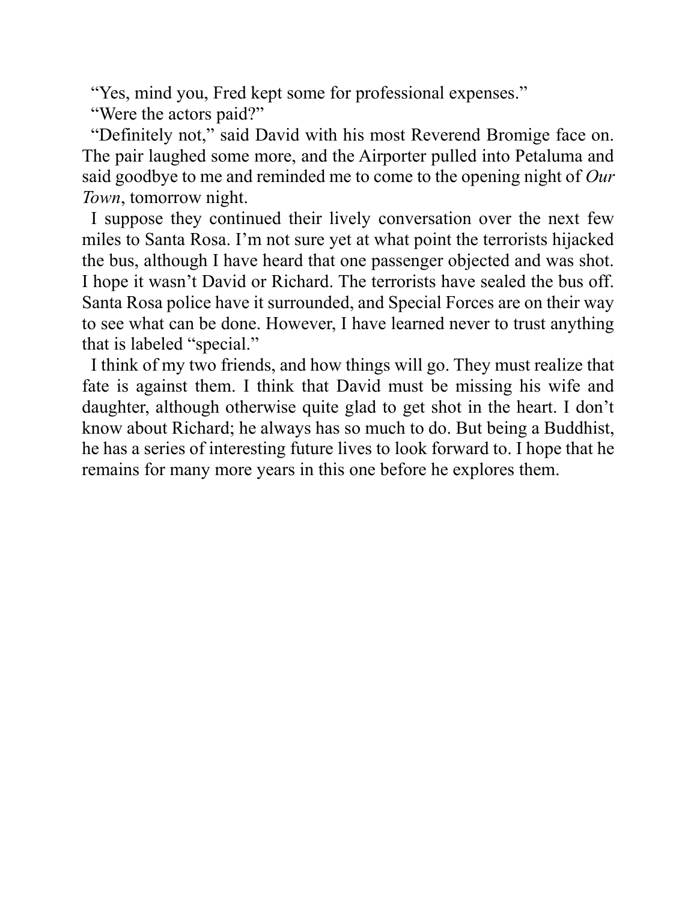"Yes, mind you, Fred kept some for professional expenses."

"Were the actors paid?"

"Definitely not," said David with his most Reverend Bromige face on. The pair laughed some more, and the Airporter pulled into Petaluma and said goodbye to me and reminded me to come to the opening night of *Our Town*, tomorrow night.

I suppose they continued their lively conversation over the next few miles to Santa Rosa. I'm not sure yet at what point the terrorists hijacked the bus, although I have heard that one passenger objected and was shot. I hope it wasn't David or Richard. The terrorists have sealed the bus off. Santa Rosa police have it surrounded, and Special Forces are on their way to see what can be done. However, I have learned never to trust anything that is labeled "special."

I think of my two friends, and how things will go. They must realize that fate is against them. I think that David must be missing his wife and daughter, although otherwise quite glad to get shot in the heart. I don't know about Richard; he always has so much to do. But being a Buddhist, he has a series of interesting future lives to look forward to. I hope that he remains for many more years in this one before he explores them.